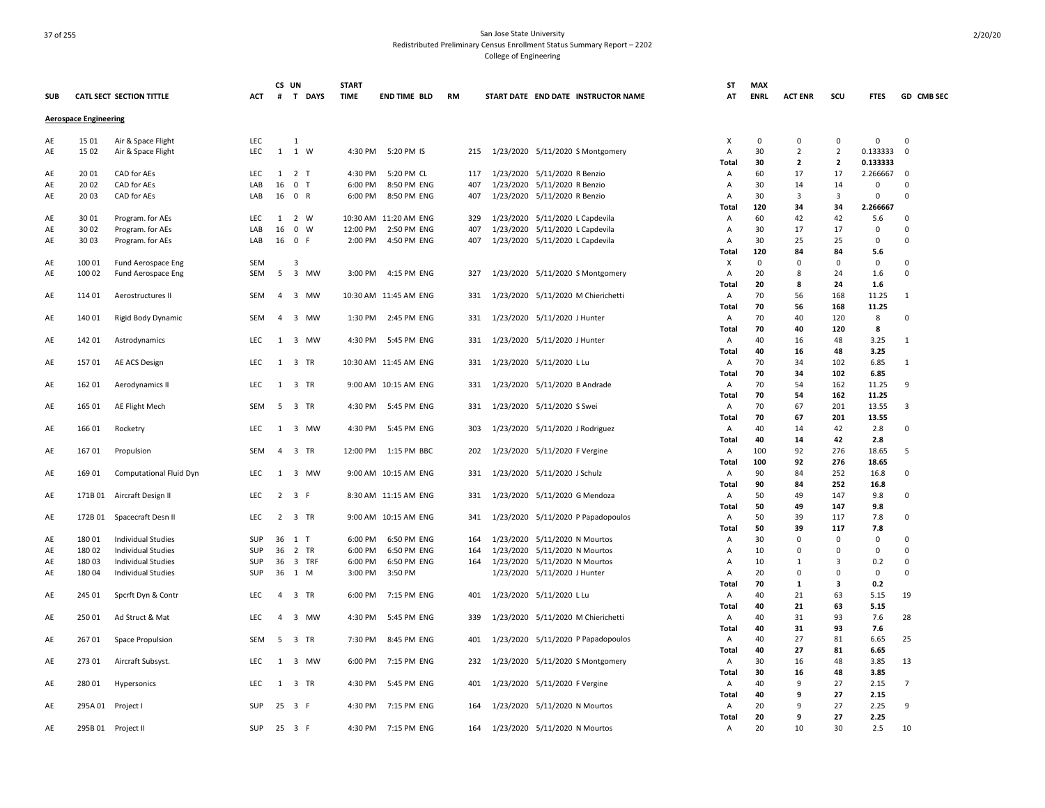San Jose State University
Redistributed Preliminary Census Enrollment Status Summary Report – 2202
College of Engineering

| SUB | CATL SECT | SECTION TITTLE | ACT | CS # | UN T | DAYS | START TIME | END TIME | BLD | RM | START DATE | END DATE | INSTRUCTOR NAME | ST AT | MAX ENRL | ACT ENR | SCU | FTES | GD | CMB SEC |
|---|---|---|---|---|---|---|---|---|---|---|---|---|---|---|---|---|---|---|---|---|
| **Aerospace Engineering** | | | | | | | | | | | | | | | | | | | | |
| AE | 15 01 | Air & Space Flight | LEC | | 1 | | | | | | | | | X | 0 | 0 | 0 | 0 | 0 | |
| AE | 15 02 | Air & Space Flight | LEC | 1 | 1 | W | 4:30 PM | 5:20 PM | IS | 215 | 1/23/2020 | 5/11/2020 | S Montgomery | A | 30 | 2 | 2 | 0.133333 | 0 | |
| | | | | | | | | | | | | | | **Total** | **30** | **2** | **2** | **0.133333** | | |
| AE | 20 01 | CAD for AEs | LEC | 1 | 2 | T | 4:30 PM | 5:20 PM | CL | 117 | 1/23/2020 | 5/11/2020 | R Benzio | A | 60 | 17 | 17 | 2.266667 | 0 | |
| AE | 20 02 | CAD for AEs | LAB | 16 | 0 | T | 6:00 PM | 8:50 PM | ENG | 407 | 1/23/2020 | 5/11/2020 | R Benzio | A | 30 | 14 | 14 | 0 | 0 | |
| AE | 20 03 | CAD for AEs | LAB | 16 | 0 | R | 6:00 PM | 8:50 PM | ENG | 407 | 1/23/2020 | 5/11/2020 | R Benzio | A | 30 | 3 | 3 | 0 | 0 | |
| | | | | | | | | | | | | | | **Total** | **120** | **34** | **34** | **2.266667** | | |
| AE | 30 01 | Program. for AEs | LEC | 1 | 2 | W | 10:30 AM | 11:20 AM | ENG | 329 | 1/23/2020 | 5/11/2020 | L Capdevila | A | 60 | 42 | 42 | 5.6 | 0 | |
| AE | 30 02 | Program. for AEs | LAB | 16 | 0 | W | 12:00 PM | 2:50 PM | ENG | 407 | 1/23/2020 | 5/11/2020 | L Capdevila | A | 30 | 17 | 17 | 0 | 0 | |
| AE | 30 03 | Program. for AEs | LAB | 16 | 0 | F | 2:00 PM | 4:50 PM | ENG | 407 | 1/23/2020 | 5/11/2020 | L Capdevila | A | 30 | 25 | 25 | 0 | 0 | |
| | | | | | | | | | | | | | | **Total** | **120** | **84** | **84** | **5.6** | | |
| AE | 100 01 | Fund Aerospace Eng | SEM | | 3 | | | | | | | | | X | 0 | 0 | 0 | 0 | 0 | |
| AE | 100 02 | Fund Aerospace Eng | SEM | 5 | 3 | MW | 3:00 PM | 4:15 PM | ENG | 327 | 1/23/2020 | 5/11/2020 | S Montgomery | A | 20 | 8 | 24 | 1.6 | 0 | |
| | | | | | | | | | | | | | | **Total** | **20** | **8** | **24** | **1.6** | | |
| AE | 114 01 | Aerostructures II | SEM | 4 | 3 | MW | 10:30 AM | 11:45 AM | ENG | 331 | 1/23/2020 | 5/11/2020 | M Chierichetti | A | 70 | 56 | 168 | 11.25 | 1 | |
| | | | | | | | | | | | | | | **Total** | **70** | **56** | **168** | **11.25** | | |
| AE | 140 01 | Rigid Body Dynamic | SEM | 4 | 3 | MW | 1:30 PM | 2:45 PM | ENG | 331 | 1/23/2020 | 5/11/2020 | J Hunter | A | 70 | 40 | 120 | 8 | 0 | |
| | | | | | | | | | | | | | | **Total** | **70** | **40** | **120** | **8** | | |
| AE | 142 01 | Astrodynamics | LEC | 1 | 3 | MW | 4:30 PM | 5:45 PM | ENG | 331 | 1/23/2020 | 5/11/2020 | J Hunter | A | 40 | 16 | 48 | 3.25 | 1 | |
| | | | | | | | | | | | | | | **Total** | **40** | **16** | **48** | **3.25** | | |
| AE | 157 01 | AE ACS Design | LEC | 1 | 3 | TR | 10:30 AM | 11:45 AM | ENG | 331 | 1/23/2020 | 5/11/2020 | L Lu | A | 70 | 34 | 102 | 6.85 | 1 | |
| | | | | | | | | | | | | | | **Total** | **70** | **34** | **102** | **6.85** | | |
| AE | 162 01 | Aerodynamics II | LEC | 1 | 3 | TR | 9:00 AM | 10:15 AM | ENG | 331 | 1/23/2020 | 5/11/2020 | B Andrade | A | 70 | 54 | 162 | 11.25 | 9 | |
| | | | | | | | | | | | | | | **Total** | **70** | **54** | **162** | **11.25** | | |
| AE | 165 01 | AE Flight Mech | SEM | 5 | 3 | TR | 4:30 PM | 5:45 PM | ENG | 331 | 1/23/2020 | 5/11/2020 | S Swei | A | 70 | 67 | 201 | 13.55 | 3 | |
| | | | | | | | | | | | | | | **Total** | **70** | **67** | **201** | **13.55** | | |
| AE | 166 01 | Rocketry | LEC | 1 | 3 | MW | 4:30 PM | 5:45 PM | ENG | 303 | 1/23/2020 | 5/11/2020 | J Rodriguez | A | 40 | 14 | 42 | 2.8 | 0 | |
| | | | | | | | | | | | | | | **Total** | **40** | **14** | **42** | **2.8** | | |
| AE | 167 01 | Propulsion | SEM | 4 | 3 | TR | 12:00 PM | 1:15 PM | BBC | 202 | 1/23/2020 | 5/11/2020 | F Vergine | A | 100 | 92 | 276 | 18.65 | 5 | |
| | | | | | | | | | | | | | | **Total** | **100** | **92** | **276** | **18.65** | | |
| AE | 169 01 | Computational Fluid Dyn | LEC | 1 | 3 | MW | 9:00 AM | 10:15 AM | ENG | 331 | 1/23/2020 | 5/11/2020 | J Schulz | A | 90 | 84 | 252 | 16.8 | 0 | |
| | | | | | | | | | | | | | | **Total** | **90** | **84** | **252** | **16.8** | | |
| AE | 171B 01 | Aircraft Design II | LEC | 2 | 3 | F | 8:30 AM | 11:15 AM | ENG | 331 | 1/23/2020 | 5/11/2020 | G Mendoza | A | 50 | 49 | 147 | 9.8 | 0 | |
| | | | | | | | | | | | | | | **Total** | **50** | **49** | **147** | **9.8** | | |
| AE | 172B 01 | Spacecraft Desn II | LEC | 2 | 3 | TR | 9:00 AM | 10:15 AM | ENG | 341 | 1/23/2020 | 5/11/2020 | P Papadopoulos | A | 50 | 39 | 117 | 7.8 | 0 | |
| | | | | | | | | | | | | | | **Total** | **50** | **39** | **117** | **7.8** | | |
| AE | 180 01 | Individual Studies | SUP | 36 | 1 | T | 6:00 PM | 6:50 PM | ENG | 164 | 1/23/2020 | 5/11/2020 | N Mourtos | A | 30 | 0 | 0 | 0 | 0 | |
| AE | 180 02 | Individual Studies | SUP | 36 | 2 | TR | 6:00 PM | 6:50 PM | ENG | 164 | 1/23/2020 | 5/11/2020 | N Mourtos | A | 10 | 0 | 0 | 0 | 0 | |
| AE | 180 03 | Individual Studies | SUP | 36 | 3 | TRF | 6:00 PM | 6:50 PM | ENG | 164 | 1/23/2020 | 5/11/2020 | N Mourtos | A | 10 | 1 | 3 | 0.2 | 0 | |
| AE | 180 04 | Individual Studies | SUP | 36 | 1 | M | 3:00 PM | 3:50 PM | | | 1/23/2020 | 5/11/2020 | J Hunter | A | 20 | 0 | 0 | 0 | 0 | |
| | | | | | | | | | | | | | | **Total** | **70** | **1** | **3** | **0.2** | | |
| AE | 245 01 | Spcrft Dyn & Contr | LEC | 4 | 3 | TR | 6:00 PM | 7:15 PM | ENG | 401 | 1/23/2020 | 5/11/2020 | L Lu | A | 40 | 21 | 63 | 5.15 | 19 | |
| | | | | | | | | | | | | | | **Total** | **40** | **21** | **63** | **5.15** | | |
| AE | 250 01 | Ad Struct & Mat | LEC | 4 | 3 | MW | 4:30 PM | 5:45 PM | ENG | 339 | 1/23/2020 | 5/11/2020 | M Chierichetti | A | 40 | 31 | 93 | 7.6 | 28 | |
| | | | | | | | | | | | | | | **Total** | **40** | **31** | **93** | **7.6** | | |
| AE | 267 01 | Space Propulsion | SEM | 5 | 3 | TR | 7:30 PM | 8:45 PM | ENG | 401 | 1/23/2020 | 5/11/2020 | P Papadopoulos | A | 40 | 27 | 81 | 6.65 | 25 | |
| | | | | | | | | | | | | | | **Total** | **40** | **27** | **81** | **6.65** | | |
| AE | 273 01 | Aircraft Subsyst. | LEC | 1 | 3 | MW | 6:00 PM | 7:15 PM | ENG | 232 | 1/23/2020 | 5/11/2020 | S Montgomery | A | 30 | 16 | 48 | 3.85 | 13 | |
| | | | | | | | | | | | | | | **Total** | **30** | **16** | **48** | **3.85** | | |
| AE | 280 01 | Hypersonics | LEC | 1 | 3 | TR | 4:30 PM | 5:45 PM | ENG | 401 | 1/23/2020 | 5/11/2020 | F Vergine | A | 40 | 9 | 27 | 2.15 | 7 | |
| | | | | | | | | | | | | | | **Total** | **40** | **9** | **27** | **2.15** | | |
| AE | 295A 01 | Project I | SUP | 25 | 3 | F | 4:30 PM | 7:15 PM | ENG | 164 | 1/23/2020 | 5/11/2020 | N Mourtos | A | 20 | 9 | 27 | 2.25 | 9 | |
| | | | | | | | | | | | | | | **Total** | **20** | **9** | **27** | **2.25** | | |
| AE | 295B 01 | Project II | SUP | 25 | 3 | F | 4:30 PM | 7:15 PM | ENG | 164 | 1/23/2020 | 5/11/2020 | N Mourtos | A | 20 | 10 | 30 | 2.5 | 10 | |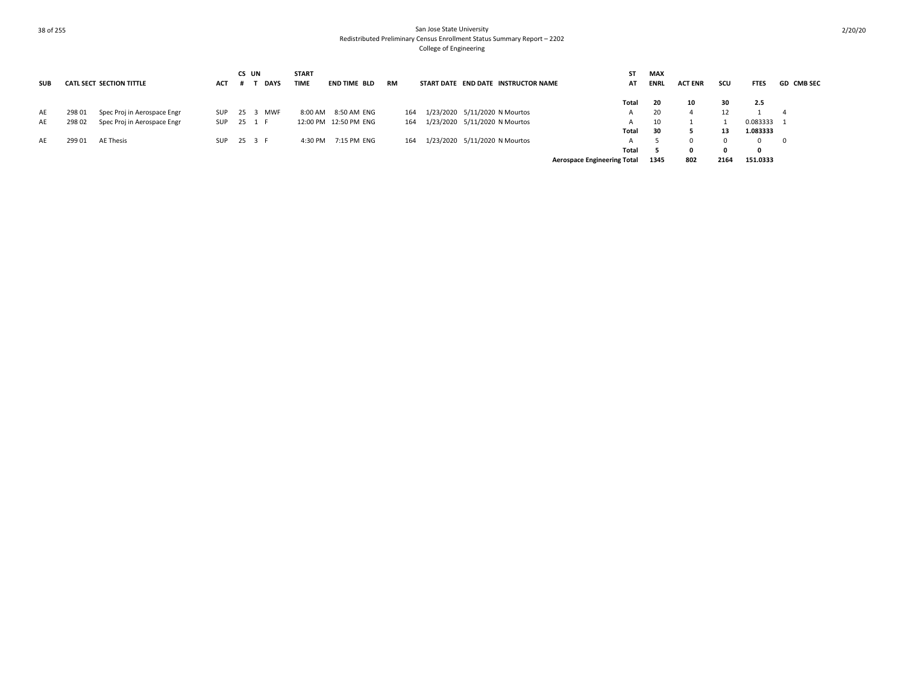San Jose State University
Redistributed Preliminary Census Enrollment Status Summary Report – 2202
College of Engineering

| SUB | CATL | SECT | SECTION TITTLE | ACT | CS # | UN T | DAYS | START TIME | END TIME | BLD | RM | START DATE | END DATE | INSTRUCTOR NAME | ST AT | MAX ENRL | ACT ENR | SCU | FTES | GD | CMB SEC |
|---|---|---|---|---|---|---|---|---|---|---|---|---|---|---|---|---|---|---|---|---|---|
| | | | | | | | | | | | | | | | **Total** | **20** | **10** | **30** | **2.5** | | |
| AE | 298 | 01 | Spec Proj in Aerospace Engr | SUP | 25 | 3 | MWF | 8:00 AM | 8:50 AM | ENG | 164 | 1/23/2020 | 5/11/2020 | N Mourtos | A | 20 | 4 | 12 | 1 | 4 | |
| AE | 298 | 02 | Spec Proj in Aerospace Engr | SUP | 25 | 1 | F | 12:00 PM | 12:50 PM | ENG | 164 | 1/23/2020 | 5/11/2020 | N Mourtos | A | 10 | 1 | 1 | 0.083333 | 1 | |
| | | | | | | | | | | | | | | | **Total** | **30** | **5** | **13** | **1.083333** | | |
| AE | 299 | 01 | AE Thesis | SUP | 25 | 3 | F | 4:30 PM | 7:15 PM | ENG | 164 | 1/23/2020 | 5/11/2020 | N Mourtos | A | 5 | 0 | 0 | 0 | 0 | |
| | | | | | | | | | | | | | | | **Total** | **5** | **0** | **0** | **0** | | |
| | | | | | | | | | | | | | | | **Aerospace Engineering Total** | **1345** | **802** | **2164** | **151.0333** | | |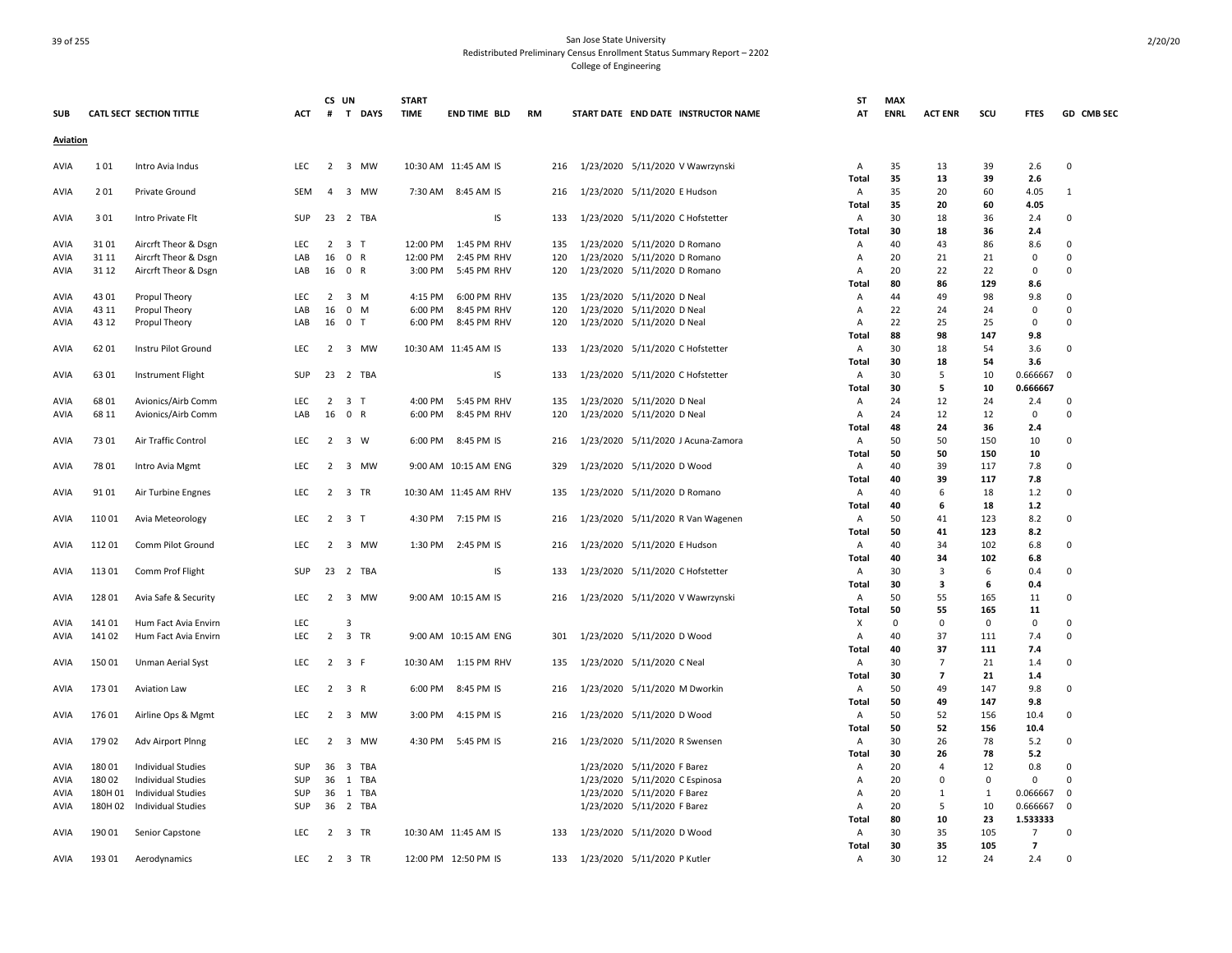San Jose State University
Redistributed Preliminary Census Enrollment Status Summary Report – 2202
College of Engineering

| SUB | CATL SECT | SECTION TITTLE | ACT | CS # | UN T | DAYS | START TIME | END TIME | BLD | RM | START DATE | END DATE | INSTRUCTOR NAME | ST AT | MAX ENRL | ACT ENR | SCU | FTES | GD | CMB SEC |
|---|---|---|---|---|---|---|---|---|---|---|---|---|---|---|---|---|---|---|---|---|
| **Aviation** | | | | | | | | | | | | | | | | | | | | |
| AVIA | 1 01 | Intro Avia Indus | LEC | 2 | 3 | MW | 10:30 AM | 11:45 AM | IS | 216 | 1/23/2020 | 5/11/2020 | V Wawrzynski | A | 35 | 13 | 39 | 2.6 | 0 | |
| | | | | | | | | | | | | | | **Total** | **35** | **13** | **39** | **2.6** | | |
| AVIA | 2 01 | Private Ground | SEM | 4 | 3 | MW | 7:30 AM | 8:45 AM | IS | 216 | 1/23/2020 | 5/11/2020 | E Hudson | A | 35 | 20 | 60 | 4.05 | 1 | |
| | | | | | | | | | | | | | | **Total** | **35** | **20** | **60** | **4.05** | | |
| AVIA | 3 01 | Intro Private Flt | SUP | 23 | 2 | TBA | | | IS | 133 | 1/23/2020 | 5/11/2020 | C Hofstetter | A | 30 | 18 | 36 | 2.4 | 0 | |
| | | | | | | | | | | | | | | **Total** | **30** | **18** | **36** | **2.4** | | |
| AVIA | 31 01 | Aircrft Theor & Dsgn | LEC | 2 | 3 | T | 12:00 PM | 1:45 PM | RHV | 135 | 1/23/2020 | 5/11/2020 | D Romano | A | 40 | 43 | 86 | 8.6 | 0 | |
| AVIA | 31 11 | Aircrft Theor & Dsgn | LAB | 16 | 0 | R | 12:00 PM | 2:45 PM | RHV | 120 | 1/23/2020 | 5/11/2020 | D Romano | A | 20 | 21 | 21 | 0 | 0 | |
| AVIA | 31 12 | Aircrft Theor & Dsgn | LAB | 16 | 0 | R | 3:00 PM | 5:45 PM | RHV | 120 | 1/23/2020 | 5/11/2020 | D Romano | A | 20 | 22 | 22 | 0 | 0 | |
| | | | | | | | | | | | | | | **Total** | **80** | **86** | **129** | **8.6** | | |
| AVIA | 43 01 | Propul Theory | LEC | 2 | 3 | M | 4:15 PM | 6:00 PM | RHV | 135 | 1/23/2020 | 5/11/2020 | D Neal | A | 44 | 49 | 98 | 9.8 | 0 | |
| AVIA | 43 11 | Propul Theory | LAB | 16 | 0 | M | 6:00 PM | 8:45 PM | RHV | 120 | 1/23/2020 | 5/11/2020 | D Neal | A | 22 | 24 | 24 | 0 | 0 | |
| AVIA | 43 12 | Propul Theory | LAB | 16 | 0 | T | 6:00 PM | 8:45 PM | RHV | 120 | 1/23/2020 | 5/11/2020 | D Neal | A | 22 | 25 | 25 | 0 | 0 | |
| | | | | | | | | | | | | | | **Total** | **88** | **98** | **147** | **9.8** | | |
| AVIA | 62 01 | Instru Pilot Ground | LEC | 2 | 3 | MW | 10:30 AM | 11:45 AM | IS | 133 | 1/23/2020 | 5/11/2020 | C Hofstetter | A | 30 | 18 | 54 | 3.6 | 0 | |
| | | | | | | | | | | | | | | **Total** | **30** | **18** | **54** | **3.6** | | |
| AVIA | 63 01 | Instrument Flight | SUP | 23 | 2 | TBA | | | IS | 133 | 1/23/2020 | 5/11/2020 | C Hofstetter | A | 30 | 5 | 10 | 0.666667 | 0 | |
| | | | | | | | | | | | | | | **Total** | **30** | **5** | **10** | **0.666667** | | |
| AVIA | 68 01 | Avionics/Airb Comm | LEC | 2 | 3 | T | 4:00 PM | 5:45 PM | RHV | 135 | 1/23/2020 | 5/11/2020 | D Neal | A | 24 | 12 | 24 | 2.4 | 0 | |
| AVIA | 68 11 | Avionics/Airb Comm | LAB | 16 | 0 | R | 6:00 PM | 8:45 PM | RHV | 120 | 1/23/2020 | 5/11/2020 | D Neal | A | 24 | 12 | 12 | 0 | 0 | |
| | | | | | | | | | | | | | | **Total** | **48** | **24** | **36** | **2.4** | | |
| AVIA | 73 01 | Air Traffic Control | LEC | 2 | 3 | W | 6:00 PM | 8:45 PM | IS | 216 | 1/23/2020 | 5/11/2020 | J Acuna-Zamora | A | 50 | 50 | 150 | 10 | 0 | |
| | | | | | | | | | | | | | | **Total** | **50** | **50** | **150** | **10** | | |
| AVIA | 78 01 | Intro Avia Mgmt | LEC | 2 | 3 | MW | 9:00 AM | 10:15 AM | ENG | 329 | 1/23/2020 | 5/11/2020 | D Wood | A | 40 | 39 | 117 | 7.8 | 0 | |
| | | | | | | | | | | | | | | **Total** | **40** | **39** | **117** | **7.8** | | |
| AVIA | 91 01 | Air Turbine Engnes | LEC | 2 | 3 | TR | 10:30 AM | 11:45 AM | RHV | 135 | 1/23/2020 | 5/11/2020 | D Romano | A | 40 | 6 | 18 | 1.2 | 0 | |
| | | | | | | | | | | | | | | **Total** | **40** | **6** | **18** | **1.2** | | |
| AVIA | 110 01 | Avia Meteorology | LEC | 2 | 3 | T | 4:30 PM | 7:15 PM | IS | 216 | 1/23/2020 | 5/11/2020 | R Van Wagenen | A | 50 | 41 | 123 | 8.2 | 0 | |
| | | | | | | | | | | | | | | **Total** | **50** | **41** | **123** | **8.2** | | |
| AVIA | 112 01 | Comm Pilot Ground | LEC | 2 | 3 | MW | 1:30 PM | 2:45 PM | IS | 216 | 1/23/2020 | 5/11/2020 | E Hudson | A | 40 | 34 | 102 | 6.8 | 0 | |
| | | | | | | | | | | | | | | **Total** | **40** | **34** | **102** | **6.8** | | |
| AVIA | 113 01 | Comm Prof Flight | SUP | 23 | 2 | TBA | | | IS | 133 | 1/23/2020 | 5/11/2020 | C Hofstetter | A | 30 | 3 | 6 | 0.4 | 0 | |
| | | | | | | | | | | | | | | **Total** | **30** | **3** | **6** | **0.4** | | |
| AVIA | 128 01 | Avia Safe & Security | LEC | 2 | 3 | MW | 9:00 AM | 10:15 AM | IS | 216 | 1/23/2020 | 5/11/2020 | V Wawrzynski | A | 50 | 55 | 165 | 11 | 0 | |
| | | | | | | | | | | | | | | **Total** | **50** | **55** | **165** | **11** | | |
| AVIA | 141 01 | Hum Fact Avia Envirn | LEC | | 3 | | | | | | | | | X | 0 | 0 | 0 | 0 | 0 | |
| AVIA | 141 02 | Hum Fact Avia Envirn | LEC | 2 | 3 | TR | 9:00 AM | 10:15 AM | ENG | 301 | 1/23/2020 | 5/11/2020 | D Wood | A | 40 | 37 | 111 | 7.4 | 0 | |
| | | | | | | | | | | | | | | **Total** | **40** | **37** | **111** | **7.4** | | |
| AVIA | 150 01 | Unman Aerial Syst | LEC | 2 | 3 | F | 10:30 AM | 1:15 PM | RHV | 135 | 1/23/2020 | 5/11/2020 | C Neal | A | 30 | 7 | 21 | 1.4 | 0 | |
| | | | | | | | | | | | | | | **Total** | **30** | **7** | **21** | **1.4** | | |
| AVIA | 173 01 | Aviation Law | LEC | 2 | 3 | R | 6:00 PM | 8:45 PM | IS | 216 | 1/23/2020 | 5/11/2020 | M Dworkin | A | 50 | 49 | 147 | 9.8 | 0 | |
| | | | | | | | | | | | | | | **Total** | **50** | **49** | **147** | **9.8** | | |
| AVIA | 176 01 | Airline Ops & Mgmt | LEC | 2 | 3 | MW | 3:00 PM | 4:15 PM | IS | 216 | 1/23/2020 | 5/11/2020 | D Wood | A | 50 | 52 | 156 | 10.4 | 0 | |
| | | | | | | | | | | | | | | **Total** | **50** | **52** | **156** | **10.4** | | |
| AVIA | 179 02 | Adv Airport Plnng | LEC | 2 | 3 | MW | 4:30 PM | 5:45 PM | IS | 216 | 1/23/2020 | 5/11/2020 | R Swensen | A | 30 | 26 | 78 | 5.2 | 0 | |
| | | | | | | | | | | | | | | **Total** | **30** | **26** | **78** | **5.2** | | |
| AVIA | 180 01 | Individual Studies | SUP | 36 | 3 | TBA | | | | | 1/23/2020 | 5/11/2020 | F Barez | A | 20 | 4 | 12 | 0.8 | 0 | |
| AVIA | 180 02 | Individual Studies | SUP | 36 | 1 | TBA | | | | | 1/23/2020 | 5/11/2020 | C Espinosa | A | 20 | 0 | 0 | 0 | 0 | |
| AVIA | 180H 01 | Individual Studies | SUP | 36 | 1 | TBA | | | | | 1/23/2020 | 5/11/2020 | F Barez | A | 20 | 1 | 1 | 0.066667 | 0 | |
| AVIA | 180H 02 | Individual Studies | SUP | 36 | 2 | TBA | | | | | 1/23/2020 | 5/11/2020 | F Barez | A | 20 | 5 | 10 | 0.666667 | 0 | |
| | | | | | | | | | | | | | | **Total** | **80** | **10** | **23** | **1.533333** | | |
| AVIA | 190 01 | Senior Capstone | LEC | 2 | 3 | TR | 10:30 AM | 11:45 AM | IS | 133 | 1/23/2020 | 5/11/2020 | D Wood | A | 30 | 35 | 105 | 7 | 0 | |
| | | | | | | | | | | | | | | **Total** | **30** | **35** | **105** | **7** | | |
| AVIA | 193 01 | Aerodynamics | LEC | 2 | 3 | TR | 12:00 PM | 12:50 PM | IS | 133 | 1/23/2020 | 5/11/2020 | P Kutler | A | 30 | 12 | 24 | 2.4 | 0 | |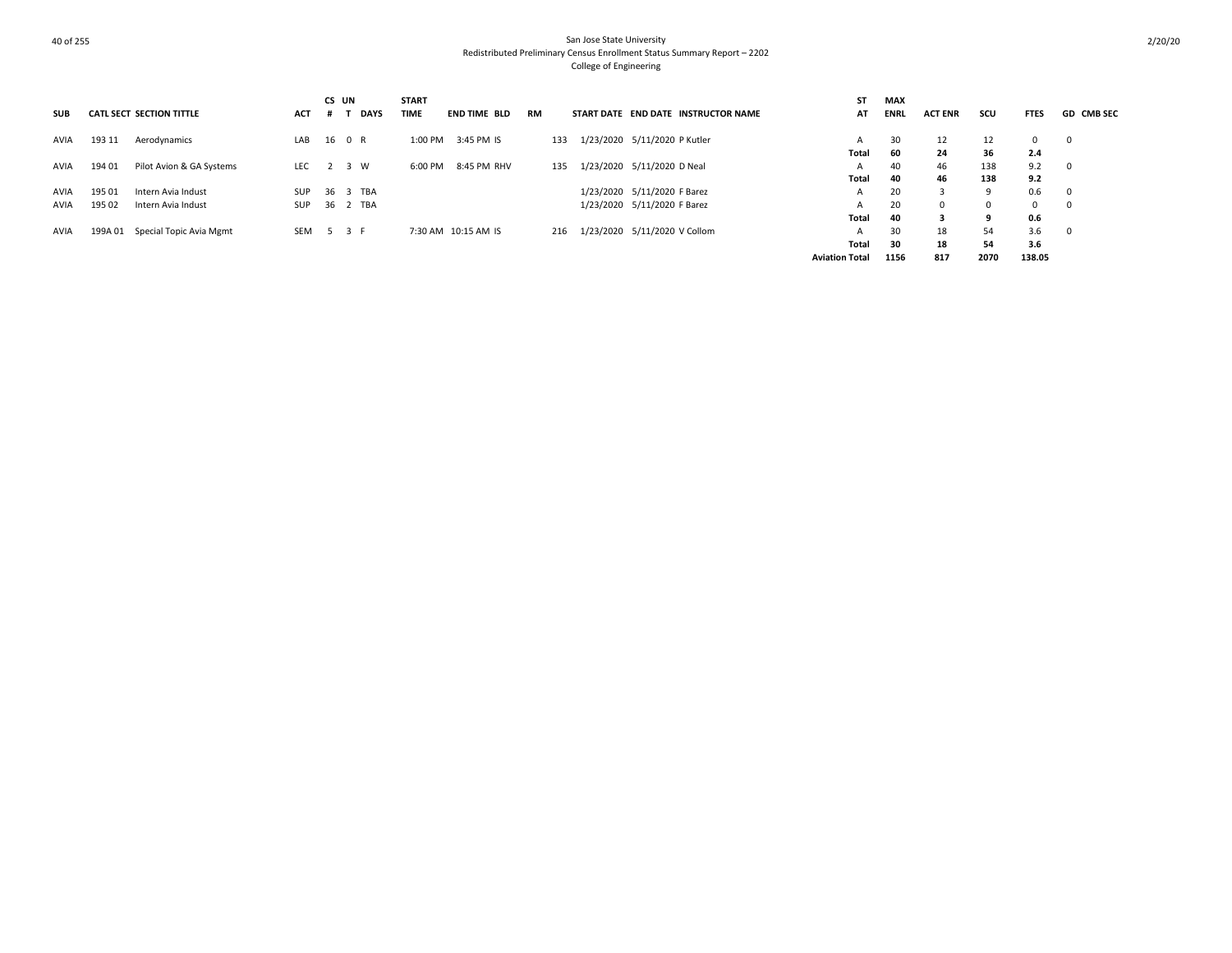San Jose State University
Redistributed Preliminary Census Enrollment Status Summary Report – 2202
College of Engineering

| SUB | CATL | SECT | SECTION TITTLE | ACT | CS # | UN T | DAYS | START TIME | END TIME | BLD | RM | START DATE | END DATE | INSTRUCTOR NAME | ST AT | MAX ENRL | ACT ENR | SCU | FTES | GD | CMB SEC |
|---|---|---|---|---|---|---|---|---|---|---|---|---|---|---|---|---|---|---|---|---|---|
| AVIA | 193 | 11 | Aerodynamics | LAB | 16 | 0 | R | 1:00 PM | 3:45 PM | IS | 133 | 1/23/2020 | 5/11/2020 | P Kutler | A | 30 | 12 | 12 | 0 | 0 | |
| | | | | | | | | | | | | | | | **Total** | **60** | **24** | **36** | **2.4** | | |
| AVIA | 194 | 01 | Pilot Avion & GA Systems | LEC | 2 | 3 | W | 6:00 PM | 8:45 PM | RHV | 135 | 1/23/2020 | 5/11/2020 | D Neal | A | 40 | 46 | 138 | 9.2 | 0 | |
| | | | | | | | | | | | | | | | **Total** | **40** | **46** | **138** | **9.2** | | |
| AVIA | 195 | 01 | Intern Avia Indust | SUP | 36 | 3 | TBA | | | | | 1/23/2020 | 5/11/2020 | F Barez | A | 20 | 3 | 9 | 0.6 | 0 | |
| AVIA | 195 | 02 | Intern Avia Indust | SUP | 36 | 2 | TBA | | | | | 1/23/2020 | 5/11/2020 | F Barez | A | 20 | 0 | 0 | 0 | 0 | |
| | | | | | | | | | | | | | | | **Total** | **40** | **3** | **9** | **0.6** | | |
| AVIA | 199A | 01 | Special Topic Avia Mgmt | SEM | 5 | 3 | F | 7:30 AM | 10:15 AM | IS | 216 | 1/23/2020 | 5/11/2020 | V Collom | A | 30 | 18 | 54 | 3.6 | 0 | |
| | | | | | | | | | | | | | | | **Total** | **30** | **18** | **54** | **3.6** | | |
| | | | | | | | | | | | | | | | **Aviation Total** | **1156** | **817** | **2070** | **138.05** | | |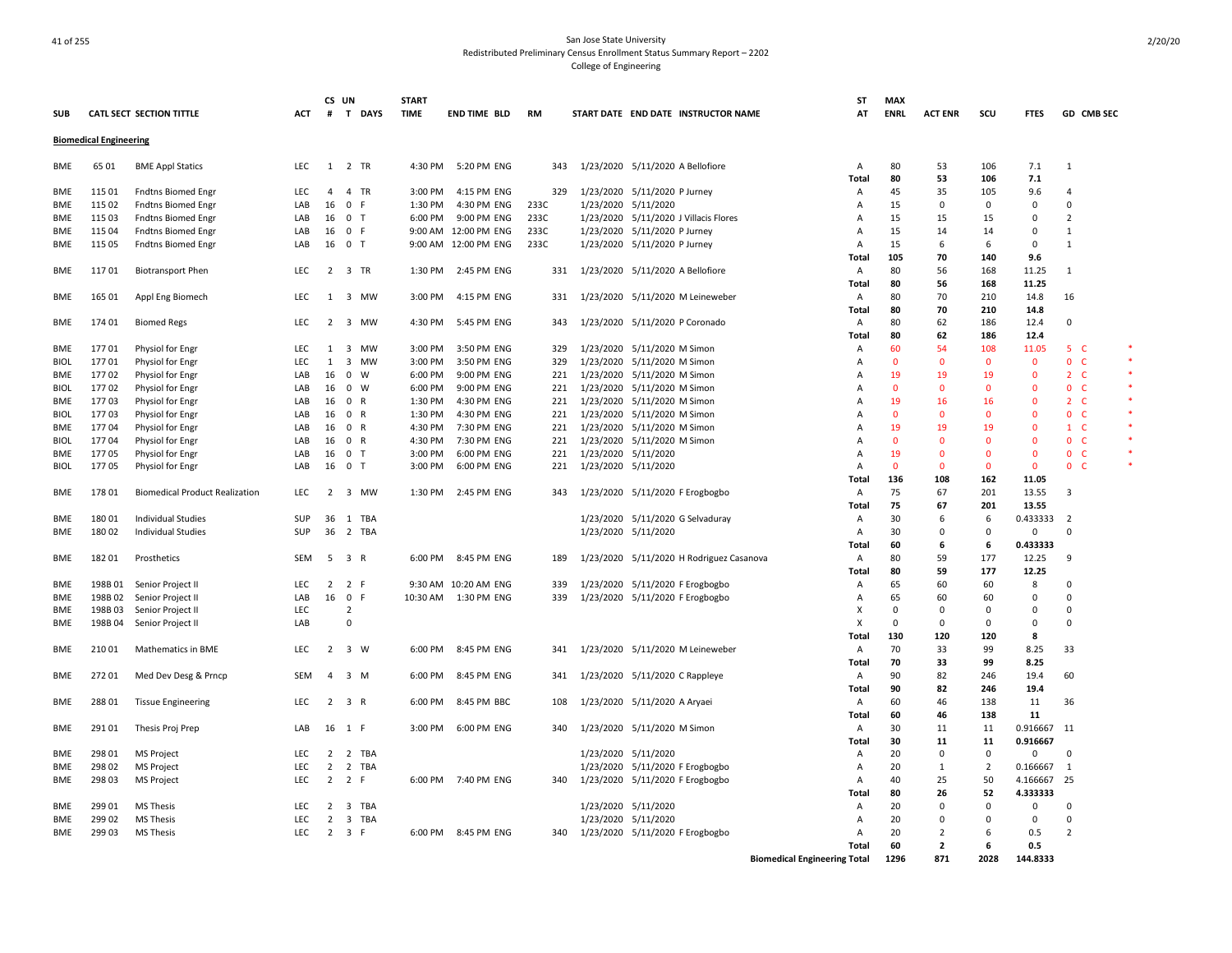San Jose State University
Redistributed Preliminary Census Enrollment Status Summary Report – 2202
College of Engineering

| SUB | CATL SECT | SECTION TITTLE | ACT | CS # | UN T | DAYS | START TIME | END TIME | BLD | RM | START DATE | END DATE | INSTRUCTOR NAME | ST AT | MAX ENRL | ACT ENR | SCU | FTES | GD | CMB SEC | |
|---|---|---|---|---|---|---|---|---|---|---|---|---|---|---|---|---|---|---|---|---|---|
| **Biomedical Engineering** | | | | | | | | | | | | | | | | | | | | | |
| BME | 65 01 | BME Appl Statics | LEC | 1 | 2 | TR | 4:30 PM | 5:20 PM | ENG | 343 | 1/23/2020 | 5/11/2020 | A Bellofiore | A | 80 | 53 | 106 | 7.1 | 1 | | |
| | | | | | | | | | | | | | | Total | 80 | 53 | 106 | 7.1 | | | |
| BME | 115 01 | Fndtns Biomed Engr | LEC | 4 | 4 | TR | 3:00 PM | 4:15 PM | ENG | 329 | 1/23/2020 | 5/11/2020 | P Jurney | A | 45 | 35 | 105 | 9.6 | 4 | | |
| BME | 115 02 | Fndtns Biomed Engr | LAB | 16 | 0 | F | 1:30 PM | 4:30 PM | ENG | 233C | 1/23/2020 | 5/11/2020 | | A | 15 | 0 | 0 | 0 | 0 | | |
| BME | 115 03 | Fndtns Biomed Engr | LAB | 16 | 0 | T | 6:00 PM | 9:00 PM | ENG | 233C | 1/23/2020 | 5/11/2020 | J Villacis Flores | A | 15 | 15 | 15 | 0 | 2 | | |
| BME | 115 04 | Fndtns Biomed Engr | LAB | 16 | 0 | F | 9:00 AM | 12:00 PM | ENG | 233C | 1/23/2020 | 5/11/2020 | P Jurney | A | 15 | 14 | 14 | 0 | 1 | | |
| BME | 115 05 | Fndtns Biomed Engr | LAB | 16 | 0 | T | 9:00 AM | 12:00 PM | ENG | 233C | 1/23/2020 | 5/11/2020 | P Jurney | A | 15 | 6 | 6 | 0 | 1 | | |
| | | | | | | | | | | | | | | Total | 105 | 70 | 140 | 9.6 | | | |
| BME | 117 01 | Biotransport Phen | LEC | 2 | 3 | TR | 1:30 PM | 2:45 PM | ENG | 331 | 1/23/2020 | 5/11/2020 | A Bellofiore | A | 80 | 56 | 168 | 11.25 | 1 | | |
| | | | | | | | | | | | | | | Total | 80 | 56 | 168 | 11.25 | | | |
| BME | 165 01 | Appl Eng Biomech | LEC | 1 | 3 | MW | 3:00 PM | 4:15 PM | ENG | 331 | 1/23/2020 | 5/11/2020 | M Leineweber | A | 80 | 70 | 210 | 14.8 | 16 | | |
| | | | | | | | | | | | | | | Total | 80 | 70 | 210 | 14.8 | | | |
| BME | 174 01 | Biomed Regs | LEC | 2 | 3 | MW | 4:30 PM | 5:45 PM | ENG | 343 | 1/23/2020 | 5/11/2020 | P Coronado | A | 80 | 62 | 186 | 12.4 | 0 | | |
| | | | | | | | | | | | | | | Total | 80 | 62 | 186 | 12.4 | | | |
| BME | 177 01 | Physiol for Engr | LEC | 1 | 3 | MW | 3:00 PM | 3:50 PM | ENG | 329 | 1/23/2020 | 5/11/2020 | M Simon | A | 60 | 54 | 108 | 11.05 | 5 | C | * |
| BIOL | 177 01 | Physiol for Engr | LEC | 1 | 3 | MW | 3:00 PM | 3:50 PM | ENG | 329 | 1/23/2020 | 5/11/2020 | M Simon | A | 0 | 0 | 0 | 0 | 0 | C | * |
| BME | 177 02 | Physiol for Engr | LAB | 16 | 0 | W | 6:00 PM | 9:00 PM | ENG | 221 | 1/23/2020 | 5/11/2020 | M Simon | A | 19 | 19 | 19 | 0 | 2 | C | * |
| BIOL | 177 02 | Physiol for Engr | LAB | 16 | 0 | W | 6:00 PM | 9:00 PM | ENG | 221 | 1/23/2020 | 5/11/2020 | M Simon | A | 0 | 0 | 0 | 0 | 0 | C | * |
| BME | 177 03 | Physiol for Engr | LAB | 16 | 0 | R | 1:30 PM | 4:30 PM | ENG | 221 | 1/23/2020 | 5/11/2020 | M Simon | A | 19 | 16 | 16 | 0 | 2 | C | * |
| BIOL | 177 03 | Physiol for Engr | LAB | 16 | 0 | R | 1:30 PM | 4:30 PM | ENG | 221 | 1/23/2020 | 5/11/2020 | M Simon | A | 0 | 0 | 0 | 0 | 0 | C | * |
| BME | 177 04 | Physiol for Engr | LAB | 16 | 0 | R | 4:30 PM | 7:30 PM | ENG | 221 | 1/23/2020 | 5/11/2020 | M Simon | A | 19 | 19 | 19 | 0 | 1 | C | * |
| BIOL | 177 04 | Physiol for Engr | LAB | 16 | 0 | R | 4:30 PM | 7:30 PM | ENG | 221 | 1/23/2020 | 5/11/2020 | M Simon | A | 0 | 0 | 0 | 0 | 0 | C | * |
| BME | 177 05 | Physiol for Engr | LAB | 16 | 0 | T | 3:00 PM | 6:00 PM | ENG | 221 | 1/23/2020 | 5/11/2020 | | A | 19 | 0 | 0 | 0 | 0 | C | * |
| BIOL | 177 05 | Physiol for Engr | LAB | 16 | 0 | T | 3:00 PM | 6:00 PM | ENG | 221 | 1/23/2020 | 5/11/2020 | | A | 0 | 0 | 0 | 0 | 0 | C | * |
| | | | | | | | | | | | | | | Total | 136 | 108 | 162 | 11.05 | | | |
| BME | 178 01 | Biomedical Product Realization | LEC | 2 | 3 | MW | 1:30 PM | 2:45 PM | ENG | 343 | 1/23/2020 | 5/11/2020 | F Erogbogbo | A | 75 | 67 | 201 | 13.55 | 3 | | |
| | | | | | | | | | | | | | | Total | 75 | 67 | 201 | 13.55 | | | |
| BME | 180 01 | Individual Studies | SUP | 36 | 1 | TBA | | | | | 1/23/2020 | 5/11/2020 | G Selvaduray | A | 30 | 6 | 6 | 0.433333 | 2 | | |
| BME | 180 02 | Individual Studies | SUP | 36 | 2 | TBA | | | | | 1/23/2020 | 5/11/2020 | | A | 30 | 0 | 0 | 0 | 0 | | |
| | | | | | | | | | | | | | | Total | 60 | 6 | 6 | 0.433333 | | | |
| BME | 182 01 | Prosthetics | SEM | 5 | 3 | R | 6:00 PM | 8:45 PM | ENG | 189 | 1/23/2020 | 5/11/2020 | H Rodriguez Casanova | A | 80 | 59 | 177 | 12.25 | 9 | | |
| | | | | | | | | | | | | | | Total | 80 | 59 | 177 | 12.25 | | | |
| BME | 198B 01 | Senior Project II | LEC | 2 | 2 | F | 9:30 AM | 10:20 AM | ENG | 339 | 1/23/2020 | 5/11/2020 | F Erogbogbo | A | 65 | 60 | 60 | 8 | 0 | | |
| BME | 198B 02 | Senior Project II | LAB | 16 | 0 | F | 10:30 AM | 1:30 PM | ENG | 339 | 1/23/2020 | 5/11/2020 | F Erogbogbo | A | 65 | 60 | 60 | 0 | 0 | | |
| BME | 198B 03 | Senior Project II | LEC | | 2 | | | | | | | | | X | 0 | 0 | 0 | 0 | 0 | | |
| BME | 198B 04 | Senior Project II | LAB | | 0 | | | | | | | | | X | 0 | 0 | 0 | 0 | 0 | | |
| | | | | | | | | | | | | | | Total | 130 | 120 | 120 | 8 | | | |
| BME | 210 01 | Mathematics in BME | LEC | 2 | 3 | W | 6:00 PM | 8:45 PM | ENG | 341 | 1/23/2020 | 5/11/2020 | M Leineweber | A | 70 | 33 | 99 | 8.25 | 33 | | |
| | | | | | | | | | | | | | | Total | 70 | 33 | 99 | 8.25 | | | |
| BME | 272 01 | Med Dev Desg & Prncp | SEM | 4 | 3 | M | 6:00 PM | 8:45 PM | ENG | 341 | 1/23/2020 | 5/11/2020 | C Rappleye | A | 90 | 82 | 246 | 19.4 | 60 | | |
| | | | | | | | | | | | | | | Total | 90 | 82 | 246 | 19.4 | | | |
| BME | 288 01 | Tissue Engineering | LEC | 2 | 3 | R | 6:00 PM | 8:45 PM | BBC | 108 | 1/23/2020 | 5/11/2020 | A Aryaei | A | 60 | 46 | 138 | 11 | 36 | | |
| | | | | | | | | | | | | | | Total | 60 | 46 | 138 | 11 | | | |
| BME | 291 01 | Thesis Proj Prep | LAB | 16 | 1 | F | 3:00 PM | 6:00 PM | ENG | 340 | 1/23/2020 | 5/11/2020 | M Simon | A | 30 | 11 | 11 | 0.916667 | 11 | | |
| | | | | | | | | | | | | | | Total | 30 | 11 | 11 | 0.916667 | | | |
| BME | 298 01 | MS Project | LEC | 2 | 2 | TBA | | | | | 1/23/2020 | 5/11/2020 | | A | 20 | 0 | 0 | 0 | 0 | | |
| BME | 298 02 | MS Project | LEC | 2 | 2 | TBA | | | | | 1/23/2020 | 5/11/2020 | F Erogbogbo | A | 20 | 1 | 2 | 0.166667 | 1 | | |
| BME | 298 03 | MS Project | LEC | 2 | 2 | F | 6:00 PM | 7:40 PM | ENG | 340 | 1/23/2020 | 5/11/2020 | F Erogbogbo | A | 40 | 25 | 50 | 4.166667 | 25 | | |
| | | | | | | | | | | | | | | Total | 80 | 26 | 52 | 4.333333 | | | |
| BME | 299 01 | MS Thesis | LEC | 2 | 3 | TBA | | | | | 1/23/2020 | 5/11/2020 | | A | 20 | 0 | 0 | 0 | 0 | | |
| BME | 299 02 | MS Thesis | LEC | 2 | 3 | TBA | | | | | 1/23/2020 | 5/11/2020 | | A | 20 | 0 | 0 | 0 | 0 | | |
| BME | 299 03 | MS Thesis | LEC | 2 | 3 | F | 6:00 PM | 8:45 PM | ENG | 340 | 1/23/2020 | 5/11/2020 | F Erogbogbo | A | 20 | 2 | 6 | 0.5 | 2 | | |
| | | | | | | | | | | | | | | Total | 60 | 2 | 6 | 0.5 | | | |
| | | | | | | | | | | | | | | **Biomedical Engineering Total** | 1296 | 871 | 2028 | 144.8333 | | | |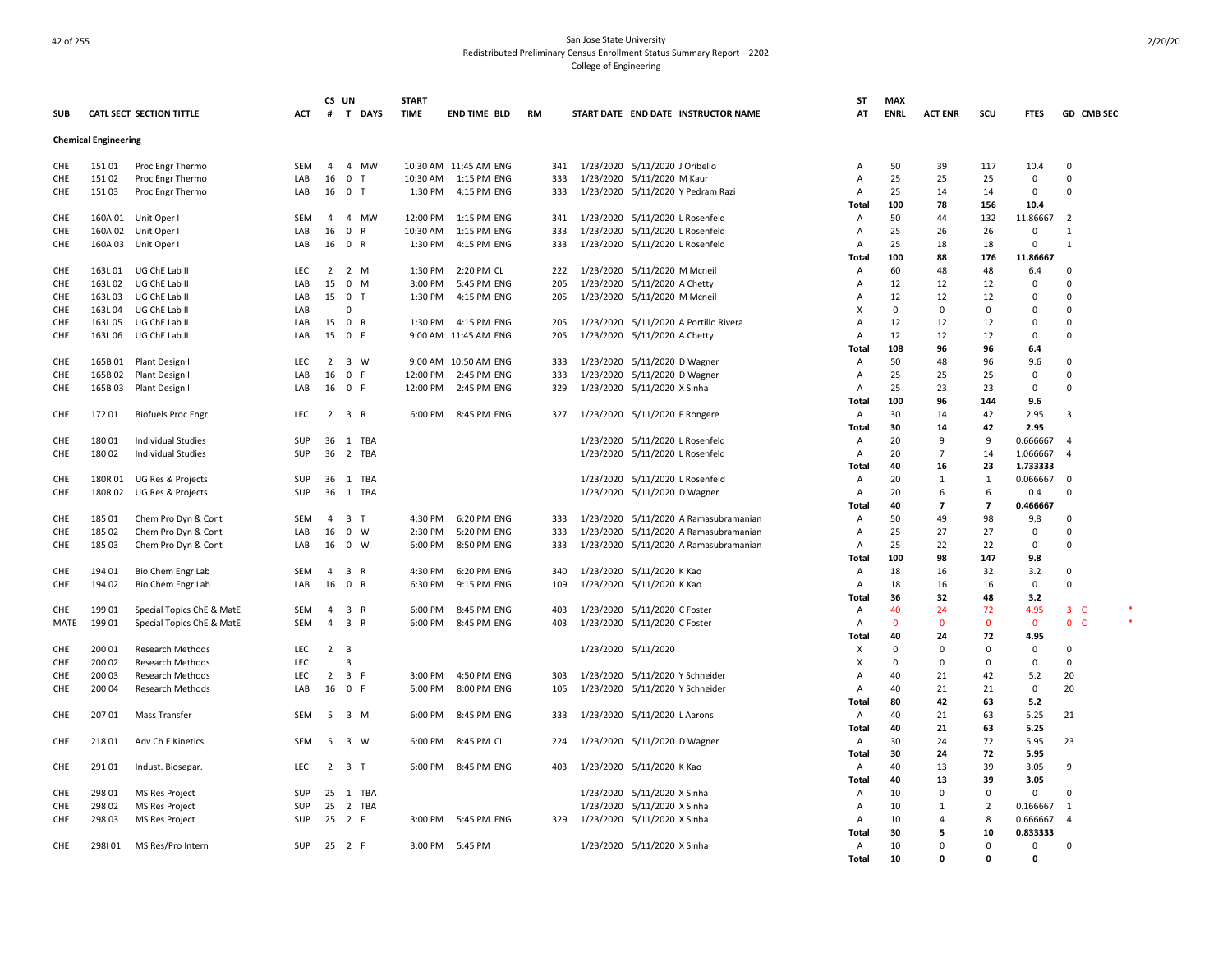San Jose State University
Redistributed Preliminary Census Enrollment Status Summary Report – 2202
College of Engineering

| SUB | CATL | SECT | SECTION TITTLE | ACT | CS # | UN T | DAYS | START TIME | END TIME | BLD | RM | START DATE | END DATE | INSTRUCTOR NAME | ST AT | MAX ENRL | ACT ENR | SCU | FTES | GD | CMB SEC | |
|---|---|---|---|---|---|---|---|---|---|---|---|---|---|---|---|---|---|---|---|---|---|---|
| **Chemical Engineering** | | | | | | | | | | | | | | | | | | | | | | |
| CHE | 151 | 01 | Proc Engr Thermo | SEM | 4 | 4 | MW | 10:30 AM | 11:45 AM | ENG | 341 | 1/23/2020 | 5/11/2020 | J Oribello | A | 50 | 39 | 117 | 10.4 | 0 | | |
| CHE | 151 | 02 | Proc Engr Thermo | LAB | 16 | 0 | T | 10:30 AM | 1:15 PM | ENG | 333 | 1/23/2020 | 5/11/2020 | M Kaur | A | 25 | 25 | 25 | 0 | 0 | | |
| CHE | 151 | 03 | Proc Engr Thermo | LAB | 16 | 0 | T | 1:30 PM | 4:15 PM | ENG | 333 | 1/23/2020 | 5/11/2020 | Y Pedram Razi | A | 25 | 14 | 14 | 0 | 0 | | |
| | | | | | | | | | | | | | | | **Total** | **100** | **78** | **156** | **10.4** | | | |
| CHE | 160A | 01 | Unit Oper I | SEM | 4 | 4 | MW | 12:00 PM | 1:15 PM | ENG | 341 | 1/23/2020 | 5/11/2020 | L Rosenfeld | A | 50 | 44 | 132 | 11.86667 | 2 | | |
| CHE | 160A | 02 | Unit Oper I | LAB | 16 | 0 | R | 10:30 AM | 1:15 PM | ENG | 333 | 1/23/2020 | 5/11/2020 | L Rosenfeld | A | 25 | 26 | 26 | 0 | 1 | | |
| CHE | 160A | 03 | Unit Oper I | LAB | 16 | 0 | R | 1:30 PM | 4:15 PM | ENG | 333 | 1/23/2020 | 5/11/2020 | L Rosenfeld | A | 25 | 18 | 18 | 0 | 1 | | |
| | | | | | | | | | | | | | | | **Total** | **100** | **88** | **176** | **11.86667** | | | |
| CHE | 163L | 01 | UG ChE Lab II | LEC | 2 | 2 | M | 1:30 PM | 2:20 PM | CL | 222 | 1/23/2020 | 5/11/2020 | M Mcneil | A | 60 | 48 | 48 | 6.4 | 0 | | |
| CHE | 163L | 02 | UG ChE Lab II | LAB | 15 | 0 | M | 3:00 PM | 5:45 PM | ENG | 205 | 1/23/2020 | 5/11/2020 | A Chetty | A | 12 | 12 | 12 | 0 | 0 | | |
| CHE | 163L | 03 | UG ChE Lab II | LAB | 15 | 0 | T | 1:30 PM | 4:15 PM | ENG | 205 | 1/23/2020 | 5/11/2020 | M Mcneil | A | 12 | 12 | 12 | 0 | 0 | | |
| CHE | 163L | 04 | UG ChE Lab II | LAB | | 0 | | | | | | | | | X | 0 | 0 | 0 | 0 | 0 | | |
| CHE | 163L | 05 | UG ChE Lab II | LAB | 15 | 0 | R | 1:30 PM | 4:15 PM | ENG | 205 | 1/23/2020 | 5/11/2020 | A Portillo Rivera | A | 12 | 12 | 12 | 0 | 0 | | |
| CHE | 163L | 06 | UG ChE Lab II | LAB | 15 | 0 | F | 9:00 AM | 11:45 AM | ENG | 205 | 1/23/2020 | 5/11/2020 | A Chetty | A | 12 | 12 | 12 | 0 | 0 | | |
| | | | | | | | | | | | | | | | **Total** | **108** | **96** | **96** | **6.4** | | | |
| CHE | 165B | 01 | Plant Design II | LEC | 2 | 3 | W | 9:00 AM | 10:50 AM | ENG | 333 | 1/23/2020 | 5/11/2020 | D Wagner | A | 50 | 48 | 96 | 9.6 | 0 | | |
| CHE | 165B | 02 | Plant Design II | LAB | 16 | 0 | F | 12:00 PM | 2:45 PM | ENG | 333 | 1/23/2020 | 5/11/2020 | D Wagner | A | 25 | 25 | 25 | 0 | 0 | | |
| CHE | 165B | 03 | Plant Design II | LAB | 16 | 0 | F | 12:00 PM | 2:45 PM | ENG | 329 | 1/23/2020 | 5/11/2020 | X Sinha | A | 25 | 23 | 23 | 0 | 0 | | |
| | | | | | | | | | | | | | | | **Total** | **100** | **96** | **144** | **9.6** | | | |
| CHE | 172 | 01 | Biofuels Proc Engr | LEC | 2 | 3 | R | 6:00 PM | 8:45 PM | ENG | 327 | 1/23/2020 | 5/11/2020 | F Rongere | A | 30 | 14 | 42 | 2.95 | 3 | | |
| | | | | | | | | | | | | | | | **Total** | **30** | **14** | **42** | **2.95** | | | |
| CHE | 180 | 01 | Individual Studies | SUP | 36 | 1 | TBA | | | | | 1/23/2020 | 5/11/2020 | L Rosenfeld | A | 20 | 9 | 9 | 0.666667 | 4 | | |
| CHE | 180 | 02 | Individual Studies | SUP | 36 | 2 | TBA | | | | | 1/23/2020 | 5/11/2020 | L Rosenfeld | A | 20 | 7 | 14 | 1.066667 | 4 | | |
| | | | | | | | | | | | | | | | **Total** | **40** | **16** | **23** | **1.733333** | | | |
| CHE | 180R | 01 | UG Res & Projects | SUP | 36 | 1 | TBA | | | | | 1/23/2020 | 5/11/2020 | L Rosenfeld | A | 20 | 1 | 1 | 0.066667 | 0 | | |
| CHE | 180R | 02 | UG Res & Projects | SUP | 36 | 1 | TBA | | | | | 1/23/2020 | 5/11/2020 | D Wagner | A | 20 | 6 | 6 | 0.4 | 0 | | |
| | | | | | | | | | | | | | | | **Total** | **40** | **7** | **7** | **0.466667** | | | |
| CHE | 185 | 01 | Chem Pro Dyn & Cont | SEM | 4 | 3 | T | 4:30 PM | 6:20 PM | ENG | 333 | 1/23/2020 | 5/11/2020 | A Ramasubramanian | A | 50 | 49 | 98 | 9.8 | 0 | | |
| CHE | 185 | 02 | Chem Pro Dyn & Cont | LAB | 16 | 0 | W | 2:30 PM | 5:20 PM | ENG | 333 | 1/23/2020 | 5/11/2020 | A Ramasubramanian | A | 25 | 27 | 27 | 0 | 0 | | |
| CHE | 185 | 03 | Chem Pro Dyn & Cont | LAB | 16 | 0 | W | 6:00 PM | 8:50 PM | ENG | 333 | 1/23/2020 | 5/11/2020 | A Ramasubramanian | A | 25 | 22 | 22 | 0 | 0 | | |
| | | | | | | | | | | | | | | | **Total** | **100** | **98** | **147** | **9.8** | | | |
| CHE | 194 | 01 | Bio Chem Engr Lab | SEM | 4 | 3 | R | 4:30 PM | 6:20 PM | ENG | 340 | 1/23/2020 | 5/11/2020 | K Kao | A | 18 | 16 | 32 | 3.2 | 0 | | |
| CHE | 194 | 02 | Bio Chem Engr Lab | LAB | 16 | 0 | R | 6:30 PM | 9:15 PM | ENG | 109 | 1/23/2020 | 5/11/2020 | K Kao | A | 18 | 16 | 16 | 0 | 0 | | |
| | | | | | | | | | | | | | | | **Total** | **36** | **32** | **48** | **3.2** | | | |
| CHE | 199 | 01 | Special Topics ChE & MatE | SEM | 4 | 3 | R | 6:00 PM | 8:45 PM | ENG | 403 | 1/23/2020 | 5/11/2020 | C Foster | A | 40 | 24 | 72 | 4.95 | 3 | C | * |
| MATE | 199 | 01 | Special Topics ChE & MatE | SEM | 4 | 3 | R | 6:00 PM | 8:45 PM | ENG | 403 | 1/23/2020 | 5/11/2020 | C Foster | A | 0 | 0 | 0 | 0 | 0 | C | * |
| | | | | | | | | | | | | | | | **Total** | **40** | **24** | **72** | **4.95** | | | |
| CHE | 200 | 01 | Research Methods | LEC | 2 | 3 | | | | | | 1/23/2020 | 5/11/2020 | | X | 0 | 0 | 0 | 0 | 0 | | |
| CHE | 200 | 02 | Research Methods | LEC | | 3 | | | | | | | | | X | 0 | 0 | 0 | 0 | 0 | | |
| CHE | 200 | 03 | Research Methods | LEC | 2 | 3 | F | 3:00 PM | 4:50 PM | ENG | 303 | 1/23/2020 | 5/11/2020 | Y Schneider | A | 40 | 21 | 42 | 5.2 | 20 | | |
| CHE | 200 | 04 | Research Methods | LAB | 16 | 0 | F | 5:00 PM | 8:00 PM | ENG | 105 | 1/23/2020 | 5/11/2020 | Y Schneider | A | 40 | 21 | 21 | 0 | 20 | | |
| | | | | | | | | | | | | | | | **Total** | **80** | **42** | **63** | **5.2** | | | |
| CHE | 207 | 01 | Mass Transfer | SEM | 5 | 3 | M | 6:00 PM | 8:45 PM | ENG | 333 | 1/23/2020 | 5/11/2020 | L Aarons | A | 40 | 21 | 63 | 5.25 | 21 | | |
| | | | | | | | | | | | | | | | **Total** | **40** | **21** | **63** | **5.25** | | | |
| CHE | 218 | 01 | Adv Ch E Kinetics | SEM | 5 | 3 | W | 6:00 PM | 8:45 PM | CL | 224 | 1/23/2020 | 5/11/2020 | D Wagner | A | 30 | 24 | 72 | 5.95 | 23 | | |
| | | | | | | | | | | | | | | | **Total** | **30** | **24** | **72** | **5.95** | | | |
| CHE | 291 | 01 | Indust. Biosepar. | LEC | 2 | 3 | T | 6:00 PM | 8:45 PM | ENG | 403 | 1/23/2020 | 5/11/2020 | K Kao | A | 40 | 13 | 39 | 3.05 | 9 | | |
| | | | | | | | | | | | | | | | **Total** | **40** | **13** | **39** | **3.05** | | | |
| CHE | 298 | 01 | MS Res Project | SUP | 25 | 1 | TBA | | | | | 1/23/2020 | 5/11/2020 | X Sinha | A | 10 | 0 | 0 | 0 | 0 | | |
| CHE | 298 | 02 | MS Res Project | SUP | 25 | 2 | TBA | | | | | 1/23/2020 | 5/11/2020 | X Sinha | A | 10 | 1 | 2 | 0.166667 | 1 | | |
| CHE | 298 | 03 | MS Res Project | SUP | 25 | 2 | F | 3:00 PM | 5:45 PM | ENG | 329 | 1/23/2020 | 5/11/2020 | X Sinha | A | 10 | 4 | 8 | 0.666667 | 4 | | |
| | | | | | | | | | | | | | | | **Total** | **30** | **5** | **10** | **0.833333** | | | |
| CHE | 298I | 01 | MS Res/Pro Intern | SUP | 25 | 2 | F | 3:00 PM | 5:45 PM | | | 1/23/2020 | 5/11/2020 | X Sinha | A | 10 | 0 | 0 | 0 | 0 | | |
| | | | | | | | | | | | | | | | **Total** | **10** | **0** | **0** | **0** | | | |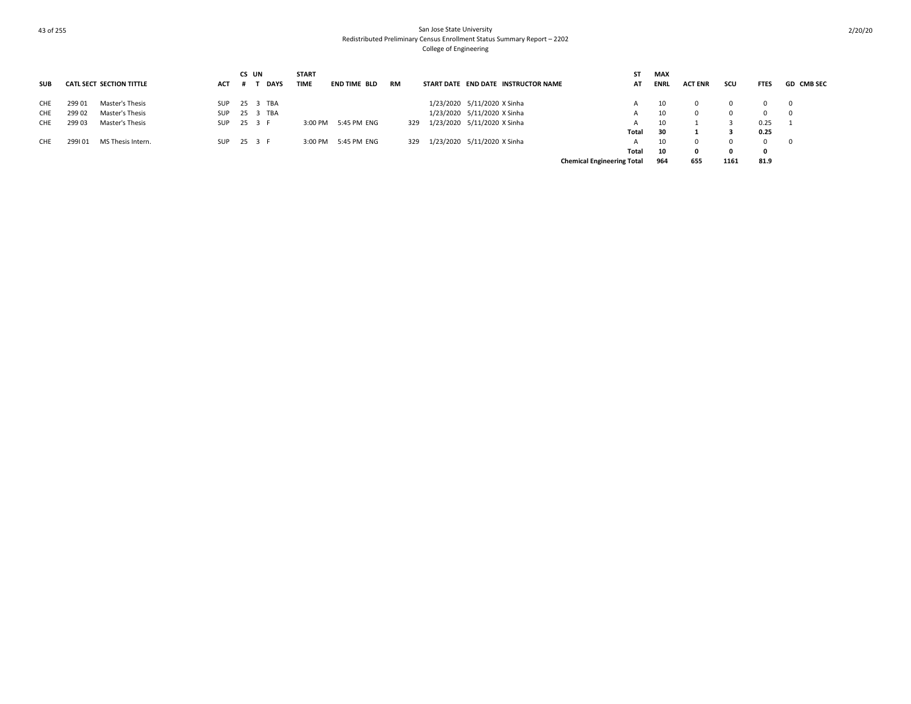San Jose State University
Redistributed Preliminary Census Enrollment Status Summary Report – 2202
College of Engineering

| SUB | CATL | SECT | SECTION TITTLE | ACT | CS # | UN T | DAYS | START TIME | END TIME | BLD | RM | START DATE | END DATE | INSTRUCTOR NAME | ST AT | MAX ENRL | ACT ENR | SCU | FTES | GD | CMB SEC |
|---|---|---|---|---|---|---|---|---|---|---|---|---|---|---|---|---|---|---|---|---|---|
| CHE | 299 | 01 | Master's Thesis | SUP | 25 | 3 | TBA | | | | | 1/23/2020 | 5/11/2020 | X Sinha | A | 10 | 0 | 0 | 0 | 0 | |
| CHE | 299 | 02 | Master's Thesis | SUP | 25 | 3 | TBA | | | | | 1/23/2020 | 5/11/2020 | X Sinha | A | 10 | 0 | 0 | 0 | 0 | |
| CHE | 299 | 03 | Master's Thesis | SUP | 25 | 3 | F | 3:00 PM | 5:45 PM | ENG | 329 | 1/23/2020 | 5/11/2020 | X Sinha | A | 10 | 1 | 3 | 0.25 | 1 | |
| | | | | | | | | | | | | | | | **Total** | **30** | **1** | **3** | **0.25** | | |
| CHE | 299I | 01 | MS Thesis Intern. | SUP | 25 | 3 | F | 3:00 PM | 5:45 PM | ENG | 329 | 1/23/2020 | 5/11/2020 | X Sinha | A | 10 | 0 | 0 | 0 | 0 | |
| | | | | | | | | | | | | | | | **Total** | **10** | **0** | **0** | **0** | | |
| | | | | | | | | | | | | | | **Chemical Engineering Total** | | **964** | **655** | **1161** | **81.9** | | |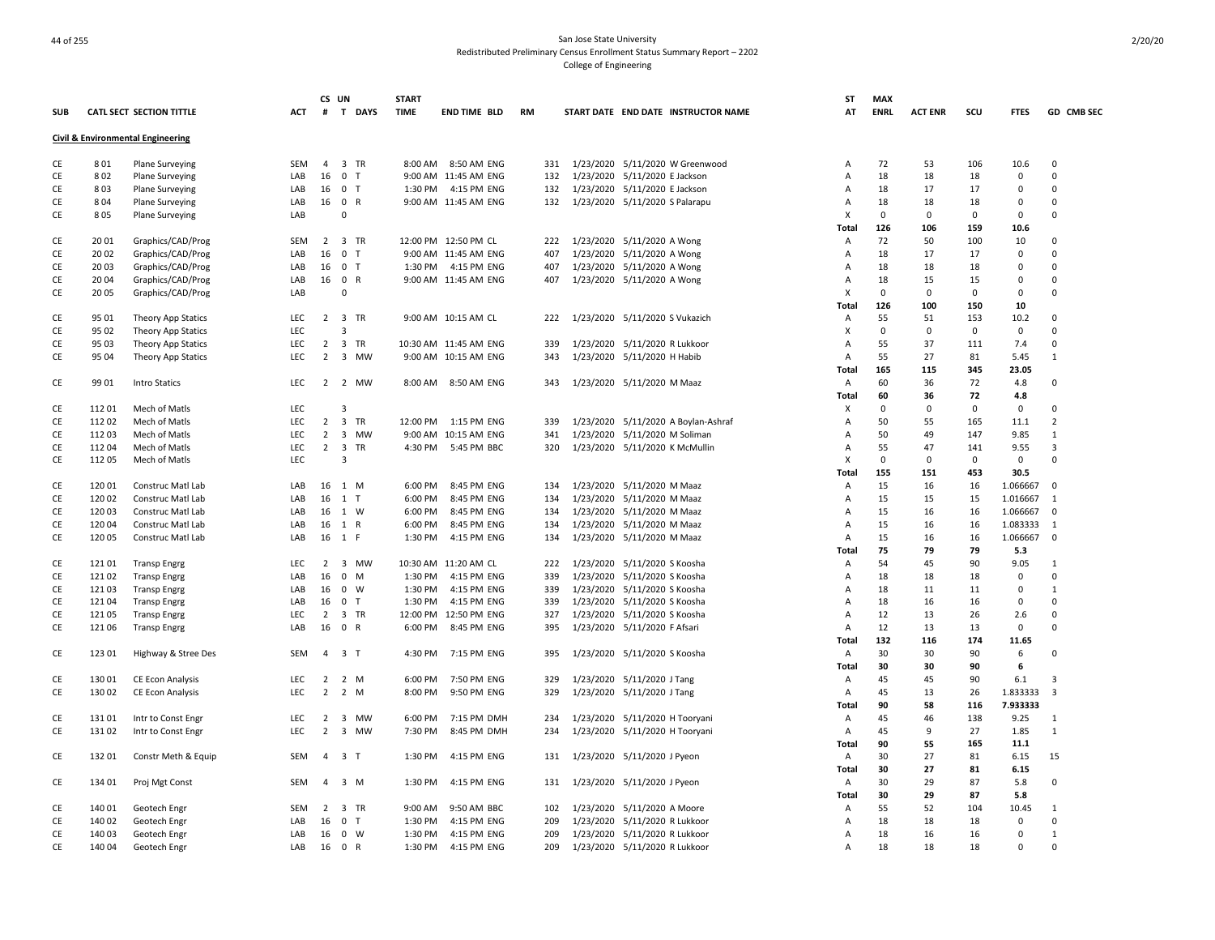San Jose State University
Redistributed Preliminary Census Enrollment Status Summary Report – 2202
College of Engineering

| SUB | CATL | SECT | SECTION TITTLE | ACT | CS # | UN T | DAYS | START TIME | END TIME | BLD | RM | START DATE | END DATE | INSTRUCTOR NAME | ST AT | MAX ENRL | ACT ENR | SCU | FTES | GD | CMB SEC |
|---|---|---|---|---|---|---|---|---|---|---|---|---|---|---|---|---|---|---|---|---|---|
| **Civil & Environmental Engineering** | | | | | | | | | | | | | | | | | | | | | |
| CE | 8 | 01 | Plane Surveying | SEM | 4 | 3 | TR | 8:00 AM | 8:50 AM | ENG | 331 | 1/23/2020 | 5/11/2020 | W Greenwood | A | 72 | 53 | 106 | 10.6 | 0 | |
| CE | 8 | 02 | Plane Surveying | LAB | 16 | 0 | T | 9:00 AM | 11:45 AM | ENG | 132 | 1/23/2020 | 5/11/2020 | E Jackson | A | 18 | 18 | 18 | 0 | 0 | |
| CE | 8 | 03 | Plane Surveying | LAB | 16 | 0 | T | 1:30 PM | 4:15 PM | ENG | 132 | 1/23/2020 | 5/11/2020 | E Jackson | A | 18 | 17 | 17 | 0 | 0 | |
| CE | 8 | 04 | Plane Surveying | LAB | 16 | 0 | R | 9:00 AM | 11:45 AM | ENG | 132 | 1/23/2020 | 5/11/2020 | S Palarapu | A | 18 | 18 | 18 | 0 | 0 | |
| CE | 8 | 05 | Plane Surveying | LAB | | 0 | | | | | | | | | X | 0 | 0 | 0 | 0 | 0 | |
| | | | | | | | | | | | | | | | Total | 126 | 106 | 159 | 10.6 | | |
| CE | 20 | 01 | Graphics/CAD/Prog | SEM | 2 | 3 | TR | 12:00 PM | 12:50 PM | CL | 222 | 1/23/2020 | 5/11/2020 | A Wong | A | 72 | 50 | 100 | 10 | 0 | |
| CE | 20 | 02 | Graphics/CAD/Prog | LAB | 16 | 0 | T | 9:00 AM | 11:45 AM | ENG | 407 | 1/23/2020 | 5/11/2020 | A Wong | A | 18 | 17 | 17 | 0 | 0 | |
| CE | 20 | 03 | Graphics/CAD/Prog | LAB | 16 | 0 | T | 1:30 PM | 4:15 PM | ENG | 407 | 1/23/2020 | 5/11/2020 | A Wong | A | 18 | 18 | 18 | 0 | 0 | |
| CE | 20 | 04 | Graphics/CAD/Prog | LAB | 16 | 0 | R | 9:00 AM | 11:45 AM | ENG | 407 | 1/23/2020 | 5/11/2020 | A Wong | A | 18 | 15 | 15 | 0 | 0 | |
| CE | 20 | 05 | Graphics/CAD/Prog | LAB | | 0 | | | | | | | | | X | 0 | 0 | 0 | 0 | 0 | |
| | | | | | | | | | | | | | | | Total | 126 | 100 | 150 | 10 | | |
| CE | 95 | 01 | Theory App Statics | LEC | 2 | 3 | TR | 9:00 AM | 10:15 AM | CL | 222 | 1/23/2020 | 5/11/2020 | S Vukazich | A | 55 | 51 | 153 | 10.2 | 0 | |
| CE | 95 | 02 | Theory App Statics | LEC | | 3 | | | | | | | | | X | 0 | 0 | 0 | 0 | 0 | |
| CE | 95 | 03 | Theory App Statics | LEC | 2 | 3 | TR | 10:30 AM | 11:45 AM | ENG | 339 | 1/23/2020 | 5/11/2020 | R Lukkoor | A | 55 | 37 | 111 | 7.4 | 0 | |
| CE | 95 | 04 | Theory App Statics | LEC | 2 | 3 | MW | 9:00 AM | 10:15 AM | ENG | 343 | 1/23/2020 | 5/11/2020 | H Habib | A | 55 | 27 | 81 | 5.45 | 1 | |
| | | | | | | | | | | | | | | | Total | 165 | 115 | 345 | 23.05 | | |
| CE | 99 | 01 | Intro Statics | LEC | 2 | 2 | MW | 8:00 AM | 8:50 AM | ENG | 343 | 1/23/2020 | 5/11/2020 | M Maaz | A | 60 | 36 | 72 | 4.8 | 0 | |
| | | | | | | | | | | | | | | | Total | 60 | 36 | 72 | 4.8 | | |
| CE | 112 | 01 | Mech of Matls | LEC | | 3 | | | | | | | | | X | 0 | 0 | 0 | 0 | 0 | |
| CE | 112 | 02 | Mech of Matls | LEC | 2 | 3 | TR | 12:00 PM | 1:15 PM | ENG | 339 | 1/23/2020 | 5/11/2020 | A Boylan-Ashraf | A | 50 | 55 | 165 | 11.1 | 2 | |
| CE | 112 | 03 | Mech of Matls | LEC | 2 | 3 | MW | 9:00 AM | 10:15 AM | ENG | 341 | 1/23/2020 | 5/11/2020 | M Soliman | A | 50 | 49 | 147 | 9.85 | 1 | |
| CE | 112 | 04 | Mech of Matls | LEC | 2 | 3 | TR | 4:30 PM | 5:45 PM | BBC | 320 | 1/23/2020 | 5/11/2020 | K McMullin | A | 55 | 47 | 141 | 9.55 | 3 | |
| CE | 112 | 05 | Mech of Matls | LEC | | 3 | | | | | | | | | X | 0 | 0 | 0 | 0 | 0 | |
| | | | | | | | | | | | | | | | Total | 155 | 151 | 453 | 30.5 | | |
| CE | 120 | 01 | Construc Matl Lab | LAB | 16 | 1 | M | 6:00 PM | 8:45 PM | ENG | 134 | 1/23/2020 | 5/11/2020 | M Maaz | A | 15 | 16 | 16 | 1.066667 | 0 | |
| CE | 120 | 02 | Construc Matl Lab | LAB | 16 | 1 | T | 6:00 PM | 8:45 PM | ENG | 134 | 1/23/2020 | 5/11/2020 | M Maaz | A | 15 | 15 | 15 | 1.016667 | 1 | |
| CE | 120 | 03 | Construc Matl Lab | LAB | 16 | 1 | W | 6:00 PM | 8:45 PM | ENG | 134 | 1/23/2020 | 5/11/2020 | M Maaz | A | 15 | 16 | 16 | 1.066667 | 0 | |
| CE | 120 | 04 | Construc Matl Lab | LAB | 16 | 1 | R | 6:00 PM | 8:45 PM | ENG | 134 | 1/23/2020 | 5/11/2020 | M Maaz | A | 15 | 16 | 16 | 1.083333 | 1 | |
| CE | 120 | 05 | Construc Matl Lab | LAB | 16 | 1 | F | 1:30 PM | 4:15 PM | ENG | 134 | 1/23/2020 | 5/11/2020 | M Maaz | A | 15 | 16 | 16 | 1.066667 | 0 | |
| | | | | | | | | | | | | | | | Total | 75 | 79 | 79 | 5.3 | | |
| CE | 121 | 01 | Transp Engrg | LEC | 2 | 3 | MW | 10:30 AM | 11:20 AM | CL | 222 | 1/23/2020 | 5/11/2020 | S Koosha | A | 54 | 45 | 90 | 9.05 | 1 | |
| CE | 121 | 02 | Transp Engrg | LAB | 16 | 0 | M | 1:30 PM | 4:15 PM | ENG | 339 | 1/23/2020 | 5/11/2020 | S Koosha | A | 18 | 18 | 18 | 0 | 0 | |
| CE | 121 | 03 | Transp Engrg | LAB | 16 | 0 | W | 1:30 PM | 4:15 PM | ENG | 339 | 1/23/2020 | 5/11/2020 | S Koosha | A | 18 | 11 | 11 | 0 | 1 | |
| CE | 121 | 04 | Transp Engrg | LAB | 16 | 0 | T | 1:30 PM | 4:15 PM | ENG | 339 | 1/23/2020 | 5/11/2020 | S Koosha | A | 18 | 16 | 16 | 0 | 0 | |
| CE | 121 | 05 | Transp Engrg | LEC | 2 | 3 | TR | 12:00 PM | 12:50 PM | ENG | 327 | 1/23/2020 | 5/11/2020 | S Koosha | A | 12 | 13 | 26 | 2.6 | 0 | |
| CE | 121 | 06 | Transp Engrg | LAB | 16 | 0 | R | 6:00 PM | 8:45 PM | ENG | 395 | 1/23/2020 | 5/11/2020 | F Afsari | A | 12 | 13 | 13 | 0 | 0 | |
| | | | | | | | | | | | | | | | Total | 132 | 116 | 174 | 11.65 | | |
| CE | 123 | 01 | Highway & Stree Des | SEM | 4 | 3 | T | 4:30 PM | 7:15 PM | ENG | 395 | 1/23/2020 | 5/11/2020 | S Koosha | A | 30 | 30 | 90 | 6 | 0 | |
| | | | | | | | | | | | | | | | Total | 30 | 30 | 90 | 6 | | |
| CE | 130 | 01 | CE Econ Analysis | LEC | 2 | 2 | M | 6:00 PM | 7:50 PM | ENG | 329 | 1/23/2020 | 5/11/2020 | J Tang | A | 45 | 45 | 90 | 6.1 | 3 | |
| CE | 130 | 02 | CE Econ Analysis | LEC | 2 | 2 | M | 8:00 PM | 9:50 PM | ENG | 329 | 1/23/2020 | 5/11/2020 | J Tang | A | 45 | 13 | 26 | 1.833333 | 3 | |
| | | | | | | | | | | | | | | | Total | 90 | 58 | 116 | 7.933333 | | |
| CE | 131 | 01 | Intr to Const Engr | LEC | 2 | 3 | MW | 6:00 PM | 7:15 PM | DMH | 234 | 1/23/2020 | 5/11/2020 | H Tooryani | A | 45 | 46 | 138 | 9.25 | 1 | |
| CE | 131 | 02 | Intr to Const Engr | LEC | 2 | 3 | MW | 7:30 PM | 8:45 PM | DMH | 234 | 1/23/2020 | 5/11/2020 | H Tooryani | A | 45 | 9 | 27 | 1.85 | 1 | |
| | | | | | | | | | | | | | | | Total | 90 | 55 | 165 | 11.1 | | |
| CE | 132 | 01 | Constr Meth & Equip | SEM | 4 | 3 | T | 1:30 PM | 4:15 PM | ENG | 131 | 1/23/2020 | 5/11/2020 | J Pyeon | A | 30 | 27 | 81 | 6.15 | 15 | |
| | | | | | | | | | | | | | | | Total | 30 | 27 | 81 | 6.15 | | |
| CE | 134 | 01 | Proj Mgt Const | SEM | 4 | 3 | M | 1:30 PM | 4:15 PM | ENG | 131 | 1/23/2020 | 5/11/2020 | J Pyeon | A | 30 | 29 | 87 | 5.8 | 0 | |
| | | | | | | | | | | | | | | | Total | 30 | 29 | 87 | 5.8 | | |
| CE | 140 | 01 | Geotech Engr | SEM | 2 | 3 | TR | 9:00 AM | 9:50 AM | BBC | 102 | 1/23/2020 | 5/11/2020 | A Moore | A | 55 | 52 | 104 | 10.45 | 1 | |
| CE | 140 | 02 | Geotech Engr | LAB | 16 | 0 | T | 1:30 PM | 4:15 PM | ENG | 209 | 1/23/2020 | 5/11/2020 | R Lukkoor | A | 18 | 18 | 18 | 0 | 0 | |
| CE | 140 | 03 | Geotech Engr | LAB | 16 | 0 | W | 1:30 PM | 4:15 PM | ENG | 209 | 1/23/2020 | 5/11/2020 | R Lukkoor | A | 18 | 16 | 16 | 0 | 1 | |
| CE | 140 | 04 | Geotech Engr | LAB | 16 | 0 | R | 1:30 PM | 4:15 PM | ENG | 209 | 1/23/2020 | 5/11/2020 | R Lukkoor | A | 18 | 18 | 18 | 0 | 0 | |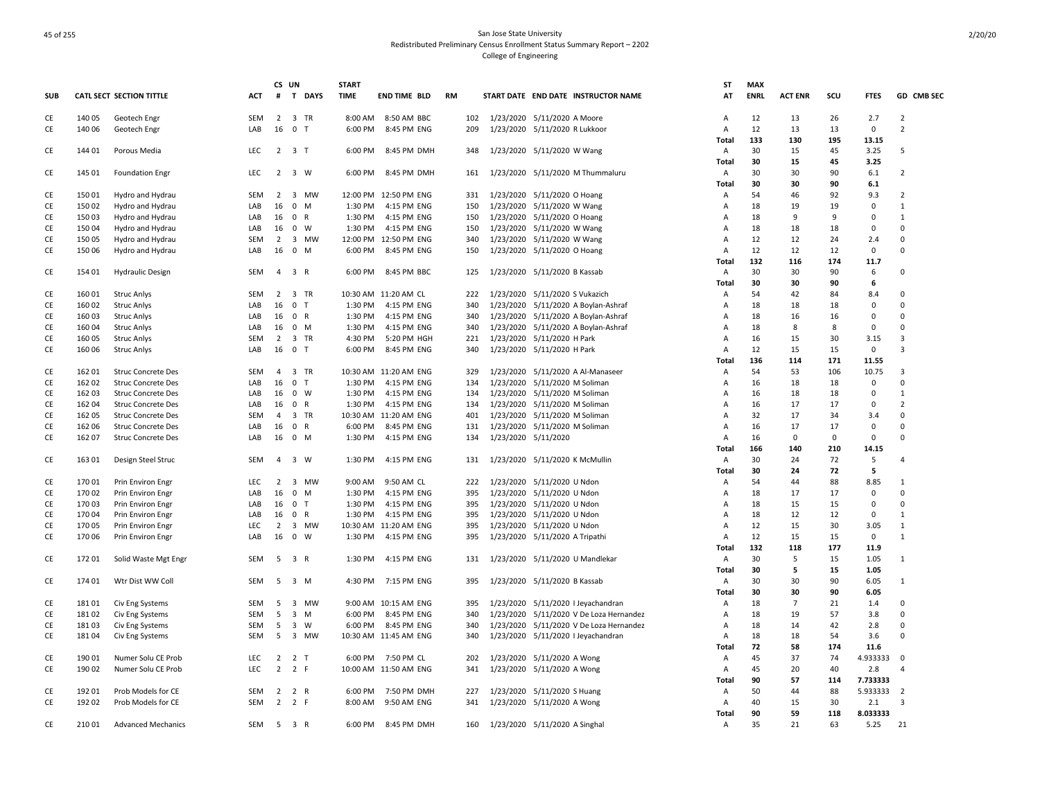San Jose State University
Redistributed Preliminary Census Enrollment Status Summary Report – 2202
College of Engineering

| SUB | CATL SECT | SECTION TITTLE | ACT | CS # | UN T | DAYS | START TIME | END TIME | BLD | RM | START DATE | END DATE | INSTRUCTOR NAME | ST AT | MAX ENRL | ACT ENR | SCU | FTES | GD | CMB SEC |
|---|---|---|---|---|---|---|---|---|---|---|---|---|---|---|---|---|---|---|---|---|
| CE | 140 05 | Geotech Engr | SEM | 2 | 3 | TR | 8:00 AM | 8:50 AM | BBC | 102 | 1/23/2020 | 5/11/2020 | A Moore | A | 12 | 13 | 26 | 2.7 | 2 | |
| CE | 140 06 | Geotech Engr | LAB | 16 | 0 | T | 6:00 PM | 8:45 PM | ENG | 209 | 1/23/2020 | 5/11/2020 | R Lukkoor | A | 12 | 13 | 13 | 0 | 2 | |
| | | | | | | | | | | | | | | Total | 133 | 130 | 195 | 13.15 | | |
| CE | 144 01 | Porous Media | LEC | 2 | 3 | T | 6:00 PM | 8:45 PM | DMH | 348 | 1/23/2020 | 5/11/2020 | W Wang | A | 30 | 15 | 45 | 3.25 | 5 | |
| | | | | | | | | | | | | | | Total | 30 | 15 | 45 | 3.25 | | |
| CE | 145 01 | Foundation Engr | LEC | 2 | 3 | W | 6:00 PM | 8:45 PM | DMH | 161 | 1/23/2020 | 5/11/2020 | M Thummaluru | A | 30 | 30 | 90 | 6.1 | 2 | |
| | | | | | | | | | | | | | | Total | 30 | 30 | 90 | 6.1 | | |
| CE | 150 01 | Hydro and Hydrau | SEM | 2 | 3 | MW | 12:00 PM | 12:50 PM | ENG | 331 | 1/23/2020 | 5/11/2020 | O Hoang | A | 54 | 46 | 92 | 9.3 | 2 | |
| CE | 150 02 | Hydro and Hydrau | LAB | 16 | 0 | M | 1:30 PM | 4:15 PM | ENG | 150 | 1/23/2020 | 5/11/2020 | W Wang | A | 18 | 19 | 19 | 0 | 1 | |
| CE | 150 03 | Hydro and Hydrau | LAB | 16 | 0 | R | 1:30 PM | 4:15 PM | ENG | 150 | 1/23/2020 | 5/11/2020 | O Hoang | A | 18 | 9 | 9 | 0 | 1 | |
| CE | 150 04 | Hydro and Hydrau | LAB | 16 | 0 | W | 1:30 PM | 4:15 PM | ENG | 150 | 1/23/2020 | 5/11/2020 | W Wang | A | 18 | 18 | 18 | 0 | 0 | |
| CE | 150 05 | Hydro and Hydrau | SEM | 2 | 3 | MW | 12:00 PM | 12:50 PM | ENG | 340 | 1/23/2020 | 5/11/2020 | W Wang | A | 12 | 12 | 24 | 2.4 | 0 | |
| CE | 150 06 | Hydro and Hydrau | LAB | 16 | 0 | M | 6:00 PM | 8:45 PM | ENG | 150 | 1/23/2020 | 5/11/2020 | O Hoang | A | 12 | 12 | 12 | 0 | 0 | |
| | | | | | | | | | | | | | | Total | 132 | 116 | 174 | 11.7 | | |
| CE | 154 01 | Hydraulic Design | SEM | 4 | 3 | R | 6:00 PM | 8:45 PM | BBC | 125 | 1/23/2020 | 5/11/2020 | B Kassab | A | 30 | 30 | 90 | 6 | 0 | |
| | | | | | | | | | | | | | | Total | 30 | 30 | 90 | 6 | | |
| CE | 160 01 | Struc Anlys | SEM | 2 | 3 | TR | 10:30 AM | 11:20 AM | CL | 222 | 1/23/2020 | 5/11/2020 | S Vukazich | A | 54 | 42 | 84 | 8.4 | 0 | |
| CE | 160 02 | Struc Anlys | LAB | 16 | 0 | T | 1:30 PM | 4:15 PM | ENG | 340 | 1/23/2020 | 5/11/2020 | A Boylan-Ashraf | A | 18 | 18 | 18 | 0 | 0 | |
| CE | 160 03 | Struc Anlys | LAB | 16 | 0 | R | 1:30 PM | 4:15 PM | ENG | 340 | 1/23/2020 | 5/11/2020 | A Boylan-Ashraf | A | 18 | 16 | 16 | 0 | 0 | |
| CE | 160 04 | Struc Anlys | LAB | 16 | 0 | M | 1:30 PM | 4:15 PM | ENG | 340 | 1/23/2020 | 5/11/2020 | A Boylan-Ashraf | A | 18 | 8 | 8 | 0 | 0 | |
| CE | 160 05 | Struc Anlys | SEM | 2 | 3 | TR | 4:30 PM | 5:20 PM | HGH | 221 | 1/23/2020 | 5/11/2020 | H Park | A | 16 | 15 | 30 | 3.15 | 3 | |
| CE | 160 06 | Struc Anlys | LAB | 16 | 0 | T | 6:00 PM | 8:45 PM | ENG | 340 | 1/23/2020 | 5/11/2020 | H Park | A | 12 | 15 | 15 | 0 | 3 | |
| | | | | | | | | | | | | | | Total | 136 | 114 | 171 | 11.55 | | |
| CE | 162 01 | Struc Concrete Des | SEM | 4 | 3 | TR | 10:30 AM | 11:20 AM | ENG | 329 | 1/23/2020 | 5/11/2020 | A Al-Manaseer | A | 54 | 53 | 106 | 10.75 | 3 | |
| CE | 162 02 | Struc Concrete Des | LAB | 16 | 0 | T | 1:30 PM | 4:15 PM | ENG | 134 | 1/23/2020 | 5/11/2020 | M Soliman | A | 16 | 18 | 18 | 0 | 0 | |
| CE | 162 03 | Struc Concrete Des | LAB | 16 | 0 | W | 1:30 PM | 4:15 PM | ENG | 134 | 1/23/2020 | 5/11/2020 | M Soliman | A | 16 | 18 | 18 | 0 | 1 | |
| CE | 162 04 | Struc Concrete Des | LAB | 16 | 0 | R | 1:30 PM | 4:15 PM | ENG | 134 | 1/23/2020 | 5/11/2020 | M Soliman | A | 16 | 17 | 17 | 0 | 2 | |
| CE | 162 05 | Struc Concrete Des | SEM | 4 | 3 | TR | 10:30 AM | 11:20 AM | ENG | 401 | 1/23/2020 | 5/11/2020 | M Soliman | A | 32 | 17 | 34 | 3.4 | 0 | |
| CE | 162 06 | Struc Concrete Des | LAB | 16 | 0 | R | 6:00 PM | 8:45 PM | ENG | 131 | 1/23/2020 | 5/11/2020 | M Soliman | A | 16 | 17 | 17 | 0 | 0 | |
| CE | 162 07 | Struc Concrete Des | LAB | 16 | 0 | M | 1:30 PM | 4:15 PM | ENG | 134 | 1/23/2020 | 5/11/2020 | | A | 16 | 0 | 0 | 0 | 0 | |
| | | | | | | | | | | | | | | Total | 166 | 140 | 210 | 14.15 | | |
| CE | 163 01 | Design Steel Struc | SEM | 4 | 3 | W | 1:30 PM | 4:15 PM | ENG | 131 | 1/23/2020 | 5/11/2020 | K McMullin | A | 30 | 24 | 72 | 5 | 4 | |
| | | | | | | | | | | | | | | Total | 30 | 24 | 72 | 5 | | |
| CE | 170 01 | Prin Environ Engr | LEC | 2 | 3 | MW | 9:00 AM | 9:50 AM | CL | 222 | 1/23/2020 | 5/11/2020 | U Ndon | A | 54 | 44 | 88 | 8.85 | 1 | |
| CE | 170 02 | Prin Environ Engr | LAB | 16 | 0 | M | 1:30 PM | 4:15 PM | ENG | 395 | 1/23/2020 | 5/11/2020 | U Ndon | A | 18 | 17 | 17 | 0 | 0 | |
| CE | 170 03 | Prin Environ Engr | LAB | 16 | 0 | T | 1:30 PM | 4:15 PM | ENG | 395 | 1/23/2020 | 5/11/2020 | U Ndon | A | 18 | 15 | 15 | 0 | 0 | |
| CE | 170 04 | Prin Environ Engr | LAB | 16 | 0 | R | 1:30 PM | 4:15 PM | ENG | 395 | 1/23/2020 | 5/11/2020 | U Ndon | A | 18 | 12 | 12 | 0 | 1 | |
| CE | 170 05 | Prin Environ Engr | LEC | 2 | 3 | MW | 10:30 AM | 11:20 AM | ENG | 395 | 1/23/2020 | 5/11/2020 | U Ndon | A | 12 | 15 | 30 | 3.05 | 1 | |
| CE | 170 06 | Prin Environ Engr | LAB | 16 | 0 | W | 1:30 PM | 4:15 PM | ENG | 395 | 1/23/2020 | 5/11/2020 | A Tripathi | A | 12 | 15 | 15 | 0 | 1 | |
| | | | | | | | | | | | | | | Total | 132 | 118 | 177 | 11.9 | | |
| CE | 172 01 | Solid Waste Mgt Engr | SEM | 5 | 3 | R | 1:30 PM | 4:15 PM | ENG | 131 | 1/23/2020 | 5/11/2020 | U Mandlekar | A | 30 | 5 | 15 | 1.05 | 1 | |
| | | | | | | | | | | | | | | Total | 30 | 5 | 15 | 1.05 | | |
| CE | 174 01 | Wtr Dist WW Coll | SEM | 5 | 3 | M | 4:30 PM | 7:15 PM | ENG | 395 | 1/23/2020 | 5/11/2020 | B Kassab | A | 30 | 30 | 90 | 6.05 | 1 | |
| | | | | | | | | | | | | | | Total | 30 | 30 | 90 | 6.05 | | |
| CE | 181 01 | Civ Eng Systems | SEM | 5 | 3 | MW | 9:00 AM | 10:15 AM | ENG | 395 | 1/23/2020 | 5/11/2020 | I Jeyachandran | A | 18 | 7 | 21 | 1.4 | 0 | |
| CE | 181 02 | Civ Eng Systems | SEM | 5 | 3 | M | 6:00 PM | 8:45 PM | ENG | 340 | 1/23/2020 | 5/11/2020 | V De Loza Hernandez | A | 18 | 19 | 57 | 3.8 | 0 | |
| CE | 181 03 | Civ Eng Systems | SEM | 5 | 3 | W | 6:00 PM | 8:45 PM | ENG | 340 | 1/23/2020 | 5/11/2020 | V De Loza Hernandez | A | 18 | 14 | 42 | 2.8 | 0 | |
| CE | 181 04 | Civ Eng Systems | SEM | 5 | 3 | MW | 10:30 AM | 11:45 AM | ENG | 340 | 1/23/2020 | 5/11/2020 | I Jeyachandran | A | 18 | 18 | 54 | 3.6 | 0 | |
| | | | | | | | | | | | | | | Total | 72 | 58 | 174 | 11.6 | | |
| CE | 190 01 | Numer Solu CE Prob | LEC | 2 | 2 | T | 6:00 PM | 7:50 PM | CL | 202 | 1/23/2020 | 5/11/2020 | A Wong | A | 45 | 37 | 74 | 4.933333 | 0 | |
| CE | 190 02 | Numer Solu CE Prob | LEC | 2 | 2 | F | 10:00 AM | 11:50 AM | ENG | 341 | 1/23/2020 | 5/11/2020 | A Wong | A | 45 | 20 | 40 | 2.8 | 4 | |
| | | | | | | | | | | | | | | Total | 90 | 57 | 114 | 7.733333 | | |
| CE | 192 01 | Prob Models for CE | SEM | 2 | 2 | R | 6:00 PM | 7:50 PM | DMH | 227 | 1/23/2020 | 5/11/2020 | S Huang | A | 50 | 44 | 88 | 5.933333 | 2 | |
| CE | 192 02 | Prob Models for CE | SEM | 2 | 2 | F | 8:00 AM | 9:50 AM | ENG | 341 | 1/23/2020 | 5/11/2020 | A Wong | A | 40 | 15 | 30 | 2.1 | 3 | |
| | | | | | | | | | | | | | | Total | 90 | 59 | 118 | 8.033333 | | |
| CE | 210 01 | Advanced Mechanics | SEM | 5 | 3 | R | 6:00 PM | 8:45 PM | DMH | 160 | 1/23/2020 | 5/11/2020 | A Singhal | A | 35 | 21 | 63 | 5.25 | 21 | |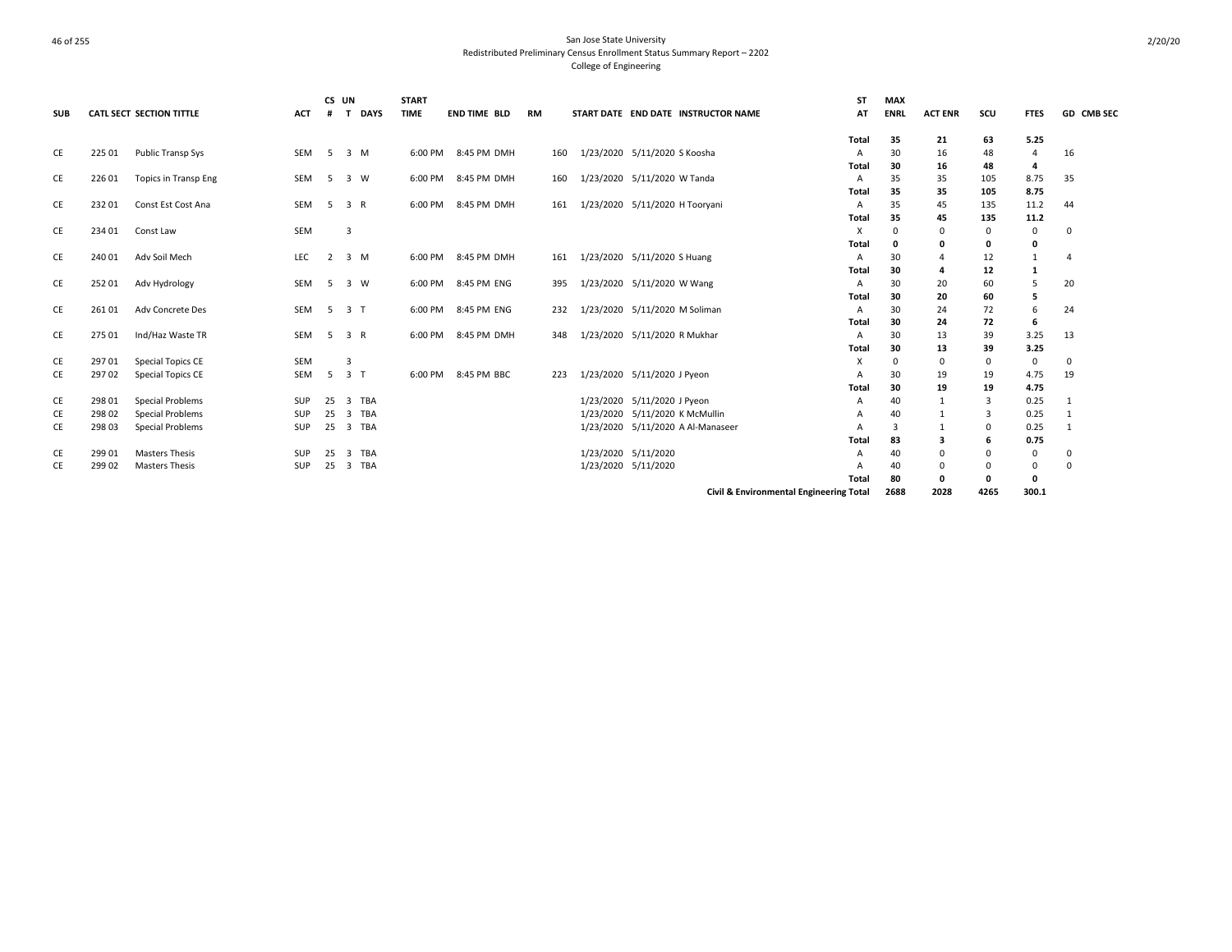San Jose State University
Redistributed Preliminary Census Enrollment Status Summary Report – 2202
College of Engineering

| SUB | CATL | SECT | SECTION TITTLE | ACT | CS # | UN T | DAYS | START TIME | END TIME | BLD | RM | START DATE | END DATE | INSTRUCTOR NAME | ST AT | MAX ENRL | ACT ENR | SCU | FTES | GD | CMB SEC |
|---|---|---|---|---|---|---|---|---|---|---|---|---|---|---|---|---|---|---|---|---|---|
| | | | | | | | | | | | | | | | **Total** | **35** | **21** | **63** | **5.25** | | |
| CE | 225 | 01 | Public Transp Sys | SEM | 5 | 3 | M | 6:00 PM | 8:45 PM | DMH | 160 | 1/23/2020 | 5/11/2020 | S Koosha | A | 30 | 16 | 48 | 4 | 16 | |
| | | | | | | | | | | | | | | | **Total** | **30** | **16** | **48** | **4** | | |
| CE | 226 | 01 | Topics in Transp Eng | SEM | 5 | 3 | W | 6:00 PM | 8:45 PM | DMH | 160 | 1/23/2020 | 5/11/2020 | W Tanda | A | 35 | 35 | 105 | 8.75 | 35 | |
| | | | | | | | | | | | | | | | **Total** | **35** | **35** | **105** | **8.75** | | |
| CE | 232 | 01 | Const Est Cost Ana | SEM | 5 | 3 | R | 6:00 PM | 8:45 PM | DMH | 161 | 1/23/2020 | 5/11/2020 | H Tooryani | A | 35 | 45 | 135 | 11.2 | 44 | |
| | | | | | | | | | | | | | | | **Total** | **35** | **45** | **135** | **11.2** | | |
| CE | 234 | 01 | Const Law | SEM | | 3 | | | | | | | | | X | 0 | 0 | 0 | 0 | 0 | |
| | | | | | | | | | | | | | | | **Total** | **0** | **0** | **0** | **0** | | |
| CE | 240 | 01 | Adv Soil Mech | LEC | 2 | 3 | M | 6:00 PM | 8:45 PM | DMH | 161 | 1/23/2020 | 5/11/2020 | S Huang | A | 30 | 4 | 12 | 1 | 4 | |
| | | | | | | | | | | | | | | | **Total** | **30** | **4** | **12** | **1** | | |
| CE | 252 | 01 | Adv Hydrology | SEM | 5 | 3 | W | 6:00 PM | 8:45 PM | ENG | 395 | 1/23/2020 | 5/11/2020 | W Wang | A | 30 | 20 | 60 | 5 | 20 | |
| | | | | | | | | | | | | | | | **Total** | **30** | **20** | **60** | **5** | | |
| CE | 261 | 01 | Adv Concrete Des | SEM | 5 | 3 | T | 6:00 PM | 8:45 PM | ENG | 232 | 1/23/2020 | 5/11/2020 | M Soliman | A | 30 | 24 | 72 | 6 | 24 | |
| | | | | | | | | | | | | | | | **Total** | **30** | **24** | **72** | **6** | | |
| CE | 275 | 01 | Ind/Haz Waste TR | SEM | 5 | 3 | R | 6:00 PM | 8:45 PM | DMH | 348 | 1/23/2020 | 5/11/2020 | R Mukhar | A | 30 | 13 | 39 | 3.25 | 13 | |
| | | | | | | | | | | | | | | | **Total** | **30** | **13** | **39** | **3.25** | | |
| CE | 297 | 01 | Special Topics CE | SEM | | 3 | | | | | | | | | X | 0 | 0 | 0 | 0 | 0 | |
| CE | 297 | 02 | Special Topics CE | SEM | 5 | 3 | T | 6:00 PM | 8:45 PM | BBC | 223 | 1/23/2020 | 5/11/2020 | J Pyeon | A | 30 | 19 | 19 | 4.75 | 19 | |
| | | | | | | | | | | | | | | | **Total** | **30** | **19** | **19** | **4.75** | | |
| CE | 298 | 01 | Special Problems | SUP | 25 | 3 | TBA | | | | | 1/23/2020 | 5/11/2020 | J Pyeon | A | 40 | 1 | 3 | 0.25 | 1 | |
| CE | 298 | 02 | Special Problems | SUP | 25 | 3 | TBA | | | | | 1/23/2020 | 5/11/2020 | K McMullin | A | 40 | 1 | 3 | 0.25 | 1 | |
| CE | 298 | 03 | Special Problems | SUP | 25 | 3 | TBA | | | | | 1/23/2020 | 5/11/2020 | A Al-Manaseer | A | 3 | 1 | 0 | 0.25 | 1 | |
| | | | | | | | | | | | | | | | **Total** | **83** | **3** | **6** | **0.75** | | |
| CE | 299 | 01 | Masters Thesis | SUP | 25 | 3 | TBA | | | | | 1/23/2020 | 5/11/2020 | | A | 40 | 0 | 0 | 0 | 0 | |
| CE | 299 | 02 | Masters Thesis | SUP | 25 | 3 | TBA | | | | | 1/23/2020 | 5/11/2020 | | A | 40 | 0 | 0 | 0 | 0 | |
| | | | | | | | | | | | | | | | **Total** | **80** | **0** | **0** | **0** | | |
| | | | | | | | | | | | | | | **Civil & Environmental Engineering Total** | | **2688** | **2028** | **4265** | **300.1** | | |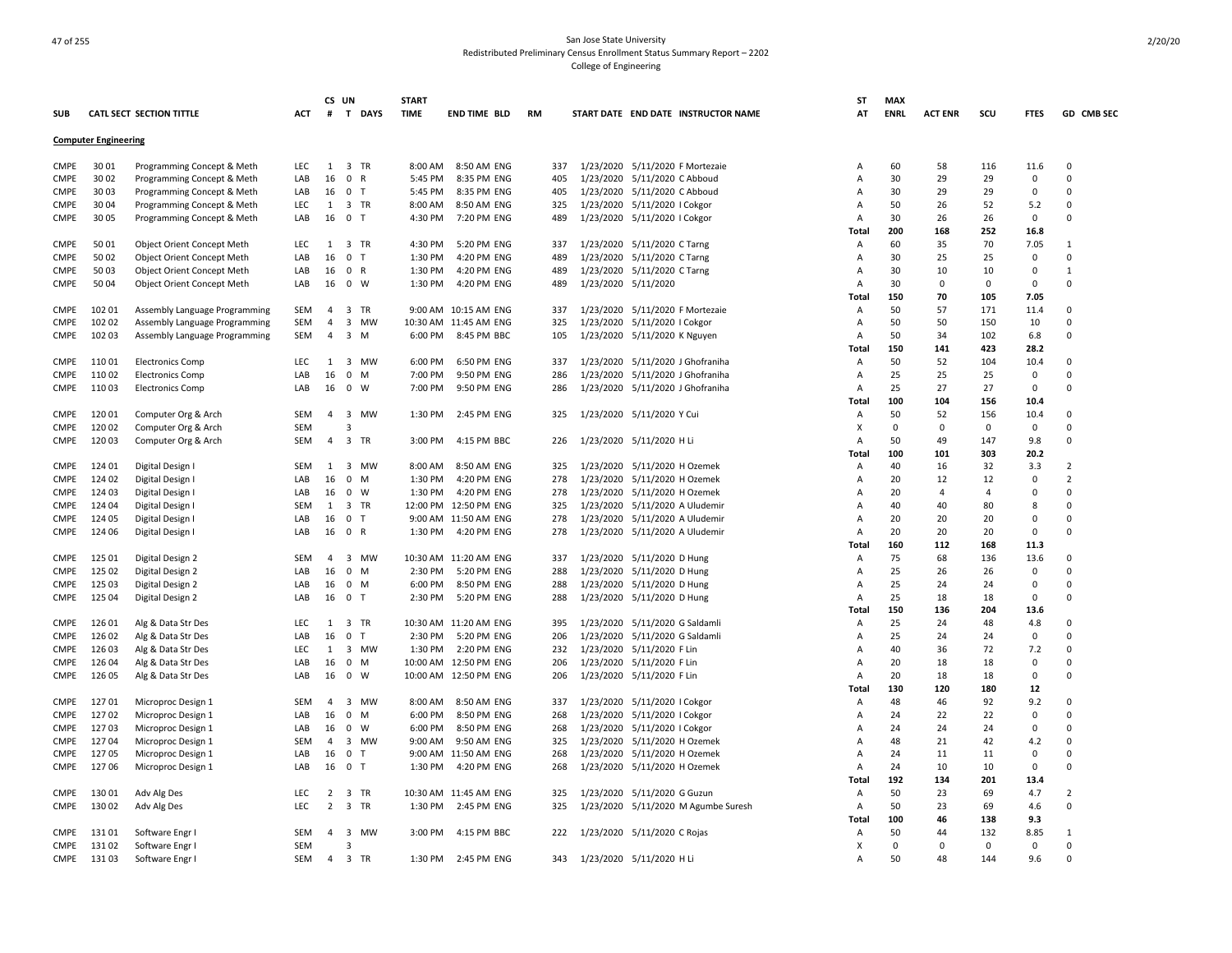San Jose State University
Redistributed Preliminary Census Enrollment Status Summary Report – 2202
College of Engineering

| SUB | CATL SECT | SECTION TITTLE | ACT | CS # | UN T | DAYS | START TIME | END TIME | BLD | RM | START DATE | END DATE | INSTRUCTOR NAME | ST AT | MAX ENRL | ACT ENR | SCU | FTES | GD | CMB SEC |
|---|---|---|---|---|---|---|---|---|---|---|---|---|---|---|---|---|---|---|---|---|
| **Computer Engineering** | | | | | | | | | | | | | | | | | | | | |
| CMPE | 30 01 | Programming Concept & Meth | LEC | 1 | 3 | TR | 8:00 AM | 8:50 AM | ENG | 337 | 1/23/2020 | 5/11/2020 | F Mortezaie | A | 60 | 58 | 116 | 11.6 | 0 | |
| CMPE | 30 02 | Programming Concept & Meth | LAB | 16 | 0 | R | 5:45 PM | 8:35 PM | ENG | 405 | 1/23/2020 | 5/11/2020 | C Abboud | A | 30 | 29 | 29 | 0 | 0 | |
| CMPE | 30 03 | Programming Concept & Meth | LAB | 16 | 0 | T | 5:45 PM | 8:35 PM | ENG | 405 | 1/23/2020 | 5/11/2020 | C Abboud | A | 30 | 29 | 29 | 0 | 0 | |
| CMPE | 30 04 | Programming Concept & Meth | LEC | 1 | 3 | TR | 8:00 AM | 8:50 AM | ENG | 325 | 1/23/2020 | 5/11/2020 | I Cokgor | A | 50 | 26 | 52 | 5.2 | 0 | |
| CMPE | 30 05 | Programming Concept & Meth | LAB | 16 | 0 | T | 4:30 PM | 7:20 PM | ENG | 489 | 1/23/2020 | 5/11/2020 | I Cokgor | A | 30 | 26 | 26 | 0 | 0 | |
| | | | | | | | | | | | | | | Total | 200 | 168 | 252 | 16.8 | | |
| CMPE | 50 01 | Object Orient Concept Meth | LEC | 1 | 3 | TR | 4:30 PM | 5:20 PM | ENG | 337 | 1/23/2020 | 5/11/2020 | C Tarng | A | 60 | 35 | 70 | 7.05 | 1 | |
| CMPE | 50 02 | Object Orient Concept Meth | LAB | 16 | 0 | T | 1:30 PM | 4:20 PM | ENG | 489 | 1/23/2020 | 5/11/2020 | C Tarng | A | 30 | 25 | 25 | 0 | 0 | |
| CMPE | 50 03 | Object Orient Concept Meth | LAB | 16 | 0 | R | 1:30 PM | 4:20 PM | ENG | 489 | 1/23/2020 | 5/11/2020 | C Tarng | A | 30 | 10 | 10 | 0 | 1 | |
| CMPE | 50 04 | Object Orient Concept Meth | LAB | 16 | 0 | W | 1:30 PM | 4:20 PM | ENG | 489 | 1/23/2020 | 5/11/2020 | | A | 30 | 0 | 0 | 0 | 0 | |
| | | | | | | | | | | | | | | Total | 150 | 70 | 105 | 7.05 | | |
| CMPE | 102 01 | Assembly Language Programming | SEM | 4 | 3 | TR | 9:00 AM | 10:15 AM | ENG | 337 | 1/23/2020 | 5/11/2020 | F Mortezaie | A | 50 | 57 | 171 | 11.4 | 0 | |
| CMPE | 102 02 | Assembly Language Programming | SEM | 4 | 3 | MW | 10:30 AM | 11:45 AM | ENG | 325 | 1/23/2020 | 5/11/2020 | I Cokgor | A | 50 | 50 | 150 | 10 | 0 | |
| CMPE | 102 03 | Assembly Language Programming | SEM | 4 | 3 | M | 6:00 PM | 8:45 PM | BBC | 105 | 1/23/2020 | 5/11/2020 | K Nguyen | A | 50 | 34 | 102 | 6.8 | 0 | |
| | | | | | | | | | | | | | | Total | 150 | 141 | 423 | 28.2 | | |
| CMPE | 110 01 | Electronics Comp | LEC | 1 | 3 | MW | 6:00 PM | 6:50 PM | ENG | 337 | 1/23/2020 | 5/11/2020 | J Ghofraniha | A | 50 | 52 | 104 | 10.4 | 0 | |
| CMPE | 110 02 | Electronics Comp | LAB | 16 | 0 | M | 7:00 PM | 9:50 PM | ENG | 286 | 1/23/2020 | 5/11/2020 | J Ghofraniha | A | 25 | 25 | 25 | 0 | 0 | |
| CMPE | 110 03 | Electronics Comp | LAB | 16 | 0 | W | 7:00 PM | 9:50 PM | ENG | 286 | 1/23/2020 | 5/11/2020 | J Ghofraniha | A | 25 | 27 | 27 | 0 | 0 | |
| | | | | | | | | | | | | | | Total | 100 | 104 | 156 | 10.4 | | |
| CMPE | 120 01 | Computer Org & Arch | SEM | 4 | 3 | MW | 1:30 PM | 2:45 PM | ENG | 325 | 1/23/2020 | 5/11/2020 | Y Cui | A | 50 | 52 | 156 | 10.4 | 0 | |
| CMPE | 120 02 | Computer Org & Arch | SEM | | 3 | | | | | | | | | X | 0 | 0 | 0 | 0 | 0 | |
| CMPE | 120 03 | Computer Org & Arch | SEM | 4 | 3 | TR | 3:00 PM | 4:15 PM | BBC | 226 | 1/23/2020 | 5/11/2020 | H Li | A | 50 | 49 | 147 | 9.8 | 0 | |
| | | | | | | | | | | | | | | Total | 100 | 101 | 303 | 20.2 | | |
| CMPE | 124 01 | Digital Design I | SEM | 1 | 3 | MW | 8:00 AM | 8:50 AM | ENG | 325 | 1/23/2020 | 5/11/2020 | H Ozemek | A | 40 | 16 | 32 | 3.3 | 2 | |
| CMPE | 124 02 | Digital Design I | LAB | 16 | 0 | M | 1:30 PM | 4:20 PM | ENG | 278 | 1/23/2020 | 5/11/2020 | H Ozemek | A | 20 | 12 | 12 | 0 | 2 | |
| CMPE | 124 03 | Digital Design I | LAB | 16 | 0 | W | 1:30 PM | 4:20 PM | ENG | 278 | 1/23/2020 | 5/11/2020 | H Ozemek | A | 20 | 4 | 4 | 0 | 0 | |
| CMPE | 124 04 | Digital Design I | SEM | 1 | 3 | TR | 12:00 PM | 12:50 PM | ENG | 325 | 1/23/2020 | 5/11/2020 | A Uludemir | A | 40 | 40 | 80 | 8 | 0 | |
| CMPE | 124 05 | Digital Design I | LAB | 16 | 0 | T | 9:00 AM | 11:50 AM | ENG | 278 | 1/23/2020 | 5/11/2020 | A Uludemir | A | 20 | 20 | 20 | 0 | 0 | |
| CMPE | 124 06 | Digital Design I | LAB | 16 | 0 | R | 1:30 PM | 4:20 PM | ENG | 278 | 1/23/2020 | 5/11/2020 | A Uludemir | A | 20 | 20 | 20 | 0 | 0 | |
| | | | | | | | | | | | | | | Total | 160 | 112 | 168 | 11.3 | | |
| CMPE | 125 01 | Digital Design 2 | SEM | 4 | 3 | MW | 10:30 AM | 11:20 AM | ENG | 337 | 1/23/2020 | 5/11/2020 | D Hung | A | 75 | 68 | 136 | 13.6 | 0 | |
| CMPE | 125 02 | Digital Design 2 | LAB | 16 | 0 | M | 2:30 PM | 5:20 PM | ENG | 288 | 1/23/2020 | 5/11/2020 | D Hung | A | 25 | 26 | 26 | 0 | 0 | |
| CMPE | 125 03 | Digital Design 2 | LAB | 16 | 0 | M | 6:00 PM | 8:50 PM | ENG | 288 | 1/23/2020 | 5/11/2020 | D Hung | A | 25 | 24 | 24 | 0 | 0 | |
| CMPE | 125 04 | Digital Design 2 | LAB | 16 | 0 | T | 2:30 PM | 5:20 PM | ENG | 288 | 1/23/2020 | 5/11/2020 | D Hung | A | 25 | 18 | 18 | 0 | 0 | |
| | | | | | | | | | | | | | | Total | 150 | 136 | 204 | 13.6 | | |
| CMPE | 126 01 | Alg & Data Str Des | LEC | 1 | 3 | TR | 10:30 AM | 11:20 AM | ENG | 395 | 1/23/2020 | 5/11/2020 | G Saldamli | A | 25 | 24 | 48 | 4.8 | 0 | |
| CMPE | 126 02 | Alg & Data Str Des | LAB | 16 | 0 | T | 2:30 PM | 5:20 PM | ENG | 206 | 1/23/2020 | 5/11/2020 | G Saldamli | A | 25 | 24 | 24 | 0 | 0 | |
| CMPE | 126 03 | Alg & Data Str Des | LEC | 1 | 3 | MW | 1:30 PM | 2:20 PM | ENG | 232 | 1/23/2020 | 5/11/2020 | F Lin | A | 40 | 36 | 72 | 7.2 | 0 | |
| CMPE | 126 04 | Alg & Data Str Des | LAB | 16 | 0 | M | 10:00 AM | 12:50 PM | ENG | 206 | 1/23/2020 | 5/11/2020 | F Lin | A | 20 | 18 | 18 | 0 | 0 | |
| CMPE | 126 05 | Alg & Data Str Des | LAB | 16 | 0 | W | 10:00 AM | 12:50 PM | ENG | 206 | 1/23/2020 | 5/11/2020 | F Lin | A | 20 | 18 | 18 | 0 | 0 | |
| | | | | | | | | | | | | | | Total | 130 | 120 | 180 | 12 | | |
| CMPE | 127 01 | Microproc Design 1 | SEM | 4 | 3 | MW | 8:00 AM | 8:50 AM | ENG | 337 | 1/23/2020 | 5/11/2020 | I Cokgor | A | 48 | 46 | 92 | 9.2 | 0 | |
| CMPE | 127 02 | Microproc Design 1 | LAB | 16 | 0 | M | 6:00 PM | 8:50 PM | ENG | 268 | 1/23/2020 | 5/11/2020 | I Cokgor | A | 24 | 22 | 22 | 0 | 0 | |
| CMPE | 127 03 | Microproc Design 1 | LAB | 16 | 0 | W | 6:00 PM | 8:50 PM | ENG | 268 | 1/23/2020 | 5/11/2020 | I Cokgor | A | 24 | 24 | 24 | 0 | 0 | |
| CMPE | 127 04 | Microproc Design 1 | SEM | 4 | 3 | MW | 9:00 AM | 9:50 AM | ENG | 325 | 1/23/2020 | 5/11/2020 | H Ozemek | A | 48 | 21 | 42 | 4.2 | 0 | |
| CMPE | 127 05 | Microproc Design 1 | LAB | 16 | 0 | T | 9:00 AM | 11:50 AM | ENG | 268 | 1/23/2020 | 5/11/2020 | H Ozemek | A | 24 | 11 | 11 | 0 | 0 | |
| CMPE | 127 06 | Microproc Design 1 | LAB | 16 | 0 | T | 1:30 PM | 4:20 PM | ENG | 268 | 1/23/2020 | 5/11/2020 | H Ozemek | A | 24 | 10 | 10 | 0 | 0 | |
| | | | | | | | | | | | | | | Total | 192 | 134 | 201 | 13.4 | | |
| CMPE | 130 01 | Adv Alg Des | LEC | 2 | 3 | TR | 10:30 AM | 11:45 AM | ENG | 325 | 1/23/2020 | 5/11/2020 | G Guzun | A | 50 | 23 | 69 | 4.7 | 2 | |
| CMPE | 130 02 | Adv Alg Des | LEC | 2 | 3 | TR | 1:30 PM | 2:45 PM | ENG | 325 | 1/23/2020 | 5/11/2020 | M Agumbe Suresh | A | 50 | 23 | 69 | 4.6 | 0 | |
| | | | | | | | | | | | | | | Total | 100 | 46 | 138 | 9.3 | | |
| CMPE | 131 01 | Software Engr I | SEM | 4 | 3 | MW | 3:00 PM | 4:15 PM | BBC | 222 | 1/23/2020 | 5/11/2020 | C Rojas | A | 50 | 44 | 132 | 8.85 | 1 | |
| CMPE | 131 02 | Software Engr I | SEM | | 3 | | | | | | | | | X | 0 | 0 | 0 | 0 | 0 | |
| CMPE | 131 03 | Software Engr I | SEM | 4 | 3 | TR | 1:30 PM | 2:45 PM | ENG | 343 | 1/23/2020 | 5/11/2020 | H Li | A | 50 | 48 | 144 | 9.6 | 0 | |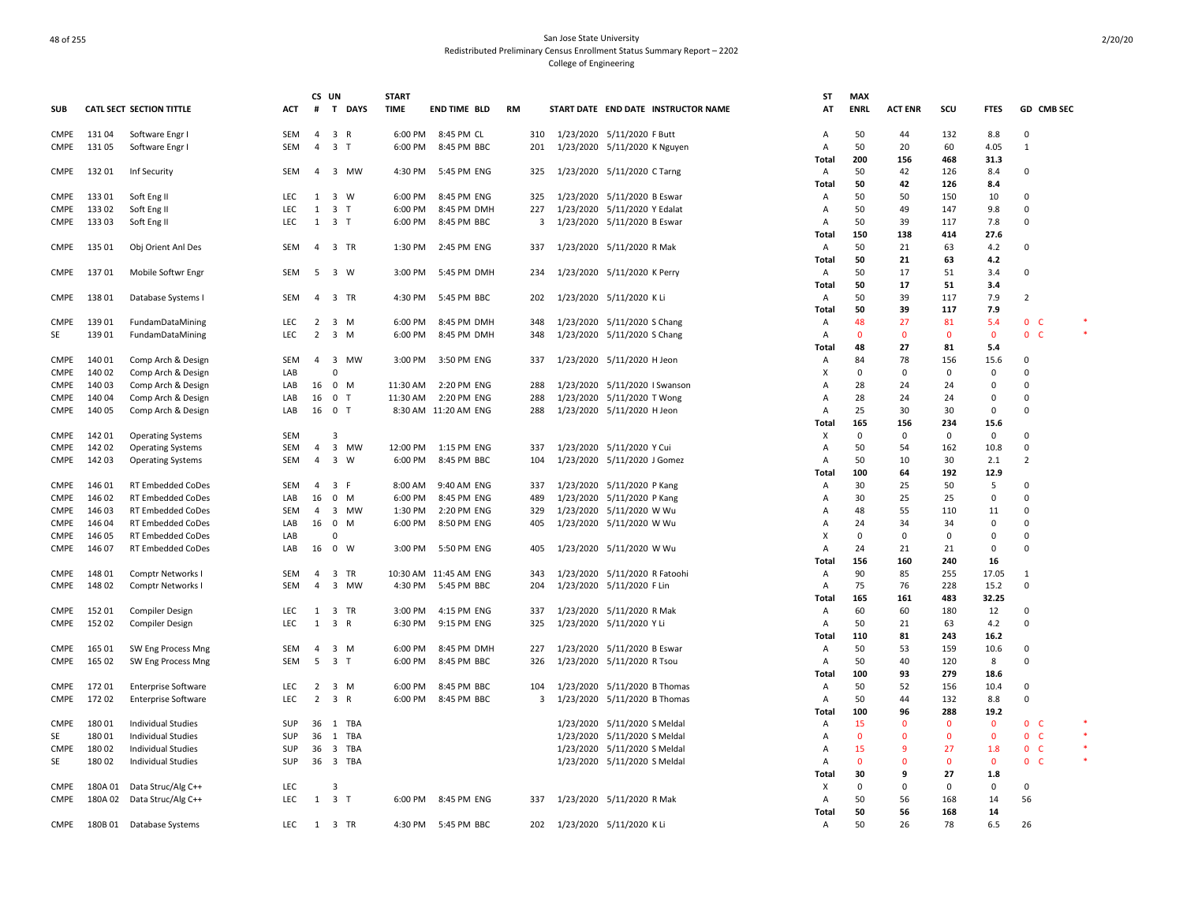San Jose State University
Redistributed Preliminary Census Enrollment Status Summary Report – 2202
College of Engineering

| SUB | CATL | SECT | SECTION TITTLE | ACT | CS # | UN T | DAYS | START TIME | END TIME | BLD | RM | START DATE | END DATE | INSTRUCTOR NAME | ST AT | MAX ENRL | ACT ENR | SCU | FTES | GD | CMB SEC | |
|---|---|---|---|---|---|---|---|---|---|---|---|---|---|---|---|---|---|---|---|---|---|---|
| CMPE | 131 | 04 | Software Engr I | SEM | 4 | 3 | R | 6:00 PM | 8:45 PM | CL | 310 | 1/23/2020 | 5/11/2020 | F Butt | A | 50 | 44 | 132 | 8.8 | 0 | | |
| CMPE | 131 | 05 | Software Engr I | SEM | 4 | 3 | T | 6:00 PM | 8:45 PM | BBC | 201 | 1/23/2020 | 5/11/2020 | K Nguyen | A | 50 | 20 | 60 | 4.05 | 1 | | |
| | | | | | | | | | | | | | | | Total | 200 | 156 | 468 | 31.3 | | | |
| CMPE | 132 | 01 | Inf Security | SEM | 4 | 3 | MW | 4:30 PM | 5:45 PM | ENG | 325 | 1/23/2020 | 5/11/2020 | C Tarng | A | 50 | 42 | 126 | 8.4 | 0 | | |
| | | | | | | | | | | | | | | | Total | 50 | 42 | 126 | 8.4 | | | |
| CMPE | 133 | 01 | Soft Eng II | LEC | 1 | 3 | W | 6:00 PM | 8:45 PM | ENG | 325 | 1/23/2020 | 5/11/2020 | B Eswar | A | 50 | 50 | 150 | 10 | 0 | | |
| CMPE | 133 | 02 | Soft Eng II | LEC | 1 | 3 | T | 6:00 PM | 8:45 PM | DMH | 227 | 1/23/2020 | 5/11/2020 | Y Edalat | A | 50 | 49 | 147 | 9.8 | 0 | | |
| CMPE | 133 | 03 | Soft Eng II | LEC | 1 | 3 | T | 6:00 PM | 8:45 PM | BBC | 3 | 1/23/2020 | 5/11/2020 | B Eswar | A | 50 | 39 | 117 | 7.8 | 0 | | |
| | | | | | | | | | | | | | | | Total | 150 | 138 | 414 | 27.6 | | | |
| CMPE | 135 | 01 | Obj Orient Anl Des | SEM | 4 | 3 | TR | 1:30 PM | 2:45 PM | ENG | 337 | 1/23/2020 | 5/11/2020 | R Mak | A | 50 | 21 | 63 | 4.2 | 0 | | |
| | | | | | | | | | | | | | | | Total | 50 | 21 | 63 | 4.2 | | | |
| CMPE | 137 | 01 | Mobile Softwr Engr | SEM | 5 | 3 | W | 3:00 PM | 5:45 PM | DMH | 234 | 1/23/2020 | 5/11/2020 | K Perry | A | 50 | 17 | 51 | 3.4 | 0 | | |
| | | | | | | | | | | | | | | | Total | 50 | 17 | 51 | 3.4 | | | |
| CMPE | 138 | 01 | Database Systems I | SEM | 4 | 3 | TR | 4:30 PM | 5:45 PM | BBC | 202 | 1/23/2020 | 5/11/2020 | K Li | A | 50 | 39 | 117 | 7.9 | 2 | | |
| | | | | | | | | | | | | | | | Total | 50 | 39 | 117 | 7.9 | | | |
| CMPE | 139 | 01 | FundamDataMining | LEC | 2 | 3 | M | 6:00 PM | 8:45 PM | DMH | 348 | 1/23/2020 | 5/11/2020 | S Chang | A | 48 | 27 | 81 | 5.4 | 0 | C | * |
| SE | 139 | 01 | FundamDataMining | LEC | 2 | 3 | M | 6:00 PM | 8:45 PM | DMH | 348 | 1/23/2020 | 5/11/2020 | S Chang | A | 0 | 0 | 0 | 0 | 0 | C | * |
| | | | | | | | | | | | | | | | Total | 48 | 27 | 81 | 5.4 | | | |
| CMPE | 140 | 01 | Comp Arch & Design | SEM | 4 | 3 | MW | 3:00 PM | 3:50 PM | ENG | 337 | 1/23/2020 | 5/11/2020 | H Jeon | A | 84 | 78 | 156 | 15.6 | 0 | | |
| CMPE | 140 | 02 | Comp Arch & Design | LAB | | 0 | | | | | | | | | X | 0 | 0 | 0 | 0 | 0 | | |
| CMPE | 140 | 03 | Comp Arch & Design | LAB | 16 | 0 | M | 11:30 AM | 2:20 PM | ENG | 288 | 1/23/2020 | 5/11/2020 | I Swanson | A | 28 | 24 | 24 | 0 | 0 | | |
| CMPE | 140 | 04 | Comp Arch & Design | LAB | 16 | 0 | T | 11:30 AM | 2:20 PM | ENG | 288 | 1/23/2020 | 5/11/2020 | T Wong | A | 28 | 24 | 24 | 0 | 0 | | |
| CMPE | 140 | 05 | Comp Arch & Design | LAB | 16 | 0 | T | 8:30 AM | 11:20 AM | ENG | 288 | 1/23/2020 | 5/11/2020 | H Jeon | A | 25 | 30 | 30 | 0 | 0 | | |
| | | | | | | | | | | | | | | | Total | 165 | 156 | 234 | 15.6 | | | |
| CMPE | 142 | 01 | Operating Systems | SEM | | 3 | | | | | | | | | X | 0 | 0 | 0 | 0 | 0 | | |
| CMPE | 142 | 02 | Operating Systems | SEM | 4 | 3 | MW | 12:00 PM | 1:15 PM | ENG | 337 | 1/23/2020 | 5/11/2020 | Y Cui | A | 50 | 54 | 162 | 10.8 | 0 | | |
| CMPE | 142 | 03 | Operating Systems | SEM | 4 | 3 | W | 6:00 PM | 8:45 PM | BBC | 104 | 1/23/2020 | 5/11/2020 | J Gomez | A | 50 | 10 | 30 | 2.1 | 2 | | |
| | | | | | | | | | | | | | | | Total | 100 | 64 | 192 | 12.9 | | | |
| CMPE | 146 | 01 | RT Embedded CoDes | SEM | 4 | 3 | F | 8:00 AM | 9:40 AM | ENG | 337 | 1/23/2020 | 5/11/2020 | P Kang | A | 30 | 25 | 50 | 5 | 0 | | |
| CMPE | 146 | 02 | RT Embedded CoDes | LAB | 16 | 0 | M | 6:00 PM | 8:45 PM | ENG | 489 | 1/23/2020 | 5/11/2020 | P Kang | A | 30 | 25 | 25 | 0 | 0 | | |
| CMPE | 146 | 03 | RT Embedded CoDes | SEM | 4 | 3 | MW | 1:30 PM | 2:20 PM | ENG | 329 | 1/23/2020 | 5/11/2020 | W Wu | A | 48 | 55 | 110 | 11 | 0 | | |
| CMPE | 146 | 04 | RT Embedded CoDes | LAB | 16 | 0 | M | 6:00 PM | 8:50 PM | ENG | 405 | 1/23/2020 | 5/11/2020 | W Wu | A | 24 | 34 | 34 | 0 | 0 | | |
| CMPE | 146 | 05 | RT Embedded CoDes | LAB | | 0 | | | | | | | | | X | 0 | 0 | 0 | 0 | 0 | | |
| CMPE | 146 | 07 | RT Embedded CoDes | LAB | 16 | 0 | W | 3:00 PM | 5:50 PM | ENG | 405 | 1/23/2020 | 5/11/2020 | W Wu | A | 24 | 21 | 21 | 0 | 0 | | |
| | | | | | | | | | | | | | | | Total | 156 | 160 | 240 | 16 | | | |
| CMPE | 148 | 01 | Comptr Networks I | SEM | 4 | 3 | TR | 10:30 AM | 11:45 AM | ENG | 343 | 1/23/2020 | 5/11/2020 | R Fatoohi | A | 90 | 85 | 255 | 17.05 | 1 | | |
| CMPE | 148 | 02 | Comptr Networks I | SEM | 4 | 3 | MW | 4:30 PM | 5:45 PM | BBC | 204 | 1/23/2020 | 5/11/2020 | F Lin | A | 75 | 76 | 228 | 15.2 | 0 | | |
| | | | | | | | | | | | | | | | Total | 165 | 161 | 483 | 32.25 | | | |
| CMPE | 152 | 01 | Compiler Design | LEC | 1 | 3 | TR | 3:00 PM | 4:15 PM | ENG | 337 | 1/23/2020 | 5/11/2020 | R Mak | A | 60 | 60 | 180 | 12 | 0 | | |
| CMPE | 152 | 02 | Compiler Design | LEC | 1 | 3 | R | 6:30 PM | 9:15 PM | ENG | 325 | 1/23/2020 | 5/11/2020 | Y Li | A | 50 | 21 | 63 | 4.2 | 0 | | |
| | | | | | | | | | | | | | | | Total | 110 | 81 | 243 | 16.2 | | | |
| CMPE | 165 | 01 | SW Eng Process Mng | SEM | 4 | 3 | M | 6:00 PM | 8:45 PM | DMH | 227 | 1/23/2020 | 5/11/2020 | B Eswar | A | 50 | 53 | 159 | 10.6 | 0 | | |
| CMPE | 165 | 02 | SW Eng Process Mng | SEM | 5 | 3 | T | 6:00 PM | 8:45 PM | BBC | 326 | 1/23/2020 | 5/11/2020 | R Tsou | A | 50 | 40 | 120 | 8 | 0 | | |
| | | | | | | | | | | | | | | | Total | 100 | 93 | 279 | 18.6 | | | |
| CMPE | 172 | 01 | Enterprise Software | LEC | 2 | 3 | M | 6:00 PM | 8:45 PM | BBC | 104 | 1/23/2020 | 5/11/2020 | B Thomas | A | 50 | 52 | 156 | 10.4 | 0 | | |
| CMPE | 172 | 02 | Enterprise Software | LEC | 2 | 3 | R | 6:00 PM | 8:45 PM | BBC | 3 | 1/23/2020 | 5/11/2020 | B Thomas | A | 50 | 44 | 132 | 8.8 | 0 | | |
| | | | | | | | | | | | | | | | Total | 100 | 96 | 288 | 19.2 | | | |
| CMPE | 180 | 01 | Individual Studies | SUP | 36 | 1 | TBA | | | | | 1/23/2020 | 5/11/2020 | S Meldal | A | 15 | 0 | 0 | 0 | 0 | C | * |
| SE | 180 | 01 | Individual Studies | SUP | 36 | 1 | TBA | | | | | 1/23/2020 | 5/11/2020 | S Meldal | A | 0 | 0 | 0 | 0 | 0 | C | * |
| CMPE | 180 | 02 | Individual Studies | SUP | 36 | 3 | TBA | | | | | 1/23/2020 | 5/11/2020 | S Meldal | A | 15 | 9 | 27 | 1.8 | 0 | C | * |
| SE | 180 | 02 | Individual Studies | SUP | 36 | 3 | TBA | | | | | 1/23/2020 | 5/11/2020 | S Meldal | A | 0 | 0 | 0 | 0 | 0 | C | * |
| | | | | | | | | | | | | | | | Total | 30 | 9 | 27 | 1.8 | | | |
| CMPE | 180A | 01 | Data Struc/Alg C++ | LEC | | 3 | | | | | | | | | X | 0 | 0 | 0 | 0 | 0 | | |
| CMPE | 180A | 02 | Data Struc/Alg C++ | LEC | 1 | 3 | T | 6:00 PM | 8:45 PM | ENG | 337 | 1/23/2020 | 5/11/2020 | R Mak | A | 50 | 56 | 168 | 14 | 56 | | |
| | | | | | | | | | | | | | | | Total | 50 | 56 | 168 | 14 | | | |
| CMPE | 180B | 01 | Database Systems | LEC | 1 | 3 | TR | 4:30 PM | 5:45 PM | BBC | 202 | 1/23/2020 | 5/11/2020 | K Li | A | 50 | 26 | 78 | 6.5 | 26 | | |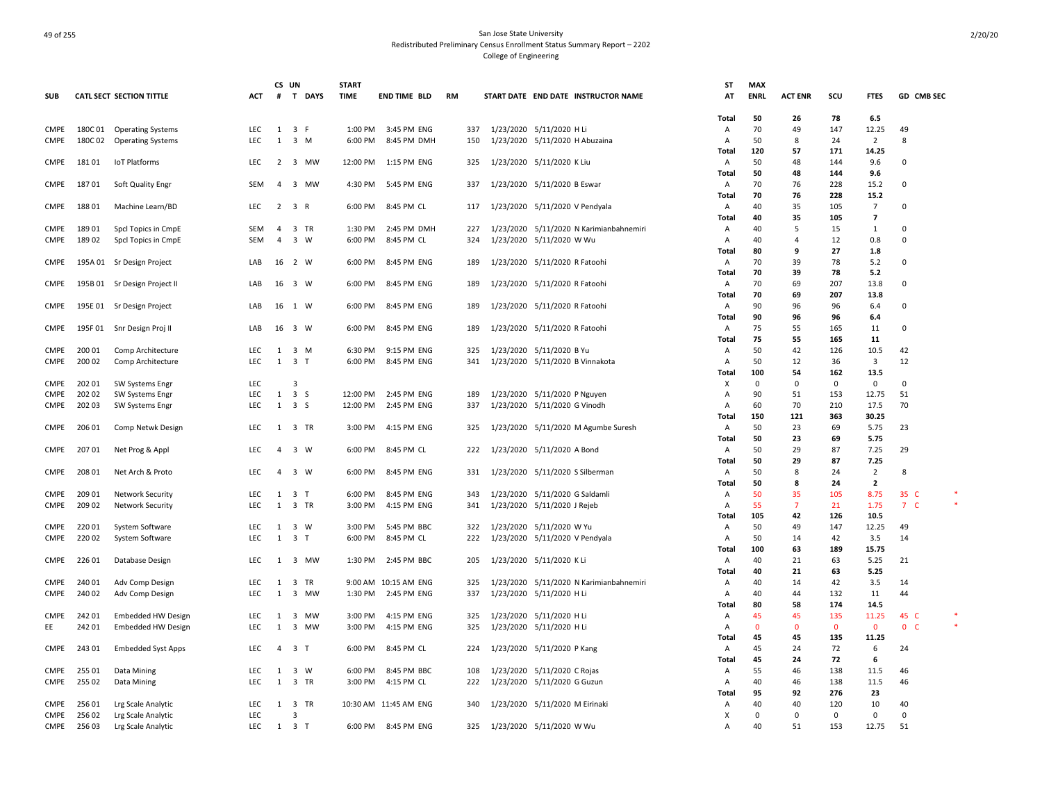San Jose State University
Redistributed Preliminary Census Enrollment Status Summary Report – 2202
College of Engineering

| SUB | CATL SECT | SECTION TITTLE | ACT | CS # | UN T | DAYS | START TIME | END TIME | BLD | RM | START DATE | END DATE | INSTRUCTOR NAME | ST AT | MAX ENRL | ACT ENR | SCU | FTES | GD | CMB SEC |
|---|---|---|---|---|---|---|---|---|---|---|---|---|---|---|---|---|---|---|---|---|
| | | | | | | | | | | | | | | **Total** | **50** | **26** | **78** | **6.5** | | |
| CMPE | 180C 01 | Operating Systems | LEC | 1 | 3 | F | 1:00 PM | 3:45 PM | ENG | 337 | 1/23/2020 | 5/11/2020 | H Li | A | 70 | 49 | 147 | 12.25 | 49 | |
| CMPE | 180C 02 | Operating Systems | LEC | 1 | 3 | M | 6:00 PM | 8:45 PM | DMH | 150 | 1/23/2020 | 5/11/2020 | H Abuzaina | A | 50 | 8 | 24 | 2 | 8 | |
| | | | | | | | | | | | | | | **Total** | **120** | **57** | **171** | **14.25** | | |
| CMPE | 181 01 | IoT Platforms | LEC | 2 | 3 | MW | 12:00 PM | 1:15 PM | ENG | 325 | 1/23/2020 | 5/11/2020 | K Liu | A | 50 | 48 | 144 | 9.6 | 0 | |
| | | | | | | | | | | | | | | **Total** | **50** | **48** | **144** | **9.6** | | |
| CMPE | 187 01 | Soft Quality Engr | SEM | 4 | 3 | MW | 4:30 PM | 5:45 PM | ENG | 337 | 1/23/2020 | 5/11/2020 | B Eswar | A | 70 | 76 | 228 | 15.2 | 0 | |
| | | | | | | | | | | | | | | **Total** | **70** | **76** | **228** | **15.2** | | |
| CMPE | 188 01 | Machine Learn/BD | LEC | 2 | 3 | R | 6:00 PM | 8:45 PM | CL | 117 | 1/23/2020 | 5/11/2020 | V Pendyala | A | 40 | 35 | 105 | 7 | 0 | |
| | | | | | | | | | | | | | | **Total** | **40** | **35** | **105** | **7** | | |
| CMPE | 189 01 | Spcl Topics in CmpE | SEM | 4 | 3 | TR | 1:30 PM | 2:45 PM | DMH | 227 | 1/23/2020 | 5/11/2020 | N Karimianbahnemiri | A | 40 | 5 | 15 | 1 | 0 | |
| CMPE | 189 02 | Spcl Topics in CmpE | SEM | 4 | 3 | W | 6:00 PM | 8:45 PM | CL | 324 | 1/23/2020 | 5/11/2020 | W Wu | A | 40 | 4 | 12 | 0.8 | 0 | |
| | | | | | | | | | | | | | | **Total** | **80** | **9** | **27** | **1.8** | | |
| CMPE | 195A 01 | Sr Design Project | LAB | 16 | 2 | W | 6:00 PM | 8:45 PM | ENG | 189 | 1/23/2020 | 5/11/2020 | R Fatoohi | A | 70 | 39 | 78 | 5.2 | 0 | |
| | | | | | | | | | | | | | | **Total** | **70** | **39** | **78** | **5.2** | | |
| CMPE | 195B 01 | Sr Design Project II | LAB | 16 | 3 | W | 6:00 PM | 8:45 PM | ENG | 189 | 1/23/2020 | 5/11/2020 | R Fatoohi | A | 70 | 69 | 207 | 13.8 | 0 | |
| | | | | | | | | | | | | | | **Total** | **70** | **69** | **207** | **13.8** | | |
| CMPE | 195E 01 | Sr Design Project | LAB | 16 | 1 | W | 6:00 PM | 8:45 PM | ENG | 189 | 1/23/2020 | 5/11/2020 | R Fatoohi | A | 90 | 96 | 96 | 6.4 | 0 | |
| | | | | | | | | | | | | | | **Total** | **90** | **96** | **96** | **6.4** | | |
| CMPE | 195F 01 | Snr Design Proj II | LAB | 16 | 3 | W | 6:00 PM | 8:45 PM | ENG | 189 | 1/23/2020 | 5/11/2020 | R Fatoohi | A | 75 | 55 | 165 | 11 | 0 | |
| | | | | | | | | | | | | | | **Total** | **75** | **55** | **165** | **11** | | |
| CMPE | 200 01 | Comp Architecture | LEC | 1 | 3 | M | 6:30 PM | 9:15 PM | ENG | 325 | 1/23/2020 | 5/11/2020 | B Yu | A | 50 | 42 | 126 | 10.5 | 42 | |
| CMPE | 200 02 | Comp Architecture | LEC | 1 | 3 | T | 6:00 PM | 8:45 PM | ENG | 341 | 1/23/2020 | 5/11/2020 | B Vinnakota | A | 50 | 12 | 36 | 3 | 12 | |
| | | | | | | | | | | | | | | **Total** | **100** | **54** | **162** | **13.5** | | |
| CMPE | 202 01 | SW Systems Engr | LEC | | 3 | | | | | | | | | X | 0 | 0 | 0 | 0 | 0 | |
| CMPE | 202 02 | SW Systems Engr | LEC | 1 | 3 | S | 12:00 PM | 2:45 PM | ENG | 189 | 1/23/2020 | 5/11/2020 | P Nguyen | A | 90 | 51 | 153 | 12.75 | 51 | |
| CMPE | 202 03 | SW Systems Engr | LEC | 1 | 3 | S | 12:00 PM | 2:45 PM | ENG | 337 | 1/23/2020 | 5/11/2020 | G Vinodh | A | 60 | 70 | 210 | 17.5 | 70 | |
| | | | | | | | | | | | | | | **Total** | **150** | **121** | **363** | **30.25** | | |
| CMPE | 206 01 | Comp Netwk Design | LEC | 1 | 3 | TR | 3:00 PM | 4:15 PM | ENG | 325 | 1/23/2020 | 5/11/2020 | M Agumbe Suresh | A | 50 | 23 | 69 | 5.75 | 23 | |
| | | | | | | | | | | | | | | **Total** | **50** | **23** | **69** | **5.75** | | |
| CMPE | 207 01 | Net Prog & Appl | LEC | 4 | 3 | W | 6:00 PM | 8:45 PM | CL | 222 | 1/23/2020 | 5/11/2020 | A Bond | A | 50 | 29 | 87 | 7.25 | 29 | |
| | | | | | | | | | | | | | | **Total** | **50** | **29** | **87** | **7.25** | | |
| CMPE | 208 01 | Net Arch & Proto | LEC | 4 | 3 | W | 6:00 PM | 8:45 PM | ENG | 331 | 1/23/2020 | 5/11/2020 | S Silberman | A | 50 | 8 | 24 | 2 | 8 | |
| | | | | | | | | | | | | | | **Total** | **50** | **8** | **24** | **2** | | |
| CMPE | 209 01 | Network Security | LEC | 1 | 3 | T | 6:00 PM | 8:45 PM | ENG | 343 | 1/23/2020 | 5/11/2020 | G Saldamli | A | 50 | 35 | 105 | 8.75 | 35 | C * |
| CMPE | 209 02 | Network Security | LEC | 1 | 3 | TR | 3:00 PM | 4:15 PM | ENG | 341 | 1/23/2020 | 5/11/2020 | J Rejeb | A | 55 | 7 | 21 | 1.75 | 7 | C * |
| | | | | | | | | | | | | | | **Total** | **105** | **42** | **126** | **10.5** | | |
| CMPE | 220 01 | System Software | LEC | 1 | 3 | W | 3:00 PM | 5:45 PM | BBC | 322 | 1/23/2020 | 5/11/2020 | W Yu | A | 50 | 49 | 147 | 12.25 | 49 | |
| CMPE | 220 02 | System Software | LEC | 1 | 3 | T | 6:00 PM | 8:45 PM | CL | 222 | 1/23/2020 | 5/11/2020 | V Pendyala | A | 50 | 14 | 42 | 3.5 | 14 | |
| | | | | | | | | | | | | | | **Total** | **100** | **63** | **189** | **15.75** | | |
| CMPE | 226 01 | Database Design | LEC | 1 | 3 | MW | 1:30 PM | 2:45 PM | BBC | 205 | 1/23/2020 | 5/11/2020 | K Li | A | 40 | 21 | 63 | 5.25 | 21 | |
| | | | | | | | | | | | | | | **Total** | **40** | **21** | **63** | **5.25** | | |
| CMPE | 240 01 | Adv Comp Design | LEC | 1 | 3 | TR | 9:00 AM | 10:15 AM | ENG | 325 | 1/23/2020 | 5/11/2020 | N Karimianbahnemiri | A | 40 | 14 | 42 | 3.5 | 14 | |
| CMPE | 240 02 | Adv Comp Design | LEC | 1 | 3 | MW | 1:30 PM | 2:45 PM | ENG | 337 | 1/23/2020 | 5/11/2020 | H Li | A | 40 | 44 | 132 | 11 | 44 | |
| | | | | | | | | | | | | | | **Total** | **80** | **58** | **174** | **14.5** | | |
| CMPE | 242 01 | Embedded HW Design | LEC | 1 | 3 | MW | 3:00 PM | 4:15 PM | ENG | 325 | 1/23/2020 | 5/11/2020 | H Li | A | 45 | 45 | 135 | 11.25 | 45 | C * |
| EE | 242 01 | Embedded HW Design | LEC | 1 | 3 | MW | 3:00 PM | 4:15 PM | ENG | 325 | 1/23/2020 | 5/11/2020 | H Li | A | 0 | 0 | 0 | 0 | 0 | C * |
| | | | | | | | | | | | | | | **Total** | **45** | **45** | **135** | **11.25** | | |
| CMPE | 243 01 | Embedded Syst Apps | LEC | 4 | 3 | T | 6:00 PM | 8:45 PM | CL | 224 | 1/23/2020 | 5/11/2020 | P Kang | A | 45 | 24 | 72 | 6 | 24 | |
| | | | | | | | | | | | | | | **Total** | **45** | **24** | **72** | **6** | | |
| CMPE | 255 01 | Data Mining | LEC | 1 | 3 | W | 6:00 PM | 8:45 PM | BBC | 108 | 1/23/2020 | 5/11/2020 | C Rojas | A | 55 | 46 | 138 | 11.5 | 46 | |
| CMPE | 255 02 | Data Mining | LEC | 1 | 3 | TR | 3:00 PM | 4:15 PM | CL | 222 | 1/23/2020 | 5/11/2020 | G Guzun | A | 40 | 46 | 138 | 11.5 | 46 | |
| | | | | | | | | | | | | | | **Total** | **95** | **92** | **276** | **23** | | |
| CMPE | 256 01 | Lrg Scale Analytic | LEC | 1 | 3 | TR | 10:30 AM | 11:45 AM | ENG | 340 | 1/23/2020 | 5/11/2020 | M Eirinaki | A | 40 | 40 | 120 | 10 | 40 | |
| CMPE | 256 02 | Lrg Scale Analytic | LEC | | 3 | | | | | | | | | X | 0 | 0 | 0 | 0 | 0 | |
| CMPE | 256 03 | Lrg Scale Analytic | LEC | 1 | 3 | T | 6:00 PM | 8:45 PM | ENG | 325 | 1/23/2020 | 5/11/2020 | W Wu | A | 40 | 51 | 153 | 12.75 | 51 | |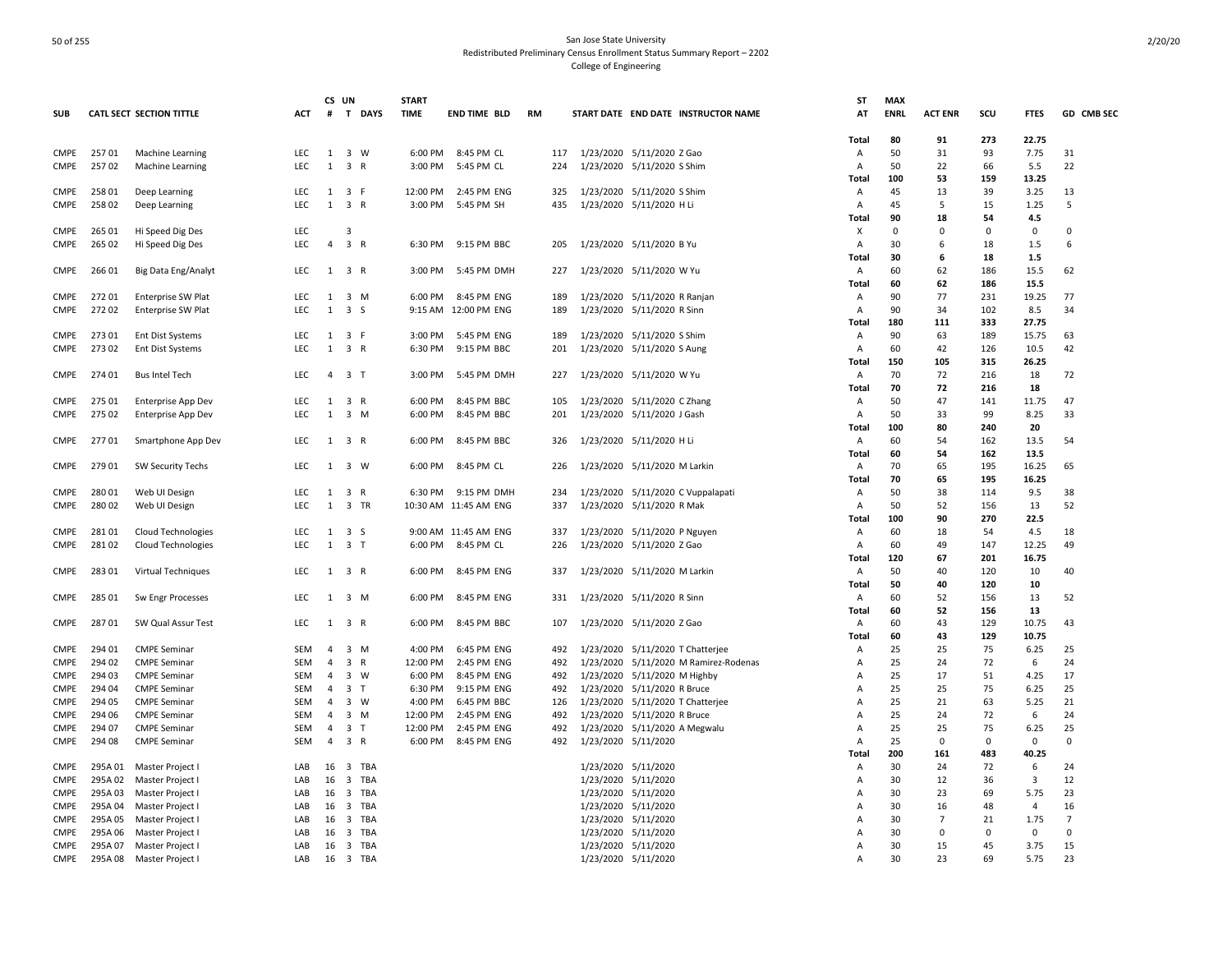# San Jose State University
## Redistributed Preliminary Census Enrollment Status Summary Report – 2202
### College of Engineering

| SUB | CATL | SECT | SECTION TITTLE | ACT | CS # | UN T | DAYS | START TIME | END TIME | BLD | RM | START DATE | END DATE | INSTRUCTOR NAME | ST AT | MAX ENRL | ACT ENR | SCU | FTES | GD | CMB SEC |
|---|---|---|---|---|---|---|---|---|---|---|---|---|---|---|---|---|---|---|---|---|---|
| | | | | | | | | | | | | | | | Total | 80 | 91 | 273 | 22.75 | | |
| CMPE | 257 | 01 | Machine Learning | LEC | 1 | 3 | W | 6:00 PM | 8:45 PM | CL | 117 | 1/23/2020 | 5/11/2020 | Z Gao | A | 50 | 31 | 93 | 7.75 | 31 | |
| CMPE | 257 | 02 | Machine Learning | LEC | 1 | 3 | R | 3:00 PM | 5:45 PM | CL | 224 | 1/23/2020 | 5/11/2020 | S Shim | A | 50 | 22 | 66 | 5.5 | 22 | |
| | | | | | | | | | | | | | | | Total | 100 | 53 | 159 | 13.25 | | |
| CMPE | 258 | 01 | Deep Learning | LEC | 1 | 3 | F | 12:00 PM | 2:45 PM | ENG | 325 | 1/23/2020 | 5/11/2020 | S Shim | A | 45 | 13 | 39 | 3.25 | 13 | |
| CMPE | 258 | 02 | Deep Learning | LEC | 1 | 3 | R | 3:00 PM | 5:45 PM | SH | 435 | 1/23/2020 | 5/11/2020 | H Li | A | 45 | 5 | 15 | 1.25 | 5 | |
| | | | | | | | | | | | | | | | Total | 90 | 18 | 54 | 4.5 | | |
| CMPE | 265 | 01 | Hi Speed Dig Des | LEC | | 3 | | | | | | | | | X | 0 | 0 | 0 | 0 | 0 | |
| CMPE | 265 | 02 | Hi Speed Dig Des | LEC | 4 | 3 | R | 6:30 PM | 9:15 PM | BBC | 205 | 1/23/2020 | 5/11/2020 | B Yu | A | 30 | 6 | 18 | 1.5 | 6 | |
| | | | | | | | | | | | | | | | Total | 30 | 6 | 18 | 1.5 | | |
| CMPE | 266 | 01 | Big Data Eng/Analyt | LEC | 1 | 3 | R | 3:00 PM | 5:45 PM | DMH | 227 | 1/23/2020 | 5/11/2020 | W Yu | A | 60 | 62 | 186 | 15.5 | 62 | |
| | | | | | | | | | | | | | | | Total | 60 | 62 | 186 | 15.5 | | |
| CMPE | 272 | 01 | Enterprise SW Plat | LEC | 1 | 3 | M | 6:00 PM | 8:45 PM | ENG | 189 | 1/23/2020 | 5/11/2020 | R Ranjan | A | 90 | 77 | 231 | 19.25 | 77 | |
| CMPE | 272 | 02 | Enterprise SW Plat | LEC | 1 | 3 | S | 9:15 AM | 12:00 PM | ENG | 189 | 1/23/2020 | 5/11/2020 | R Sinn | A | 90 | 34 | 102 | 8.5 | 34 | |
| | | | | | | | | | | | | | | | Total | 180 | 111 | 333 | 27.75 | | |
| CMPE | 273 | 01 | Ent Dist Systems | LEC | 1 | 3 | F | 3:00 PM | 5:45 PM | ENG | 189 | 1/23/2020 | 5/11/2020 | S Shim | A | 90 | 63 | 189 | 15.75 | 63 | |
| CMPE | 273 | 02 | Ent Dist Systems | LEC | 1 | 3 | R | 6:30 PM | 9:15 PM | BBC | 201 | 1/23/2020 | 5/11/2020 | S Aung | A | 60 | 42 | 126 | 10.5 | 42 | |
| | | | | | | | | | | | | | | | Total | 150 | 105 | 315 | 26.25 | | |
| CMPE | 274 | 01 | Bus Intel Tech | LEC | 4 | 3 | T | 3:00 PM | 5:45 PM | DMH | 227 | 1/23/2020 | 5/11/2020 | W Yu | A | 70 | 72 | 216 | 18 | 72 | |
| | | | | | | | | | | | | | | | Total | 70 | 72 | 216 | 18 | | |
| CMPE | 275 | 01 | Enterprise App Dev | LEC | 1 | 3 | R | 6:00 PM | 8:45 PM | BBC | 105 | 1/23/2020 | 5/11/2020 | C Zhang | A | 50 | 47 | 141 | 11.75 | 47 | |
| CMPE | 275 | 02 | Enterprise App Dev | LEC | 1 | 3 | M | 6:00 PM | 8:45 PM | BBC | 201 | 1/23/2020 | 5/11/2020 | J Gash | A | 50 | 33 | 99 | 8.25 | 33 | |
| | | | | | | | | | | | | | | | Total | 100 | 80 | 240 | 20 | | |
| CMPE | 277 | 01 | Smartphone App Dev | LEC | 1 | 3 | R | 6:00 PM | 8:45 PM | BBC | 326 | 1/23/2020 | 5/11/2020 | H Li | A | 60 | 54 | 162 | 13.5 | 54 | |
| | | | | | | | | | | | | | | | Total | 60 | 54 | 162 | 13.5 | | |
| CMPE | 279 | 01 | SW Security Techs | LEC | 1 | 3 | W | 6:00 PM | 8:45 PM | CL | 226 | 1/23/2020 | 5/11/2020 | M Larkin | A | 70 | 65 | 195 | 16.25 | 65 | |
| | | | | | | | | | | | | | | | Total | 70 | 65 | 195 | 16.25 | | |
| CMPE | 280 | 01 | Web UI Design | LEC | 1 | 3 | R | 6:30 PM | 9:15 PM | DMH | 234 | 1/23/2020 | 5/11/2020 | C Vuppalapati | A | 50 | 38 | 114 | 9.5 | 38 | |
| CMPE | 280 | 02 | Web UI Design | LEC | 1 | 3 | TR | 10:30 AM | 11:45 AM | ENG | 337 | 1/23/2020 | 5/11/2020 | R Mak | A | 50 | 52 | 156 | 13 | 52 | |
| | | | | | | | | | | | | | | | Total | 100 | 90 | 270 | 22.5 | | |
| CMPE | 281 | 01 | Cloud Technologies | LEC | 1 | 3 | S | 9:00 AM | 11:45 AM | ENG | 337 | 1/23/2020 | 5/11/2020 | P Nguyen | A | 60 | 18 | 54 | 4.5 | 18 | |
| CMPE | 281 | 02 | Cloud Technologies | LEC | 1 | 3 | T | 6:00 PM | 8:45 PM | CL | 226 | 1/23/2020 | 5/11/2020 | Z Gao | A | 60 | 49 | 147 | 12.25 | 49 | |
| | | | | | | | | | | | | | | | Total | 120 | 67 | 201 | 16.75 | | |
| CMPE | 283 | 01 | Virtual Techniques | LEC | 1 | 3 | R | 6:00 PM | 8:45 PM | ENG | 337 | 1/23/2020 | 5/11/2020 | M Larkin | A | 50 | 40 | 120 | 10 | 40 | |
| | | | | | | | | | | | | | | | Total | 50 | 40 | 120 | 10 | | |
| CMPE | 285 | 01 | Sw Engr Processes | LEC | 1 | 3 | M | 6:00 PM | 8:45 PM | ENG | 331 | 1/23/2020 | 5/11/2020 | R Sinn | A | 60 | 52 | 156 | 13 | 52 | |
| | | | | | | | | | | | | | | | Total | 60 | 52 | 156 | 13 | | |
| CMPE | 287 | 01 | SW Qual Assur Test | LEC | 1 | 3 | R | 6:00 PM | 8:45 PM | BBC | 107 | 1/23/2020 | 5/11/2020 | Z Gao | A | 60 | 43 | 129 | 10.75 | 43 | |
| | | | | | | | | | | | | | | | Total | 60 | 43 | 129 | 10.75 | | |
| CMPE | 294 | 01 | CMPE Seminar | SEM | 4 | 3 | M | 4:00 PM | 6:45 PM | ENG | 492 | 1/23/2020 | 5/11/2020 | T Chatterjee | A | 25 | 25 | 75 | 6.25 | 25 | |
| CMPE | 294 | 02 | CMPE Seminar | SEM | 4 | 3 | R | 12:00 PM | 2:45 PM | ENG | 492 | 1/23/2020 | 5/11/2020 | M Ramirez-Rodenas | A | 25 | 24 | 72 | 6 | 24 | |
| CMPE | 294 | 03 | CMPE Seminar | SEM | 4 | 3 | W | 6:00 PM | 8:45 PM | ENG | 492 | 1/23/2020 | 5/11/2020 | M Highby | A | 25 | 17 | 51 | 4.25 | 17 | |
| CMPE | 294 | 04 | CMPE Seminar | SEM | 4 | 3 | T | 6:30 PM | 9:15 PM | ENG | 492 | 1/23/2020 | 5/11/2020 | R Bruce | A | 25 | 25 | 75 | 6.25 | 25 | |
| CMPE | 294 | 05 | CMPE Seminar | SEM | 4 | 3 | W | 4:00 PM | 6:45 PM | BBC | 126 | 1/23/2020 | 5/11/2020 | T Chatterjee | A | 25 | 21 | 63 | 5.25 | 21 | |
| CMPE | 294 | 06 | CMPE Seminar | SEM | 4 | 3 | M | 12:00 PM | 2:45 PM | ENG | 492 | 1/23/2020 | 5/11/2020 | R Bruce | A | 25 | 24 | 72 | 6 | 24 | |
| CMPE | 294 | 07 | CMPE Seminar | SEM | 4 | 3 | T | 12:00 PM | 2:45 PM | ENG | 492 | 1/23/2020 | 5/11/2020 | A Megwalu | A | 25 | 25 | 75 | 6.25 | 25 | |
| CMPE | 294 | 08 | CMPE Seminar | SEM | 4 | 3 | R | 6:00 PM | 8:45 PM | ENG | 492 | 1/23/2020 | 5/11/2020 | | A | 25 | 0 | 0 | 0 | 0 | |
| | | | | | | | | | | | | | | | Total | 200 | 161 | 483 | 40.25 | | |
| CMPE | 295A | 01 | Master Project I | LAB | 16 | 3 | TBA | | | | | 1/23/2020 | 5/11/2020 | | A | 30 | 24 | 72 | 6 | 24 | |
| CMPE | 295A | 02 | Master Project I | LAB | 16 | 3 | TBA | | | | | 1/23/2020 | 5/11/2020 | | A | 30 | 12 | 36 | 3 | 12 | |
| CMPE | 295A | 03 | Master Project I | LAB | 16 | 3 | TBA | | | | | 1/23/2020 | 5/11/2020 | | A | 30 | 23 | 69 | 5.75 | 23 | |
| CMPE | 295A | 04 | Master Project I | LAB | 16 | 3 | TBA | | | | | 1/23/2020 | 5/11/2020 | | A | 30 | 16 | 48 | 4 | 16 | |
| CMPE | 295A | 05 | Master Project I | LAB | 16 | 3 | TBA | | | | | 1/23/2020 | 5/11/2020 | | A | 30 | 7 | 21 | 1.75 | 7 | |
| CMPE | 295A | 06 | Master Project I | LAB | 16 | 3 | TBA | | | | | 1/23/2020 | 5/11/2020 | | A | 30 | 0 | 0 | 0 | 0 | |
| CMPE | 295A | 07 | Master Project I | LAB | 16 | 3 | TBA | | | | | 1/23/2020 | 5/11/2020 | | A | 30 | 15 | 45 | 3.75 | 15 | |
| CMPE | 295A | 08 | Master Project I | LAB | 16 | 3 | TBA | | | | | 1/23/2020 | 5/11/2020 | | A | 30 | 23 | 69 | 5.75 | 23 | |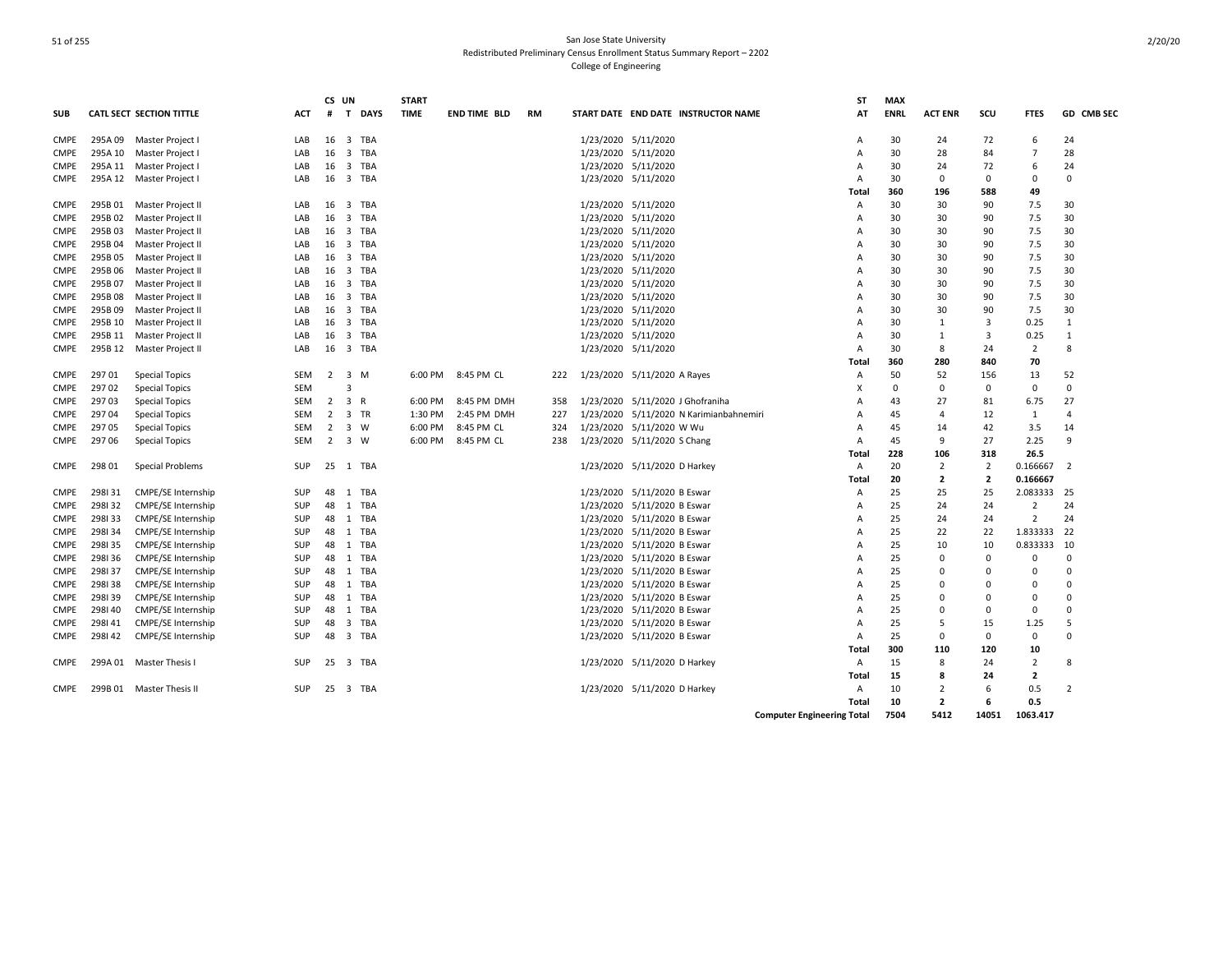San Jose State University
Redistributed Preliminary Census Enrollment Status Summary Report – 2202
College of Engineering

| SUB | CATL | SECT | SECTION TITTLE | ACT | CS # | UN T | DAYS | START TIME | END TIME | BLD | RM | START DATE | END DATE | INSTRUCTOR NAME | ST AT | MAX ENRL | ACT ENR | SCU | FTES | GD | CMB SEC |
|---|---|---|---|---|---|---|---|---|---|---|---|---|---|---|---|---|---|---|---|---|---|
| CMPE | 295A | 09 | Master Project I | LAB | 16 | 3 | TBA | | | | | 1/23/2020 | 5/11/2020 | | A | 30 | 24 | 72 | 6 | 24 | |
| CMPE | 295A | 10 | Master Project I | LAB | 16 | 3 | TBA | | | | | 1/23/2020 | 5/11/2020 | | A | 30 | 28 | 84 | 7 | 28 | |
| CMPE | 295A | 11 | Master Project I | LAB | 16 | 3 | TBA | | | | | 1/23/2020 | 5/11/2020 | | A | 30 | 24 | 72 | 6 | 24 | |
| CMPE | 295A | 12 | Master Project I | LAB | 16 | 3 | TBA | | | | | 1/23/2020 | 5/11/2020 | | A | 30 | 0 | 0 | 0 | 0 | |
| | | | | | | | | | | | | | | | Total | 360 | 196 | 588 | 49 | | |
| CMPE | 295B | 01 | Master Project II | LAB | 16 | 3 | TBA | | | | | 1/23/2020 | 5/11/2020 | | A | 30 | 30 | 90 | 7.5 | 30 | |
| CMPE | 295B | 02 | Master Project II | LAB | 16 | 3 | TBA | | | | | 1/23/2020 | 5/11/2020 | | A | 30 | 30 | 90 | 7.5 | 30 | |
| CMPE | 295B | 03 | Master Project II | LAB | 16 | 3 | TBA | | | | | 1/23/2020 | 5/11/2020 | | A | 30 | 30 | 90 | 7.5 | 30 | |
| CMPE | 295B | 04 | Master Project II | LAB | 16 | 3 | TBA | | | | | 1/23/2020 | 5/11/2020 | | A | 30 | 30 | 90 | 7.5 | 30 | |
| CMPE | 295B | 05 | Master Project II | LAB | 16 | 3 | TBA | | | | | 1/23/2020 | 5/11/2020 | | A | 30 | 30 | 90 | 7.5 | 30 | |
| CMPE | 295B | 06 | Master Project II | LAB | 16 | 3 | TBA | | | | | 1/23/2020 | 5/11/2020 | | A | 30 | 30 | 90 | 7.5 | 30 | |
| CMPE | 295B | 07 | Master Project II | LAB | 16 | 3 | TBA | | | | | 1/23/2020 | 5/11/2020 | | A | 30 | 30 | 90 | 7.5 | 30 | |
| CMPE | 295B | 08 | Master Project II | LAB | 16 | 3 | TBA | | | | | 1/23/2020 | 5/11/2020 | | A | 30 | 30 | 90 | 7.5 | 30 | |
| CMPE | 295B | 09 | Master Project II | LAB | 16 | 3 | TBA | | | | | 1/23/2020 | 5/11/2020 | | A | 30 | 30 | 90 | 7.5 | 30 | |
| CMPE | 295B | 10 | Master Project II | LAB | 16 | 3 | TBA | | | | | 1/23/2020 | 5/11/2020 | | A | 30 | 1 | 3 | 0.25 | 1 | |
| CMPE | 295B | 11 | Master Project II | LAB | 16 | 3 | TBA | | | | | 1/23/2020 | 5/11/2020 | | A | 30 | 1 | 3 | 0.25 | 1 | |
| CMPE | 295B | 12 | Master Project II | LAB | 16 | 3 | TBA | | | | | 1/23/2020 | 5/11/2020 | | A | 30 | 8 | 24 | 2 | 8 | |
| | | | | | | | | | | | | | | | Total | 360 | 280 | 840 | 70 | | |
| CMPE | 297 | 01 | Special Topics | SEM | 2 | 3 | M | 6:00 PM | 8:45 PM | CL | 222 | 1/23/2020 | 5/11/2020 | A Rayes | A | 50 | 52 | 156 | 13 | 52 | |
| CMPE | 297 | 02 | Special Topics | SEM | | 3 | | | | | | | | | X | 0 | 0 | 0 | 0 | 0 | |
| CMPE | 297 | 03 | Special Topics | SEM | 2 | 3 | R | 6:00 PM | 8:45 PM | DMH | 358 | 1/23/2020 | 5/11/2020 | J Ghofraniha | A | 43 | 27 | 81 | 6.75 | 27 | |
| CMPE | 297 | 04 | Special Topics | SEM | 2 | 3 | TR | 1:30 PM | 2:45 PM | DMH | 227 | 1/23/2020 | 5/11/2020 | N Karimianbahnemiri | A | 45 | 4 | 12 | 1 | 4 | |
| CMPE | 297 | 05 | Special Topics | SEM | 2 | 3 | W | 6:00 PM | 8:45 PM | CL | 324 | 1/23/2020 | 5/11/2020 | W Wu | A | 45 | 14 | 42 | 3.5 | 14 | |
| CMPE | 297 | 06 | Special Topics | SEM | 2 | 3 | W | 6:00 PM | 8:45 PM | CL | 238 | 1/23/2020 | 5/11/2020 | S Chang | A | 45 | 9 | 27 | 2.25 | 9 | |
| | | | | | | | | | | | | | | | Total | 228 | 106 | 318 | 26.5 | | |
| CMPE | 298 | 01 | Special Problems | SUP | 25 | 1 | TBA | | | | | 1/23/2020 | 5/11/2020 | D Harkey | A | 20 | 2 | 2 | 0.166667 | 2 | |
| | | | | | | | | | | | | | | | Total | 20 | 2 | 2 | 0.166667 | | |
| CMPE | 298I | 31 | CMPE/SE Internship | SUP | 48 | 1 | TBA | | | | | 1/23/2020 | 5/11/2020 | B Eswar | A | 25 | 25 | 25 | 2.083333 | 25 | |
| CMPE | 298I | 32 | CMPE/SE Internship | SUP | 48 | 1 | TBA | | | | | 1/23/2020 | 5/11/2020 | B Eswar | A | 25 | 24 | 24 | 2 | 24 | |
| CMPE | 298I | 33 | CMPE/SE Internship | SUP | 48 | 1 | TBA | | | | | 1/23/2020 | 5/11/2020 | B Eswar | A | 25 | 24 | 24 | 2 | 24 | |
| CMPE | 298I | 34 | CMPE/SE Internship | SUP | 48 | 1 | TBA | | | | | 1/23/2020 | 5/11/2020 | B Eswar | A | 25 | 22 | 22 | 1.833333 | 22 | |
| CMPE | 298I | 35 | CMPE/SE Internship | SUP | 48 | 1 | TBA | | | | | 1/23/2020 | 5/11/2020 | B Eswar | A | 25 | 10 | 10 | 0.833333 | 10 | |
| CMPE | 298I | 36 | CMPE/SE Internship | SUP | 48 | 1 | TBA | | | | | 1/23/2020 | 5/11/2020 | B Eswar | A | 25 | 0 | 0 | 0 | 0 | |
| CMPE | 298I | 37 | CMPE/SE Internship | SUP | 48 | 1 | TBA | | | | | 1/23/2020 | 5/11/2020 | B Eswar | A | 25 | 0 | 0 | 0 | 0 | |
| CMPE | 298I | 38 | CMPE/SE Internship | SUP | 48 | 1 | TBA | | | | | 1/23/2020 | 5/11/2020 | B Eswar | A | 25 | 0 | 0 | 0 | 0 | |
| CMPE | 298I | 39 | CMPE/SE Internship | SUP | 48 | 1 | TBA | | | | | 1/23/2020 | 5/11/2020 | B Eswar | A | 25 | 0 | 0 | 0 | 0 | |
| CMPE | 298I | 40 | CMPE/SE Internship | SUP | 48 | 1 | TBA | | | | | 1/23/2020 | 5/11/2020 | B Eswar | A | 25 | 0 | 0 | 0 | 0 | |
| CMPE | 298I | 41 | CMPE/SE Internship | SUP | 48 | 3 | TBA | | | | | 1/23/2020 | 5/11/2020 | B Eswar | A | 25 | 5 | 15 | 1.25 | 5 | |
| CMPE | 298I | 42 | CMPE/SE Internship | SUP | 48 | 3 | TBA | | | | | 1/23/2020 | 5/11/2020 | B Eswar | A | 25 | 0 | 0 | 0 | 0 | |
| | | | | | | | | | | | | | | | Total | 300 | 110 | 120 | 10 | | |
| CMPE | 299A | 01 | Master Thesis I | SUP | 25 | 3 | TBA | | | | | 1/23/2020 | 5/11/2020 | D Harkey | A | 15 | 8 | 24 | 2 | 8 | |
| | | | | | | | | | | | | | | | Total | 15 | 8 | 24 | 2 | | |
| CMPE | 299B | 01 | Master Thesis II | SUP | 25 | 3 | TBA | | | | | 1/23/2020 | 5/11/2020 | D Harkey | A | 10 | 2 | 6 | 0.5 | 2 | |
| | | | | | | | | | | | | | | | Total | 10 | 2 | 6 | 0.5 | | |
| | | | | | | | | | | | | | | | Computer Engineering Total | 7504 | 5412 | 14051 | 1063.417 | | |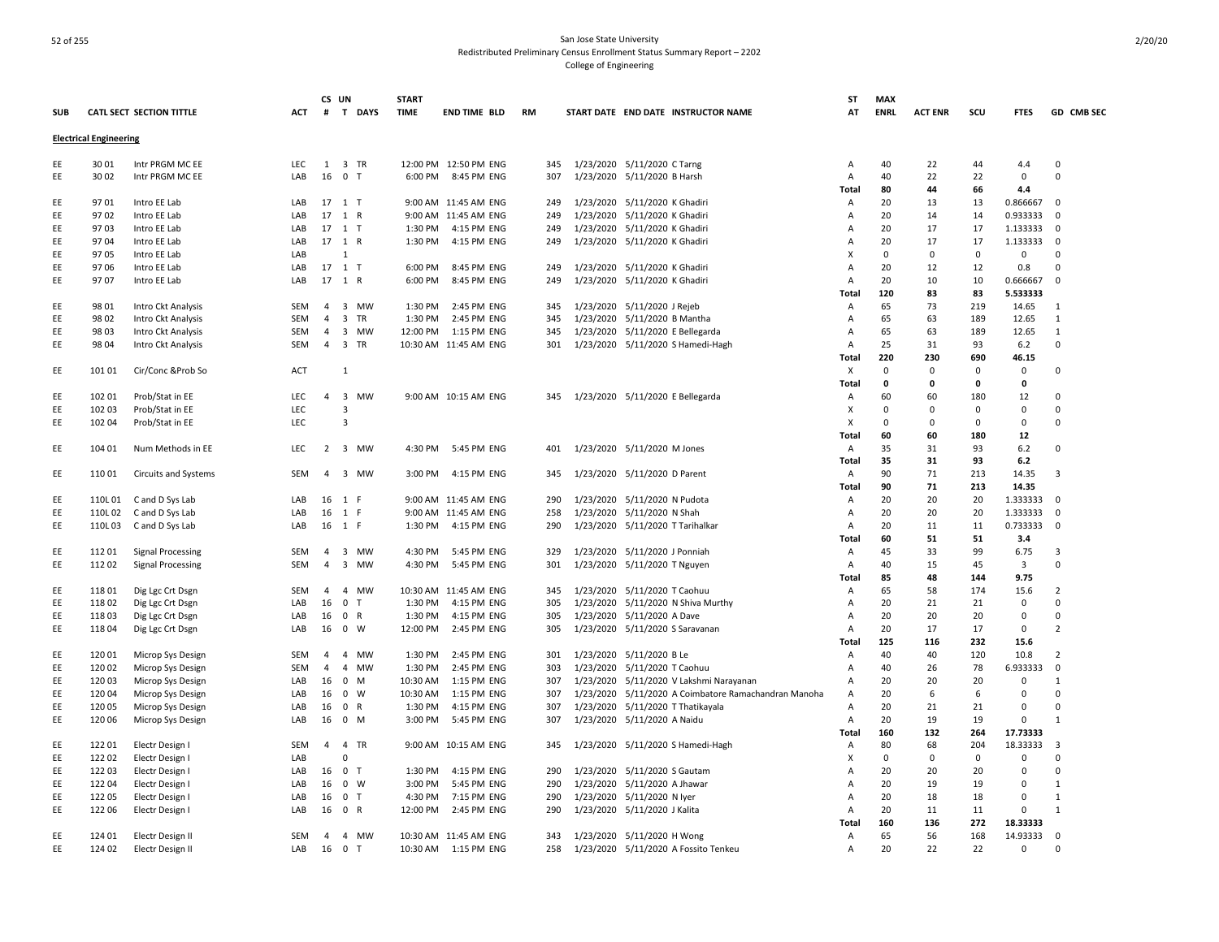# San Jose State University
## Redistributed Preliminary Census Enrollment Status Summary Report – 2202
### College of Engineering

| SUB | CATL SECT | SECTION TITTLE | ACT | CS # | UN T | DAYS | START TIME | END TIME | BLD | RM | START DATE | END DATE | INSTRUCTOR NAME | ST AT | MAX ENRL | ACT ENR | SCU | FTES | GD | CMB SEC |
|---|---|---|---|---|---|---|---|---|---|---|---|---|---|---|---|---|---|---|---|---|
| **Electrical Engineering** | | | | | | | | | | | | | | | | | | | | |
| EE | 30 01 | Intr PRGM MC EE | LEC | 1 | 3 | TR | 12:00 PM | 12:50 PM | ENG | 345 | 1/23/2020 | 5/11/2020 | C Tarng | A | 40 | 22 | 44 | 4.4 | 0 | |
| EE | 30 02 | Intr PRGM MC EE | LAB | 16 | 0 | T | 6:00 PM | 8:45 PM | ENG | 307 | 1/23/2020 | 5/11/2020 | B Harsh | A | 40 | 22 | 22 | 0 | 0 | |
| | | | | | | | | | | | | | | Total | 80 | 44 | 66 | 4.4 | | |
| EE | 97 01 | Intro EE Lab | LAB | 17 | 1 | T | 9:00 AM | 11:45 AM | ENG | 249 | 1/23/2020 | 5/11/2020 | K Ghadiri | A | 20 | 13 | 13 | 0.866667 | 0 | |
| EE | 97 02 | Intro EE Lab | LAB | 17 | 1 | R | 9:00 AM | 11:45 AM | ENG | 249 | 1/23/2020 | 5/11/2020 | K Ghadiri | A | 20 | 14 | 14 | 0.933333 | 0 | |
| EE | 97 03 | Intro EE Lab | LAB | 17 | 1 | T | 1:30 PM | 4:15 PM | ENG | 249 | 1/23/2020 | 5/11/2020 | K Ghadiri | A | 20 | 17 | 17 | 1.133333 | 0 | |
| EE | 97 04 | Intro EE Lab | LAB | 17 | 1 | R | 1:30 PM | 4:15 PM | ENG | 249 | 1/23/2020 | 5/11/2020 | K Ghadiri | A | 20 | 17 | 17 | 1.133333 | 0 | |
| EE | 97 05 | Intro EE Lab | LAB | | 1 | | | | | | | | | X | 0 | 0 | 0 | 0 | 0 | |
| EE | 97 06 | Intro EE Lab | LAB | 17 | 1 | T | 6:00 PM | 8:45 PM | ENG | 249 | 1/23/2020 | 5/11/2020 | K Ghadiri | A | 20 | 12 | 12 | 0.8 | 0 | |
| EE | 97 07 | Intro EE Lab | LAB | 17 | 1 | R | 6:00 PM | 8:45 PM | ENG | 249 | 1/23/2020 | 5/11/2020 | K Ghadiri | A | 20 | 10 | 10 | 0.666667 | 0 | |
| | | | | | | | | | | | | | | Total | 120 | 83 | 83 | 5.533333 | | |
| EE | 98 01 | Intro Ckt Analysis | SEM | 4 | 3 | MW | 1:30 PM | 2:45 PM | ENG | 345 | 1/23/2020 | 5/11/2020 | J Rejeb | A | 65 | 73 | 219 | 14.65 | 1 | |
| EE | 98 02 | Intro Ckt Analysis | SEM | 4 | 3 | TR | 1:30 PM | 2:45 PM | ENG | 345 | 1/23/2020 | 5/11/2020 | B Mantha | A | 65 | 63 | 189 | 12.65 | 1 | |
| EE | 98 03 | Intro Ckt Analysis | SEM | 4 | 3 | MW | 12:00 PM | 1:15 PM | ENG | 345 | 1/23/2020 | 5/11/2020 | E Bellegarda | A | 65 | 63 | 189 | 12.65 | 1 | |
| EE | 98 04 | Intro Ckt Analysis | SEM | 4 | 3 | TR | 10:30 AM | 11:45 AM | ENG | 301 | 1/23/2020 | 5/11/2020 | S Hamedi-Hagh | A | 25 | 31 | 93 | 6.2 | 0 | |
| | | | | | | | | | | | | | | Total | 220 | 230 | 690 | 46.15 | | |
| EE | 101 01 | Cir/Conc &Prob So | ACT | | 1 | | | | | | | | | X | 0 | 0 | 0 | 0 | 0 | |
| | | | | | | | | | | | | | | Total | 0 | 0 | 0 | 0 | | |
| EE | 102 01 | Prob/Stat in EE | LEC | 4 | 3 | MW | 9:00 AM | 10:15 AM | ENG | 345 | 1/23/2020 | 5/11/2020 | E Bellegarda | A | 60 | 60 | 180 | 12 | 0 | |
| EE | 102 03 | Prob/Stat in EE | LEC | | 3 | | | | | | | | | X | 0 | 0 | 0 | 0 | 0 | |
| EE | 102 04 | Prob/Stat in EE | LEC | | 3 | | | | | | | | | X | 0 | 0 | 0 | 0 | 0 | |
| | | | | | | | | | | | | | | Total | 60 | 60 | 180 | 12 | | |
| EE | 104 01 | Num Methods in EE | LEC | 2 | 3 | MW | 4:30 PM | 5:45 PM | ENG | 401 | 1/23/2020 | 5/11/2020 | M Jones | A | 35 | 31 | 93 | 6.2 | 0 | |
| | | | | | | | | | | | | | | Total | 35 | 31 | 93 | 6.2 | | |
| EE | 110 01 | Circuits and Systems | SEM | 4 | 3 | MW | 3:00 PM | 4:15 PM | ENG | 345 | 1/23/2020 | 5/11/2020 | D Parent | A | 90 | 71 | 213 | 14.35 | 3 | |
| | | | | | | | | | | | | | | Total | 90 | 71 | 213 | 14.35 | | |
| EE | 110L 01 | C and D Sys Lab | LAB | 16 | 1 | F | 9:00 AM | 11:45 AM | ENG | 290 | 1/23/2020 | 5/11/2020 | N Pudota | A | 20 | 20 | 20 | 1.333333 | 0 | |
| EE | 110L 02 | C and D Sys Lab | LAB | 16 | 1 | F | 9:00 AM | 11:45 AM | ENG | 258 | 1/23/2020 | 5/11/2020 | N Shah | A | 20 | 20 | 20 | 1.333333 | 0 | |
| EE | 110L 03 | C and D Sys Lab | LAB | 16 | 1 | F | 1:30 PM | 4:15 PM | ENG | 290 | 1/23/2020 | 5/11/2020 | T Tarihalkar | A | 20 | 11 | 11 | 0.733333 | 0 | |
| | | | | | | | | | | | | | | Total | 60 | 51 | 51 | 3.4 | | |
| EE | 112 01 | Signal Processing | SEM | 4 | 3 | MW | 4:30 PM | 5:45 PM | ENG | 329 | 1/23/2020 | 5/11/2020 | J Ponniah | A | 45 | 33 | 99 | 6.75 | 3 | |
| EE | 112 02 | Signal Processing | SEM | 4 | 3 | MW | 4:30 PM | 5:45 PM | ENG | 301 | 1/23/2020 | 5/11/2020 | T Nguyen | A | 40 | 15 | 45 | 3 | 0 | |
| | | | | | | | | | | | | | | Total | 85 | 48 | 144 | 9.75 | | |
| EE | 118 01 | Dig Lgc Crt Dsgn | SEM | 4 | 4 | MW | 10:30 AM | 11:45 AM | ENG | 345 | 1/23/2020 | 5/11/2020 | T Caohuu | A | 65 | 58 | 174 | 15.6 | 2 | |
| EE | 118 02 | Dig Lgc Crt Dsgn | LAB | 16 | 0 | T | 1:30 PM | 4:15 PM | ENG | 305 | 1/23/2020 | 5/11/2020 | N Shiva Murthy | A | 20 | 21 | 21 | 0 | 0 | |
| EE | 118 03 | Dig Lgc Crt Dsgn | LAB | 16 | 0 | R | 1:30 PM | 4:15 PM | ENG | 305 | 1/23/2020 | 5/11/2020 | A Dave | A | 20 | 20 | 20 | 0 | 0 | |
| EE | 118 04 | Dig Lgc Crt Dsgn | LAB | 16 | 0 | W | 12:00 PM | 2:45 PM | ENG | 305 | 1/23/2020 | 5/11/2020 | S Saravanan | A | 20 | 17 | 17 | 0 | 2 | |
| | | | | | | | | | | | | | | Total | 125 | 116 | 232 | 15.6 | | |
| EE | 120 01 | Microp Sys Design | SEM | 4 | 4 | MW | 1:30 PM | 2:45 PM | ENG | 301 | 1/23/2020 | 5/11/2020 | B Le | A | 40 | 40 | 120 | 10.8 | 2 | |
| EE | 120 02 | Microp Sys Design | SEM | 4 | 4 | MW | 1:30 PM | 2:45 PM | ENG | 303 | 1/23/2020 | 5/11/2020 | T Caohuu | A | 40 | 26 | 78 | 6.933333 | 0 | |
| EE | 120 03 | Microp Sys Design | LAB | 16 | 0 | M | 10:30 AM | 1:15 PM | ENG | 307 | 1/23/2020 | 5/11/2020 | V Lakshmi Narayanan | A | 20 | 20 | 20 | 0 | 1 | |
| EE | 120 04 | Microp Sys Design | LAB | 16 | 0 | W | 10:30 AM | 1:15 PM | ENG | 307 | 1/23/2020 | 5/11/2020 | A Coimbatore Ramachandran Manoha | A | 20 | 6 | 6 | 0 | 0 | |
| EE | 120 05 | Microp Sys Design | LAB | 16 | 0 | R | 1:30 PM | 4:15 PM | ENG | 307 | 1/23/2020 | 5/11/2020 | T Thatikayala | A | 20 | 21 | 21 | 0 | 0 | |
| EE | 120 06 | Microp Sys Design | LAB | 16 | 0 | M | 3:00 PM | 5:45 PM | ENG | 307 | 1/23/2020 | 5/11/2020 | A Naidu | A | 20 | 19 | 19 | 0 | 1 | |
| | | | | | | | | | | | | | | Total | 160 | 132 | 264 | 17.73333 | | |
| EE | 122 01 | Electr Design I | SEM | 4 | 4 | TR | 9:00 AM | 10:15 AM | ENG | 345 | 1/23/2020 | 5/11/2020 | S Hamedi-Hagh | A | 80 | 68 | 204 | 18.33333 | 3 | |
| EE | 122 02 | Electr Design I | LAB | | 0 | | | | | | | | | X | 0 | 0 | 0 | 0 | 0 | |
| EE | 122 03 | Electr Design I | LAB | 16 | 0 | T | 1:30 PM | 4:15 PM | ENG | 290 | 1/23/2020 | 5/11/2020 | S Gautam | A | 20 | 20 | 20 | 0 | 0 | |
| EE | 122 04 | Electr Design I | LAB | 16 | 0 | W | 3:00 PM | 5:45 PM | ENG | 290 | 1/23/2020 | 5/11/2020 | A Jhawar | A | 20 | 19 | 19 | 0 | 1 | |
| EE | 122 05 | Electr Design I | LAB | 16 | 0 | T | 4:30 PM | 7:15 PM | ENG | 290 | 1/23/2020 | 5/11/2020 | N Iyer | A | 20 | 18 | 18 | 0 | 1 | |
| EE | 122 06 | Electr Design I | LAB | 16 | 0 | R | 12:00 PM | 2:45 PM | ENG | 290 | 1/23/2020 | 5/11/2020 | J Kalita | A | 20 | 11 | 11 | 0 | 1 | |
| | | | | | | | | | | | | | | Total | 160 | 136 | 272 | 18.33333 | | |
| EE | 124 01 | Electr Design II | SEM | 4 | 4 | MW | 10:30 AM | 11:45 AM | ENG | 343 | 1/23/2020 | 5/11/2020 | H Wong | A | 65 | 56 | 168 | 14.93333 | 0 | |
| EE | 124 02 | Electr Design II | LAB | 16 | 0 | T | 10:30 AM | 1:15 PM | ENG | 258 | 1/23/2020 | 5/11/2020 | A Fossito Tenkeu | A | 20 | 22 | 22 | 0 | 0 | |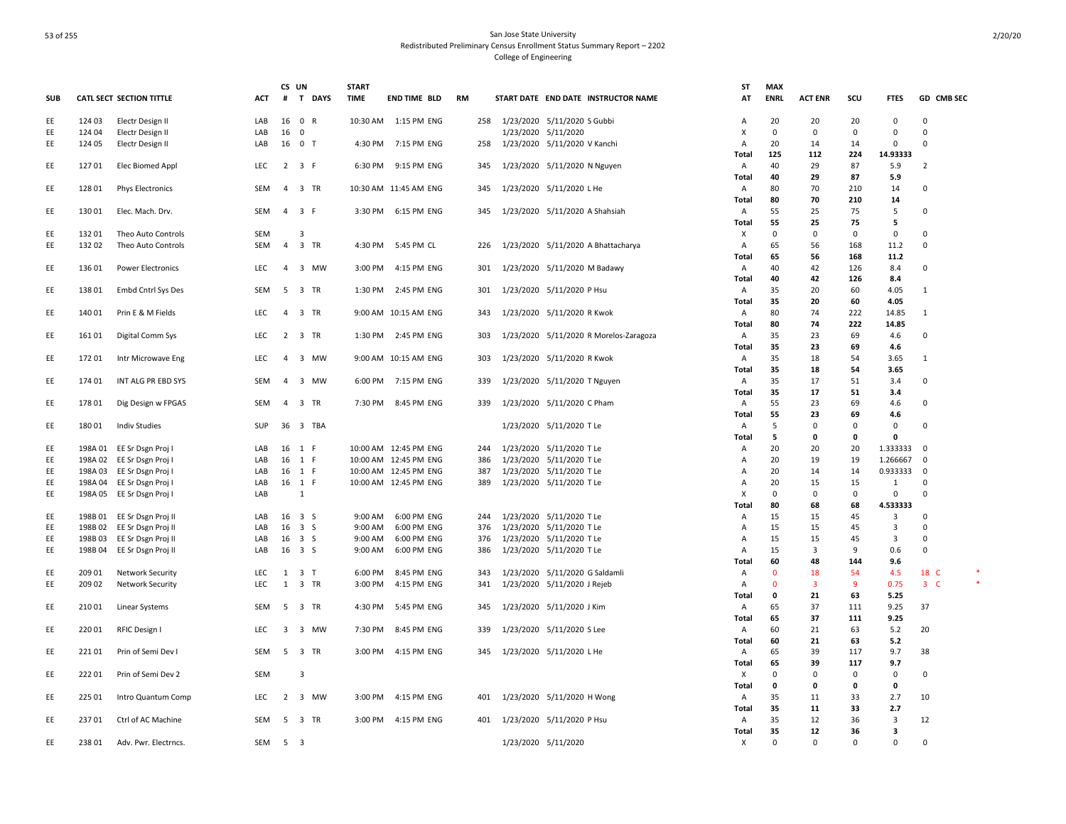San Jose State University
Redistributed Preliminary Census Enrollment Status Summary Report – 2202
College of Engineering

| SUB | CATL SECT | SECTION TITTLE | ACT | CS # | UN T | DAYS | START TIME | END TIME | BLD | RM | START DATE | END DATE | INSTRUCTOR NAME | ST AT | MAX ENRL | ACT ENR | SCU | FTES | GD | CMB SEC |
|---|---|---|---|---|---|---|---|---|---|---|---|---|---|---|---|---|---|---|---|---|
| EE | 124 03 | Electr Design II | LAB | 16 | 0 | R | 10:30 AM | 1:15 PM | ENG | 258 | 1/23/2020 | 5/11/2020 | S Gubbi | A | 20 | 20 | 20 | 0 | 0 | |
| EE | 124 04 | Electr Design II | LAB | 16 | 0 | | | | | | 1/23/2020 | 5/11/2020 | | X | 0 | 0 | 0 | 0 | 0 | |
| EE | 124 05 | Electr Design II | LAB | 16 | 0 | T | 4:30 PM | 7:15 PM | ENG | 258 | 1/23/2020 | 5/11/2020 | V Kanchi | A | 20 | 14 | 14 | 0 | 0 | |
| | | | | | | | | | | | | | | **Total** | **125** | **112** | **224** | **14.93333** | | |
| EE | 127 01 | Elec Biomed Appl | LEC | 2 | 3 | F | 6:30 PM | 9:15 PM | ENG | 345 | 1/23/2020 | 5/11/2020 | N Nguyen | A | 40 | 29 | 87 | 5.9 | 2 | |
| | | | | | | | | | | | | | | **Total** | **40** | **29** | **87** | **5.9** | | |
| EE | 128 01 | Phys Electronics | SEM | 4 | 3 | TR | 10:30 AM | 11:45 AM | ENG | 345 | 1/23/2020 | 5/11/2020 | L He | A | 80 | 70 | 210 | 14 | 0 | |
| | | | | | | | | | | | | | | **Total** | **80** | **70** | **210** | **14** | | |
| EE | 130 01 | Elec. Mach. Drv. | SEM | 4 | 3 | F | 3:30 PM | 6:15 PM | ENG | 345 | 1/23/2020 | 5/11/2020 | A Shahsiah | A | 55 | 25 | 75 | 5 | 0 | |
| | | | | | | | | | | | | | | **Total** | **55** | **25** | **75** | **5** | | |
| EE | 132 01 | Theo Auto Controls | SEM | | 3 | | | | | | | | | X | 0 | 0 | 0 | 0 | 0 | |
| EE | 132 02 | Theo Auto Controls | SEM | 4 | 3 | TR | 4:30 PM | 5:45 PM | CL | 226 | 1/23/2020 | 5/11/2020 | A Bhattacharya | A | 65 | 56 | 168 | 11.2 | 0 | |
| | | | | | | | | | | | | | | **Total** | **65** | **56** | **168** | **11.2** | | |
| EE | 136 01 | Power Electronics | LEC | 4 | 3 | MW | 3:00 PM | 4:15 PM | ENG | 301 | 1/23/2020 | 5/11/2020 | M Badawy | A | 40 | 42 | 126 | 8.4 | 0 | |
| | | | | | | | | | | | | | | **Total** | **40** | **42** | **126** | **8.4** | | |
| EE | 138 01 | Embd Cntrl Sys Des | SEM | 5 | 3 | TR | 1:30 PM | 2:45 PM | ENG | 301 | 1/23/2020 | 5/11/2020 | P Hsu | A | 35 | 20 | 60 | 4.05 | 1 | |
| | | | | | | | | | | | | | | **Total** | **35** | **20** | **60** | **4.05** | | |
| EE | 140 01 | Prin E & M Fields | LEC | 4 | 3 | TR | 9:00 AM | 10:15 AM | ENG | 343 | 1/23/2020 | 5/11/2020 | R Kwok | A | 80 | 74 | 222 | 14.85 | 1 | |
| | | | | | | | | | | | | | | **Total** | **80** | **74** | **222** | **14.85** | | |
| EE | 161 01 | Digital Comm Sys | LEC | 2 | 3 | TR | 1:30 PM | 2:45 PM | ENG | 303 | 1/23/2020 | 5/11/2020 | R Morelos-Zaragoza | A | 35 | 23 | 69 | 4.6 | 0 | |
| | | | | | | | | | | | | | | **Total** | **35** | **23** | **69** | **4.6** | | |
| EE | 172 01 | Intr Microwave Eng | LEC | 4 | 3 | MW | 9:00 AM | 10:15 AM | ENG | 303 | 1/23/2020 | 5/11/2020 | R Kwok | A | 35 | 18 | 54 | 3.65 | 1 | |
| | | | | | | | | | | | | | | **Total** | **35** | **18** | **54** | **3.65** | | |
| EE | 174 01 | INT ALG PR EBD SYS | SEM | 4 | 3 | MW | 6:00 PM | 7:15 PM | ENG | 339 | 1/23/2020 | 5/11/2020 | T Nguyen | A | 35 | 17 | 51 | 3.4 | 0 | |
| | | | | | | | | | | | | | | **Total** | **35** | **17** | **51** | **3.4** | | |
| EE | 178 01 | Dig Design w FPGAS | SEM | 4 | 3 | TR | 7:30 PM | 8:45 PM | ENG | 339 | 1/23/2020 | 5/11/2020 | C Pham | A | 55 | 23 | 69 | 4.6 | 0 | |
| | | | | | | | | | | | | | | **Total** | **55** | **23** | **69** | **4.6** | | |
| EE | 180 01 | Indiv Studies | SUP | 36 | 3 | TBA | | | | | 1/23/2020 | 5/11/2020 | T Le | A | 5 | 0 | 0 | 0 | 0 | |
| | | | | | | | | | | | | | | **Total** | **5** | **0** | **0** | **0** | | |
| EE | 198A 01 | EE Sr Dsgn Proj I | LAB | 16 | 1 | F | 10:00 AM | 12:45 PM | ENG | 244 | 1/23/2020 | 5/11/2020 | T Le | A | 20 | 20 | 20 | 1.333333 | 0 | |
| EE | 198A 02 | EE Sr Dsgn Proj I | LAB | 16 | 1 | F | 10:00 AM | 12:45 PM | ENG | 386 | 1/23/2020 | 5/11/2020 | T Le | A | 20 | 19 | 19 | 1.266667 | 0 | |
| EE | 198A 03 | EE Sr Dsgn Proj I | LAB | 16 | 1 | F | 10:00 AM | 12:45 PM | ENG | 387 | 1/23/2020 | 5/11/2020 | T Le | A | 20 | 14 | 14 | 0.933333 | 0 | |
| EE | 198A 04 | EE Sr Dsgn Proj I | LAB | 16 | 1 | F | 10:00 AM | 12:45 PM | ENG | 389 | 1/23/2020 | 5/11/2020 | T Le | A | 20 | 15 | 15 | 1 | 0 | |
| EE | 198A 05 | EE Sr Dsgn Proj I | LAB | | 1 | | | | | | | | | X | 0 | 0 | 0 | 0 | 0 | |
| | | | | | | | | | | | | | | **Total** | **80** | **68** | **68** | **4.533333** | | |
| EE | 198B 01 | EE Sr Dsgn Proj II | LAB | 16 | 3 | S | 9:00 AM | 6:00 PM | ENG | 244 | 1/23/2020 | 5/11/2020 | T Le | A | 15 | 15 | 45 | 3 | 0 | |
| EE | 198B 02 | EE Sr Dsgn Proj II | LAB | 16 | 3 | S | 9:00 AM | 6:00 PM | ENG | 376 | 1/23/2020 | 5/11/2020 | T Le | A | 15 | 15 | 45 | 3 | 0 | |
| EE | 198B 03 | EE Sr Dsgn Proj II | LAB | 16 | 3 | S | 9:00 AM | 6:00 PM | ENG | 376 | 1/23/2020 | 5/11/2020 | T Le | A | 15 | 15 | 45 | 3 | 0 | |
| EE | 198B 04 | EE Sr Dsgn Proj II | LAB | 16 | 3 | S | 9:00 AM | 6:00 PM | ENG | 386 | 1/23/2020 | 5/11/2020 | T Le | A | 15 | 3 | 9 | 0.6 | 0 | |
| | | | | | | | | | | | | | | **Total** | **60** | **48** | **144** | **9.6** | | |
| EE | 209 01 | Network Security | LEC | 1 | 3 | T | 6:00 PM | 8:45 PM | ENG | 343 | 1/23/2020 | 5/11/2020 | G Saldamli | A | 0 | 18 | 54 | 4.5 | 18 | C * |
| EE | 209 02 | Network Security | LEC | 1 | 3 | TR | 3:00 PM | 4:15 PM | ENG | 341 | 1/23/2020 | 5/11/2020 | J Rejeb | A | 0 | 3 | 9 | 0.75 | 3 | C * |
| | | | | | | | | | | | | | | **Total** | **0** | **21** | **63** | **5.25** | | |
| EE | 210 01 | Linear Systems | SEM | 5 | 3 | TR | 4:30 PM | 5:45 PM | ENG | 345 | 1/23/2020 | 5/11/2020 | J Kim | A | 65 | 37 | 111 | 9.25 | 37 | |
| | | | | | | | | | | | | | | **Total** | **65** | **37** | **111** | **9.25** | | |
| EE | 220 01 | RFIC Design I | LEC | 3 | 3 | MW | 7:30 PM | 8:45 PM | ENG | 339 | 1/23/2020 | 5/11/2020 | S Lee | A | 60 | 21 | 63 | 5.2 | 20 | |
| | | | | | | | | | | | | | | **Total** | **60** | **21** | **63** | **5.2** | | |
| EE | 221 01 | Prin of Semi Dev I | SEM | 5 | 3 | TR | 3:00 PM | 4:15 PM | ENG | 345 | 1/23/2020 | 5/11/2020 | L He | A | 65 | 39 | 117 | 9.7 | 38 | |
| | | | | | | | | | | | | | | **Total** | **65** | **39** | **117** | **9.7** | | |
| EE | 222 01 | Prin of Semi Dev 2 | SEM | | 3 | | | | | | | | | X | 0 | 0 | 0 | 0 | 0 | |
| | | | | | | | | | | | | | | **Total** | **0** | **0** | **0** | **0** | | |
| EE | 225 01 | Intro Quantum Comp | LEC | 2 | 3 | MW | 3:00 PM | 4:15 PM | ENG | 401 | 1/23/2020 | 5/11/2020 | H Wong | A | 35 | 11 | 33 | 2.7 | 10 | |
| | | | | | | | | | | | | | | **Total** | **35** | **11** | **33** | **2.7** | | |
| EE | 237 01 | Ctrl of AC Machine | SEM | 5 | 3 | TR | 3:00 PM | 4:15 PM | ENG | 401 | 1/23/2020 | 5/11/2020 | P Hsu | A | 35 | 12 | 36 | 3 | 12 | |
| | | | | | | | | | | | | | | **Total** | **35** | **12** | **36** | **3** | | |
| EE | 238 01 | Adv. Pwr. Electrncs. | SEM | 5 | 3 | | | | | | 1/23/2020 | 5/11/2020 | | X | 0 | 0 | 0 | 0 | 0 | |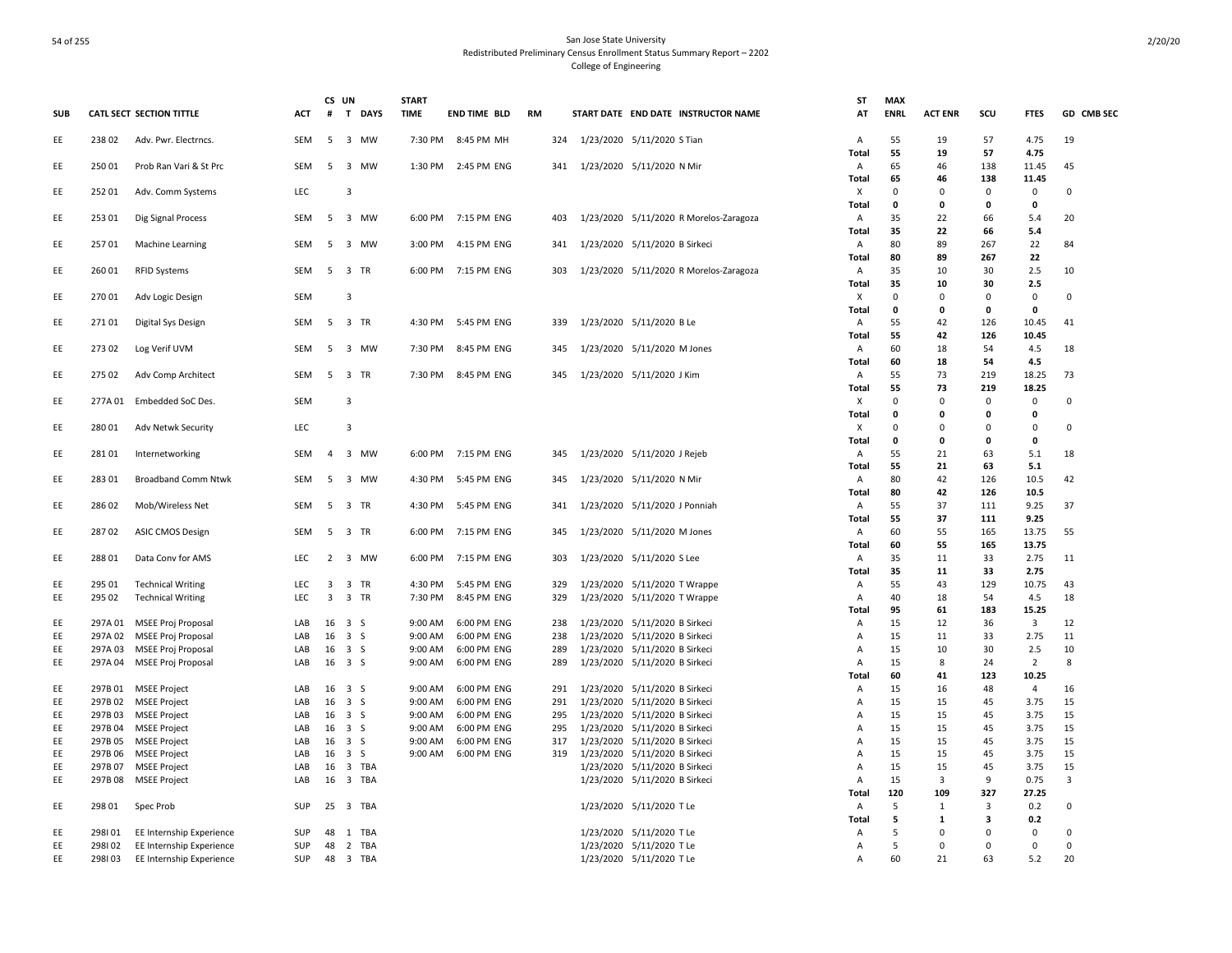# San Jose State University
## Redistributed Preliminary Census Enrollment Status Summary Report – 2202
### College of Engineering

| SUB | CATL SECT | SECTION TITTLE | ACT | CS # | UN T | DAYS | START TIME | END TIME | BLD | RM | START DATE | END DATE | INSTRUCTOR NAME | ST AT | MAX ENRL | ACT ENR | SCU | FTES | GD | CMB SEC |
|---|---|---|---|---|---|---|---|---|---|---|---|---|---|---|---|---|---|---|---|---|
| EE | 238 02 | Adv. Pwr. Electrncs. | SEM | 5 | 3 | MW | 7:30 PM | 8:45 PM | MH | 324 | 1/23/2020 | 5/11/2020 | S Tian | A | 55 | 19 | 57 | 4.75 | 19 | |
| | | | | | | | | | | | | | | **Total** | **55** | **19** | **57** | **4.75** | | |
| EE | 250 01 | Prob Ran Vari & St Prc | SEM | 5 | 3 | MW | 1:30 PM | 2:45 PM | ENG | 341 | 1/23/2020 | 5/11/2020 | N Mir | A | 65 | 46 | 138 | 11.45 | 45 | |
| | | | | | | | | | | | | | | **Total** | **65** | **46** | **138** | **11.45** | | |
| EE | 252 01 | Adv. Comm Systems | LEC | | 3 | | | | | | | | | X | 0 | 0 | 0 | 0 | 0 | |
| | | | | | | | | | | | | | | **Total** | **0** | **0** | **0** | **0** | | |
| EE | 253 01 | Dig Signal Process | SEM | 5 | 3 | MW | 6:00 PM | 7:15 PM | ENG | 403 | 1/23/2020 | 5/11/2020 | R Morelos-Zaragoza | A | 35 | 22 | 66 | 5.4 | 20 | |
| | | | | | | | | | | | | | | **Total** | **35** | **22** | **66** | **5.4** | | |
| EE | 257 01 | Machine Learning | SEM | 5 | 3 | MW | 3:00 PM | 4:15 PM | ENG | 341 | 1/23/2020 | 5/11/2020 | B Sirkeci | A | 80 | 89 | 267 | 22 | 84 | |
| | | | | | | | | | | | | | | **Total** | **80** | **89** | **267** | **22** | | |
| EE | 260 01 | RFID Systems | SEM | 5 | 3 | TR | 6:00 PM | 7:15 PM | ENG | 303 | 1/23/2020 | 5/11/2020 | R Morelos-Zaragoza | A | 35 | 10 | 30 | 2.5 | 10 | |
| | | | | | | | | | | | | | | **Total** | **35** | **10** | **30** | **2.5** | | |
| EE | 270 01 | Adv Logic Design | SEM | | 3 | | | | | | | | | X | 0 | 0 | 0 | 0 | 0 | |
| | | | | | | | | | | | | | | **Total** | **0** | **0** | **0** | **0** | | |
| EE | 271 01 | Digital Sys Design | SEM | 5 | 3 | TR | 4:30 PM | 5:45 PM | ENG | 339 | 1/23/2020 | 5/11/2020 | B Le | A | 55 | 42 | 126 | 10.45 | 41 | |
| | | | | | | | | | | | | | | **Total** | **55** | **42** | **126** | **10.45** | | |
| EE | 273 02 | Log Verif UVM | SEM | 5 | 3 | MW | 7:30 PM | 8:45 PM | ENG | 345 | 1/23/2020 | 5/11/2020 | M Jones | A | 60 | 18 | 54 | 4.5 | 18 | |
| | | | | | | | | | | | | | | **Total** | **60** | **18** | **54** | **4.5** | | |
| EE | 275 02 | Adv Comp Architect | SEM | 5 | 3 | TR | 7:30 PM | 8:45 PM | ENG | 345 | 1/23/2020 | 5/11/2020 | J Kim | A | 55 | 73 | 219 | 18.25 | 73 | |
| | | | | | | | | | | | | | | **Total** | **55** | **73** | **219** | **18.25** | | |
| EE | 277A 01 | Embedded SoC Des. | SEM | | 3 | | | | | | | | | X | 0 | 0 | 0 | 0 | 0 | |
| | | | | | | | | | | | | | | **Total** | **0** | **0** | **0** | **0** | | |
| EE | 280 01 | Adv Netwk Security | LEC | | 3 | | | | | | | | | X | 0 | 0 | 0 | 0 | 0 | |
| | | | | | | | | | | | | | | **Total** | **0** | **0** | **0** | **0** | | |
| EE | 281 01 | Internetworking | SEM | 4 | 3 | MW | 6:00 PM | 7:15 PM | ENG | 345 | 1/23/2020 | 5/11/2020 | J Rejeb | A | 55 | 21 | 63 | 5.1 | 18 | |
| | | | | | | | | | | | | | | **Total** | **55** | **21** | **63** | **5.1** | | |
| EE | 283 01 | Broadband Comm Ntwk | SEM | 5 | 3 | MW | 4:30 PM | 5:45 PM | ENG | 345 | 1/23/2020 | 5/11/2020 | N Mir | A | 80 | 42 | 126 | 10.5 | 42 | |
| | | | | | | | | | | | | | | **Total** | **80** | **42** | **126** | **10.5** | | |
| EE | 286 02 | Mob/Wireless Net | SEM | 5 | 3 | TR | 4:30 PM | 5:45 PM | ENG | 341 | 1/23/2020 | 5/11/2020 | J Ponniah | A | 55 | 37 | 111 | 9.25 | 37 | |
| | | | | | | | | | | | | | | **Total** | **55** | **37** | **111** | **9.25** | | |
| EE | 287 02 | ASIC CMOS Design | SEM | 5 | 3 | TR | 6:00 PM | 7:15 PM | ENG | 345 | 1/23/2020 | 5/11/2020 | M Jones | A | 60 | 55 | 165 | 13.75 | 55 | |
| | | | | | | | | | | | | | | **Total** | **60** | **55** | **165** | **13.75** | | |
| EE | 288 01 | Data Conv for AMS | LEC | 2 | 3 | MW | 6:00 PM | 7:15 PM | ENG | 303 | 1/23/2020 | 5/11/2020 | S Lee | A | 35 | 11 | 33 | 2.75 | 11 | |
| | | | | | | | | | | | | | | **Total** | **35** | **11** | **33** | **2.75** | | |
| EE | 295 01 | Technical Writing | LEC | 3 | 3 | TR | 4:30 PM | 5:45 PM | ENG | 329 | 1/23/2020 | 5/11/2020 | T Wrappe | A | 55 | 43 | 129 | 10.75 | 43 | |
| EE | 295 02 | Technical Writing | LEC | 3 | 3 | TR | 7:30 PM | 8:45 PM | ENG | 329 | 1/23/2020 | 5/11/2020 | T Wrappe | A | 40 | 18 | 54 | 4.5 | 18 | |
| | | | | | | | | | | | | | | **Total** | **95** | **61** | **183** | **15.25** | | |
| EE | 297A 01 | MSEE Proj Proposal | LAB | 16 | 3 | S | 9:00 AM | 6:00 PM | ENG | 238 | 1/23/2020 | 5/11/2020 | B Sirkeci | A | 15 | 12 | 36 | 3 | 12 | |
| EE | 297A 02 | MSEE Proj Proposal | LAB | 16 | 3 | S | 9:00 AM | 6:00 PM | ENG | 238 | 1/23/2020 | 5/11/2020 | B Sirkeci | A | 15 | 11 | 33 | 2.75 | 11 | |
| EE | 297A 03 | MSEE Proj Proposal | LAB | 16 | 3 | S | 9:00 AM | 6:00 PM | ENG | 289 | 1/23/2020 | 5/11/2020 | B Sirkeci | A | 15 | 10 | 30 | 2.5 | 10 | |
| EE | 297A 04 | MSEE Proj Proposal | LAB | 16 | 3 | S | 9:00 AM | 6:00 PM | ENG | 289 | 1/23/2020 | 5/11/2020 | B Sirkeci | A | 15 | 8 | 24 | 2 | 8 | |
| | | | | | | | | | | | | | | **Total** | **60** | **41** | **123** | **10.25** | | |
| EE | 297B 01 | MSEE Project | LAB | 16 | 3 | S | 9:00 AM | 6:00 PM | ENG | 291 | 1/23/2020 | 5/11/2020 | B Sirkeci | A | 15 | 16 | 48 | 4 | 16 | |
| EE | 297B 02 | MSEE Project | LAB | 16 | 3 | S | 9:00 AM | 6:00 PM | ENG | 291 | 1/23/2020 | 5/11/2020 | B Sirkeci | A | 15 | 15 | 45 | 3.75 | 15 | |
| EE | 297B 03 | MSEE Project | LAB | 16 | 3 | S | 9:00 AM | 6:00 PM | ENG | 295 | 1/23/2020 | 5/11/2020 | B Sirkeci | A | 15 | 15 | 45 | 3.75 | 15 | |
| EE | 297B 04 | MSEE Project | LAB | 16 | 3 | S | 9:00 AM | 6:00 PM | ENG | 295 | 1/23/2020 | 5/11/2020 | B Sirkeci | A | 15 | 15 | 45 | 3.75 | 15 | |
| EE | 297B 05 | MSEE Project | LAB | 16 | 3 | S | 9:00 AM | 6:00 PM | ENG | 317 | 1/23/2020 | 5/11/2020 | B Sirkeci | A | 15 | 15 | 45 | 3.75 | 15 | |
| EE | 297B 06 | MSEE Project | LAB | 16 | 3 | S | 9:00 AM | 6:00 PM | ENG | 319 | 1/23/2020 | 5/11/2020 | B Sirkeci | A | 15 | 15 | 45 | 3.75 | 15 | |
| EE | 297B 07 | MSEE Project | LAB | 16 | 3 | TBA | | | | | 1/23/2020 | 5/11/2020 | B Sirkeci | A | 15 | 15 | 45 | 3.75 | 15 | |
| EE | 297B 08 | MSEE Project | LAB | 16 | 3 | TBA | | | | | 1/23/2020 | 5/11/2020 | B Sirkeci | A | 15 | 3 | 9 | 0.75 | 3 | |
| | | | | | | | | | | | | | | **Total** | **120** | **109** | **327** | **27.25** | | |
| EE | 298 01 | Spec Prob | SUP | 25 | 3 | TBA | | | | | 1/23/2020 | 5/11/2020 | T Le | A | 5 | 1 | 3 | 0.2 | 0 | |
| | | | | | | | | | | | | | | **Total** | **5** | **1** | **3** | **0.2** | | |
| EE | 298I 01 | EE Internship Experience | SUP | 48 | 1 | TBA | | | | | 1/23/2020 | 5/11/2020 | T Le | A | 5 | 0 | 0 | 0 | 0 | |
| EE | 298I 02 | EE Internship Experience | SUP | 48 | 2 | TBA | | | | | 1/23/2020 | 5/11/2020 | T Le | A | 5 | 0 | 0 | 0 | 0 | |
| EE | 298I 03 | EE Internship Experience | SUP | 48 | 3 | TBA | | | | | 1/23/2020 | 5/11/2020 | T Le | A | 60 | 21 | 63 | 5.2 | 20 | |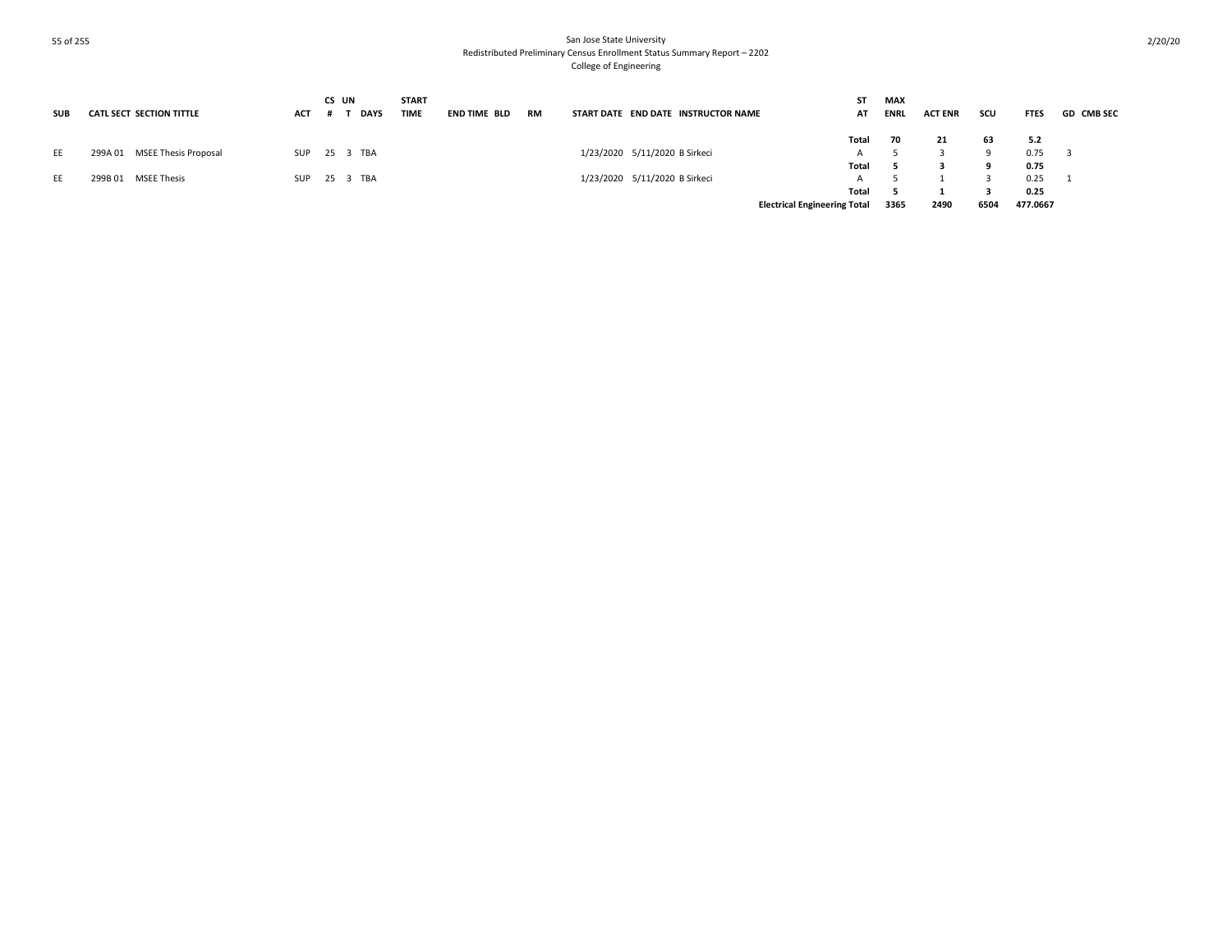San Jose State University
Redistributed Preliminary Census Enrollment Status Summary Report – 2202
College of Engineering

| SUB | CATL | SECT | SECTION TITTLE | ACT | CS # | UN T | DAYS | START TIME | END TIME | BLD | RM | START DATE | END DATE | INSTRUCTOR NAME | ST AT | MAX ENRL | ACT ENR | SCU | FTES | GD | CMB SEC |
|---|---|---|---|---|---|---|---|---|---|---|---|---|---|---|---|---|---|---|---|---|---|
| | | | | | | | | | | | | | | | **Total** | **70** | **21** | **63** | **5.2** | | |
| EE | 299A | 01 | MSEE Thesis Proposal | SUP | 25 | 3 | TBA | | | | | 1/23/2020 | 5/11/2020 | B Sirkeci | A | 5 | 3 | 9 | 0.75 | 3 | |
| | | | | | | | | | | | | | | | **Total** | **5** | **3** | **9** | **0.75** | | |
| EE | 299B | 01 | MSEE Thesis | SUP | 25 | 3 | TBA | | | | | 1/23/2020 | 5/11/2020 | B Sirkeci | A | 5 | 1 | 3 | 0.25 | 1 | |
| | | | | | | | | | | | | | | | **Total** | **5** | **1** | **3** | **0.25** | | |
| | | | | | | | | | | | | | | | **Electrical Engineering Total** | **3365** | **2490** | **6504** | **477.0667** | | |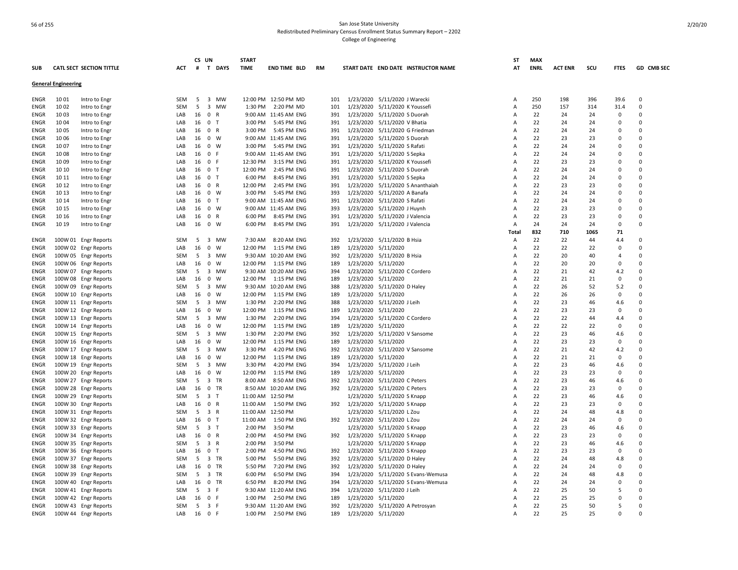San Jose State University
Redistributed Preliminary Census Enrollment Status Summary Report – 2202
College of Engineering

| SUB | CATL SECT | SECTION TITTLE | ACT | CS # | UN T | DAYS | START TIME | END TIME | BLD | RM | START DATE | END DATE | INSTRUCTOR NAME | ST AT | MAX ENRL | ACT ENR | SCU | FTES | GD | CMB SEC |
|---|---|---|---|---|---|---|---|---|---|---|---|---|---|---|---|---|---|---|---|---|
| **General Engineering** | | | | | | | | | | | | | | | | | | | | |
| ENGR | 10 01 | Intro to Engr | SEM | 5 | 3 | MW | 12:00 PM | 12:50 PM | MD | 101 | 1/23/2020 | 5/11/2020 | J Warecki | A | 250 | 198 | 396 | 39.6 | 0 | |
| ENGR | 10 02 | Intro to Engr | SEM | 5 | 3 | MW | 1:30 PM | 2:20 PM | MD | 101 | 1/23/2020 | 5/11/2020 | K Youssefi | A | 250 | 157 | 314 | 31.4 | 0 | |
| ENGR | 10 03 | Intro to Engr | LAB | 16 | 0 | R | 9:00 AM | 11:45 AM | ENG | 391 | 1/23/2020 | 5/11/2020 | S Duorah | A | 22 | 24 | 24 | 0 | 0 | |
| ENGR | 10 04 | Intro to Engr | LAB | 16 | 0 | T | 3:00 PM | 5:45 PM | ENG | 391 | 1/23/2020 | 5/11/2020 | V Bhatia | A | 22 | 24 | 24 | 0 | 0 | |
| ENGR | 10 05 | Intro to Engr | LAB | 16 | 0 | R | 3:00 PM | 5:45 PM | ENG | 391 | 1/23/2020 | 5/11/2020 | G Friedman | A | 22 | 24 | 24 | 0 | 0 | |
| ENGR | 10 06 | Intro to Engr | LAB | 16 | 0 | W | 9:00 AM | 11:45 AM | ENG | 391 | 1/23/2020 | 5/11/2020 | S Duorah | A | 22 | 23 | 23 | 0 | 0 | |
| ENGR | 10 07 | Intro to Engr | LAB | 16 | 0 | W | 3:00 PM | 5:45 PM | ENG | 391 | 1/23/2020 | 5/11/2020 | S Rafati | A | 22 | 24 | 24 | 0 | 0 | |
| ENGR | 10 08 | Intro to Engr | LAB | 16 | 0 | F | 9:00 AM | 11:45 AM | ENG | 391 | 1/23/2020 | 5/11/2020 | S Sepka | A | 22 | 24 | 24 | 0 | 0 | |
| ENGR | 10 09 | Intro to Engr | LAB | 16 | 0 | F | 12:30 PM | 3:15 PM | ENG | 391 | 1/23/2020 | 5/11/2020 | K Youssefi | A | 22 | 23 | 23 | 0 | 0 | |
| ENGR | 10 10 | Intro to Engr | LAB | 16 | 0 | T | 12:00 PM | 2:45 PM | ENG | 391 | 1/23/2020 | 5/11/2020 | S Duorah | A | 22 | 24 | 24 | 0 | 0 | |
| ENGR | 10 11 | Intro to Engr | LAB | 16 | 0 | T | 6:00 PM | 8:45 PM | ENG | 391 | 1/23/2020 | 5/11/2020 | S Sepka | A | 22 | 24 | 24 | 0 | 0 | |
| ENGR | 10 12 | Intro to Engr | LAB | 16 | 0 | R | 12:00 PM | 2:45 PM | ENG | 391 | 1/23/2020 | 5/11/2020 | S Ananthaiah | A | 22 | 23 | 23 | 0 | 0 | |
| ENGR | 10 13 | Intro to Engr | LAB | 16 | 0 | W | 3:00 PM | 5:45 PM | ENG | 393 | 1/23/2020 | 5/11/2020 | A Banafa | A | 22 | 24 | 24 | 0 | 0 | |
| ENGR | 10 14 | Intro to Engr | LAB | 16 | 0 | T | 9:00 AM | 11:45 AM | ENG | 391 | 1/23/2020 | 5/11/2020 | S Rafati | A | 22 | 24 | 24 | 0 | 0 | |
| ENGR | 10 15 | Intro to Engr | LAB | 16 | 0 | W | 9:00 AM | 11:45 AM | ENG | 393 | 1/23/2020 | 5/11/2020 | J Huynh | A | 22 | 23 | 23 | 0 | 0 | |
| ENGR | 10 16 | Intro to Engr | LAB | 16 | 0 | R | 6:00 PM | 8:45 PM | ENG | 391 | 1/23/2020 | 5/11/2020 | J Valencia | A | 22 | 23 | 23 | 0 | 0 | |
| ENGR | 10 19 | Intro to Engr | LAB | 16 | 0 | W | 6:00 PM | 8:45 PM | ENG | 391 | 1/23/2020 | 5/11/2020 | J Valencia | A | 24 | 24 | 24 | 0 | 0 | |
| | | | | | | | | | | | | | | Total | 832 | 710 | 1065 | 71 | | |
| ENGR | 100W 01 | Engr Reports | SEM | 5 | 3 | MW | 7:30 AM | 8:20 AM | ENG | 392 | 1/23/2020 | 5/11/2020 | B Hsia | A | 22 | 22 | 44 | 4.4 | 0 | |
| ENGR | 100W 02 | Engr Reports | LAB | 16 | 0 | W | 12:00 PM | 1:15 PM | ENG | 189 | 1/23/2020 | 5/11/2020 | | A | 22 | 22 | 22 | 0 | 0 | |
| ENGR | 100W 05 | Engr Reports | SEM | 5 | 3 | MW | 9:30 AM | 10:20 AM | ENG | 392 | 1/23/2020 | 5/11/2020 | B Hsia | A | 22 | 20 | 40 | 4 | 0 | |
| ENGR | 100W 06 | Engr Reports | LAB | 16 | 0 | W | 12:00 PM | 1:15 PM | ENG | 189 | 1/23/2020 | 5/11/2020 | | A | 22 | 20 | 20 | 0 | 0 | |
| ENGR | 100W 07 | Engr Reports | SEM | 5 | 3 | MW | 9:30 AM | 10:20 AM | ENG | 394 | 1/23/2020 | 5/11/2020 | C Cordero | A | 22 | 21 | 42 | 4.2 | 0 | |
| ENGR | 100W 08 | Engr Reports | LAB | 16 | 0 | W | 12:00 PM | 1:15 PM | ENG | 189 | 1/23/2020 | 5/11/2020 | | A | 22 | 21 | 21 | 0 | 0 | |
| ENGR | 100W 09 | Engr Reports | SEM | 5 | 3 | MW | 9:30 AM | 10:20 AM | ENG | 388 | 1/23/2020 | 5/11/2020 | D Haley | A | 22 | 26 | 52 | 5.2 | 0 | |
| ENGR | 100W 10 | Engr Reports | LAB | 16 | 0 | W | 12:00 PM | 1:15 PM | ENG | 189 | 1/23/2020 | 5/11/2020 | | A | 22 | 26 | 26 | 0 | 0 | |
| ENGR | 100W 11 | Engr Reports | SEM | 5 | 3 | MW | 1:30 PM | 2:20 PM | ENG | 388 | 1/23/2020 | 5/11/2020 | J Leih | A | 22 | 23 | 46 | 4.6 | 0 | |
| ENGR | 100W 12 | Engr Reports | LAB | 16 | 0 | W | 12:00 PM | 1:15 PM | ENG | 189 | 1/23/2020 | 5/11/2020 | | A | 22 | 23 | 23 | 0 | 0 | |
| ENGR | 100W 13 | Engr Reports | SEM | 5 | 3 | MW | 1:30 PM | 2:20 PM | ENG | 394 | 1/23/2020 | 5/11/2020 | C Cordero | A | 22 | 22 | 44 | 4.4 | 0 | |
| ENGR | 100W 14 | Engr Reports | LAB | 16 | 0 | W | 12:00 PM | 1:15 PM | ENG | 189 | 1/23/2020 | 5/11/2020 | | A | 22 | 22 | 22 | 0 | 0 | |
| ENGR | 100W 15 | Engr Reports | SEM | 5 | 3 | MW | 1:30 PM | 2:20 PM | ENG | 392 | 1/23/2020 | 5/11/2020 | V Sansome | A | 22 | 23 | 46 | 4.6 | 0 | |
| ENGR | 100W 16 | Engr Reports | LAB | 16 | 0 | W | 12:00 PM | 1:15 PM | ENG | 189 | 1/23/2020 | 5/11/2020 | | A | 22 | 23 | 23 | 0 | 0 | |
| ENGR | 100W 17 | Engr Reports | SEM | 5 | 3 | MW | 3:30 PM | 4:20 PM | ENG | 392 | 1/23/2020 | 5/11/2020 | V Sansome | A | 22 | 21 | 42 | 4.2 | 0 | |
| ENGR | 100W 18 | Engr Reports | LAB | 16 | 0 | W | 12:00 PM | 1:15 PM | ENG | 189 | 1/23/2020 | 5/11/2020 | | A | 22 | 21 | 21 | 0 | 0 | |
| ENGR | 100W 19 | Engr Reports | SEM | 5 | 3 | MW | 3:30 PM | 4:20 PM | ENG | 394 | 1/23/2020 | 5/11/2020 | J Leih | A | 22 | 23 | 46 | 4.6 | 0 | |
| ENGR | 100W 20 | Engr Reports | LAB | 16 | 0 | W | 12:00 PM | 1:15 PM | ENG | 189 | 1/23/2020 | 5/11/2020 | | A | 22 | 23 | 23 | 0 | 0 | |
| ENGR | 100W 27 | Engr Reports | SEM | 5 | 3 | TR | 8:00 AM | 8:50 AM | ENG | 392 | 1/23/2020 | 5/11/2020 | C Peters | A | 22 | 23 | 46 | 4.6 | 0 | |
| ENGR | 100W 28 | Engr Reports | LAB | 16 | 0 | TR | 8:50 AM | 10:20 AM | ENG | 392 | 1/23/2020 | 5/11/2020 | C Peters | A | 22 | 23 | 23 | 0 | 0 | |
| ENGR | 100W 29 | Engr Reports | SEM | 5 | 3 | T | 11:00 AM | 12:50 PM | | | 1/23/2020 | 5/11/2020 | S Knapp | A | 22 | 23 | 46 | 4.6 | 0 | |
| ENGR | 100W 30 | Engr Reports | LAB | 16 | 0 | R | 11:00 AM | 1:50 PM | ENG | 392 | 1/23/2020 | 5/11/2020 | S Knapp | A | 22 | 23 | 23 | 0 | 0 | |
| ENGR | 100W 31 | Engr Reports | SEM | 5 | 3 | R | 11:00 AM | 12:50 PM | | | 1/23/2020 | 5/11/2020 | L Zou | A | 22 | 24 | 48 | 4.8 | 0 | |
| ENGR | 100W 32 | Engr Reports | LAB | 16 | 0 | T | 11:00 AM | 1:50 PM | ENG | 392 | 1/23/2020 | 5/11/2020 | L Zou | A | 22 | 24 | 24 | 0 | 0 | |
| ENGR | 100W 33 | Engr Reports | SEM | 5 | 3 | T | 2:00 PM | 3:50 PM | | | 1/23/2020 | 5/11/2020 | S Knapp | A | 22 | 23 | 46 | 4.6 | 0 | |
| ENGR | 100W 34 | Engr Reports | LAB | 16 | 0 | R | 2:00 PM | 4:50 PM | ENG | 392 | 1/23/2020 | 5/11/2020 | S Knapp | A | 22 | 23 | 23 | 0 | 0 | |
| ENGR | 100W 35 | Engr Reports | SEM | 5 | 3 | R | 2:00 PM | 3:50 PM | | | 1/23/2020 | 5/11/2020 | S Knapp | A | 22 | 23 | 46 | 4.6 | 0 | |
| ENGR | 100W 36 | Engr Reports | LAB | 16 | 0 | T | 2:00 PM | 4:50 PM | ENG | 392 | 1/23/2020 | 5/11/2020 | S Knapp | A | 22 | 23 | 23 | 0 | 0 | |
| ENGR | 100W 37 | Engr Reports | SEM | 5 | 3 | TR | 5:00 PM | 5:50 PM | ENG | 392 | 1/23/2020 | 5/11/2020 | D Haley | A | 22 | 24 | 48 | 4.8 | 0 | |
| ENGR | 100W 38 | Engr Reports | LAB | 16 | 0 | TR | 5:50 PM | 7:20 PM | ENG | 392 | 1/23/2020 | 5/11/2020 | D Haley | A | 22 | 24 | 24 | 0 | 0 | |
| ENGR | 100W 39 | Engr Reports | SEM | 5 | 3 | TR | 6:00 PM | 6:50 PM | ENG | 394 | 1/23/2020 | 5/11/2020 | S Evans-Wemusa | A | 22 | 24 | 48 | 4.8 | 0 | |
| ENGR | 100W 40 | Engr Reports | LAB | 16 | 0 | TR | 6:50 PM | 8:20 PM | ENG | 394 | 1/23/2020 | 5/11/2020 | S Evans-Wemusa | A | 22 | 24 | 24 | 0 | 0 | |
| ENGR | 100W 41 | Engr Reports | SEM | 5 | 3 | F | 9:30 AM | 11:20 AM | ENG | 394 | 1/23/2020 | 5/11/2020 | J Leih | A | 22 | 25 | 50 | 5 | 0 | |
| ENGR | 100W 42 | Engr Reports | LAB | 16 | 0 | F | 1:00 PM | 2:50 PM | ENG | 189 | 1/23/2020 | 5/11/2020 | | A | 22 | 25 | 25 | 0 | 0 | |
| ENGR | 100W 43 | Engr Reports | SEM | 5 | 3 | F | 9:30 AM | 11:20 AM | ENG | 392 | 1/23/2020 | 5/11/2020 | A Petrosyan | A | 22 | 25 | 50 | 5 | 0 | |
| ENGR | 100W 44 | Engr Reports | LAB | 16 | 0 | F | 1:00 PM | 2:50 PM | ENG | 189 | 1/23/2020 | 5/11/2020 | | A | 22 | 25 | 25 | 0 | 0 | |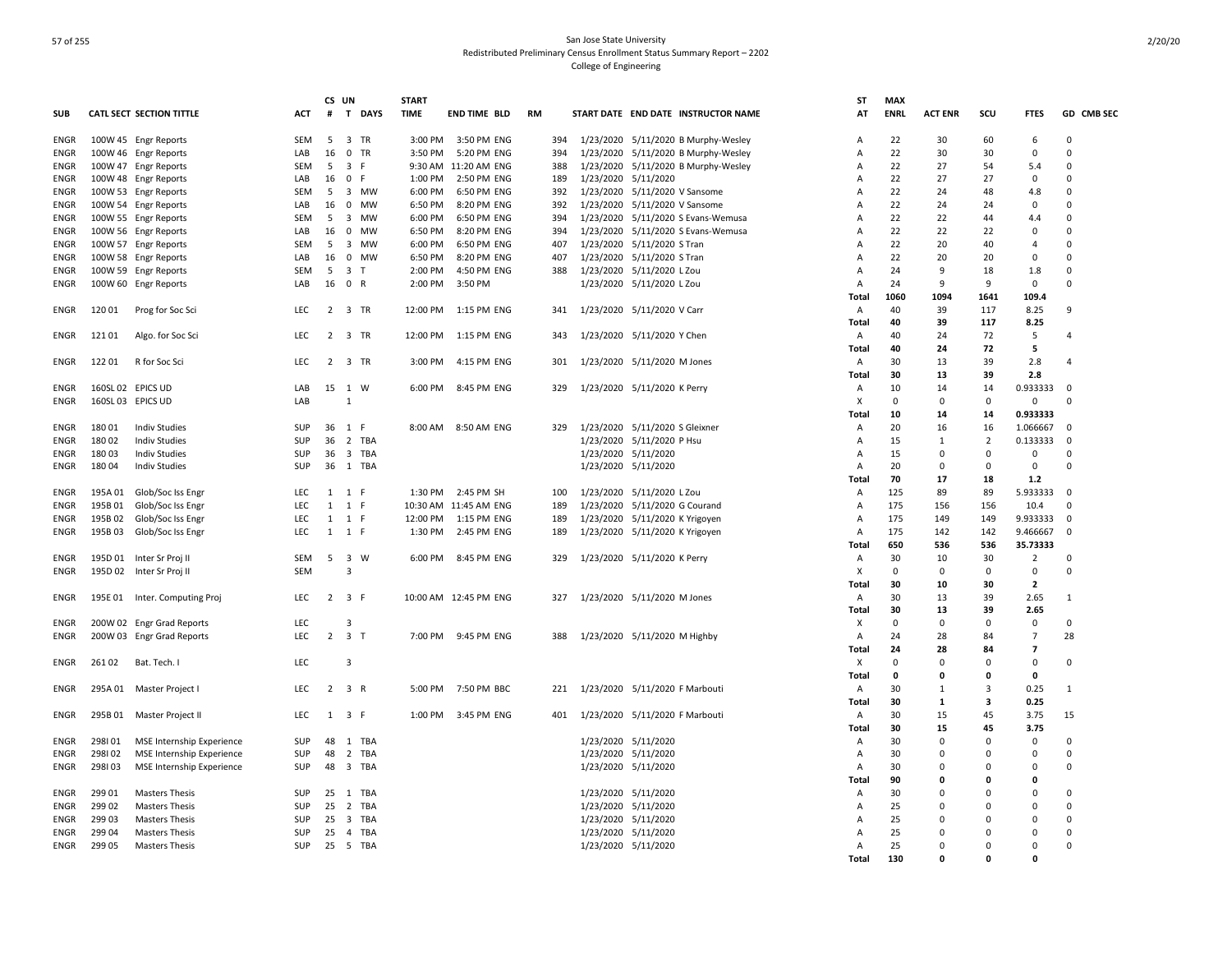San Jose State University
Redistributed Preliminary Census Enrollment Status Summary Report – 2202
College of Engineering

| SUB | CATL SECT | SECTION TITTLE | ACT | CS # | UN T | DAYS | START TIME | END TIME | BLD | RM | START DATE | END DATE | INSTRUCTOR NAME | ST AT | MAX ENRL | ACT ENR | SCU | FTES | GD | CMB SEC |
|---|---|---|---|---|---|---|---|---|---|---|---|---|---|---|---|---|---|---|---|---|
| ENGR | 100W 45 | Engr Reports | SEM | 5 | 3 | TR | 3:00 PM | 3:50 PM | ENG | 394 | 1/23/2020 | 5/11/2020 | B Murphy-Wesley | A | 22 | 30 | 60 | 6 | 0 | |
| ENGR | 100W 46 | Engr Reports | LAB | 16 | 0 | TR | 3:50 PM | 5:20 PM | ENG | 394 | 1/23/2020 | 5/11/2020 | B Murphy-Wesley | A | 22 | 30 | 30 | 0 | 0 | |
| ENGR | 100W 47 | Engr Reports | SEM | 5 | 3 | F | 9:30 AM | 11:20 AM | ENG | 388 | 1/23/2020 | 5/11/2020 | B Murphy-Wesley | A | 22 | 27 | 54 | 5.4 | 0 | |
| ENGR | 100W 48 | Engr Reports | LAB | 16 | 0 | F | 1:00 PM | 2:50 PM | ENG | 189 | 1/23/2020 | 5/11/2020 | | A | 22 | 27 | 27 | 0 | 0 | |
| ENGR | 100W 53 | Engr Reports | SEM | 5 | 3 | MW | 6:00 PM | 6:50 PM | ENG | 392 | 1/23/2020 | 5/11/2020 | V Sansome | A | 22 | 24 | 48 | 4.8 | 0 | |
| ENGR | 100W 54 | Engr Reports | LAB | 16 | 0 | MW | 6:50 PM | 8:20 PM | ENG | 392 | 1/23/2020 | 5/11/2020 | V Sansome | A | 22 | 24 | 24 | 0 | 0 | |
| ENGR | 100W 55 | Engr Reports | SEM | 5 | 3 | MW | 6:00 PM | 6:50 PM | ENG | 394 | 1/23/2020 | 5/11/2020 | S Evans-Wemusa | A | 22 | 22 | 44 | 4.4 | 0 | |
| ENGR | 100W 56 | Engr Reports | LAB | 16 | 0 | MW | 6:50 PM | 8:20 PM | ENG | 394 | 1/23/2020 | 5/11/2020 | S Evans-Wemusa | A | 22 | 22 | 22 | 0 | 0 | |
| ENGR | 100W 57 | Engr Reports | SEM | 5 | 3 | MW | 6:00 PM | 6:50 PM | ENG | 407 | 1/23/2020 | 5/11/2020 | S Tran | A | 22 | 20 | 40 | 4 | 0 | |
| ENGR | 100W 58 | Engr Reports | LAB | 16 | 0 | MW | 6:50 PM | 8:20 PM | ENG | 407 | 1/23/2020 | 5/11/2020 | S Tran | A | 22 | 20 | 20 | 0 | 0 | |
| ENGR | 100W 59 | Engr Reports | SEM | 5 | 3 | T | 2:00 PM | 4:50 PM | ENG | 388 | 1/23/2020 | 5/11/2020 | L Zou | A | 24 | 9 | 18 | 1.8 | 0 | |
| ENGR | 100W 60 | Engr Reports | LAB | 16 | 0 | R | 2:00 PM | 3:50 PM | | | 1/23/2020 | 5/11/2020 | L Zou | A | 24 | 9 | 9 | 0 | 0 | |
| | | | | | | | | | | | | | | Total | 1060 | 1094 | 1641 | 109.4 | | |
| ENGR | 120 01 | Prog for Soc Sci | LEC | 2 | 3 | TR | 12:00 PM | 1:15 PM | ENG | 341 | 1/23/2020 | 5/11/2020 | V Carr | A | 40 | 39 | 117 | 8.25 | 9 | |
| | | | | | | | | | | | | | | Total | 40 | 39 | 117 | 8.25 | | |
| ENGR | 121 01 | Algo. for Soc Sci | LEC | 2 | 3 | TR | 12:00 PM | 1:15 PM | ENG | 343 | 1/23/2020 | 5/11/2020 | Y Chen | A | 40 | 24 | 72 | 5 | 4 | |
| | | | | | | | | | | | | | | Total | 40 | 24 | 72 | 5 | | |
| ENGR | 122 01 | R for Soc Sci | LEC | 2 | 3 | TR | 3:00 PM | 4:15 PM | ENG | 301 | 1/23/2020 | 5/11/2020 | M Jones | A | 30 | 13 | 39 | 2.8 | 4 | |
| | | | | | | | | | | | | | | Total | 30 | 13 | 39 | 2.8 | | |
| ENGR | 160SL 02 | EPICS UD | LAB | 15 | 1 | W | 6:00 PM | 8:45 PM | ENG | 329 | 1/23/2020 | 5/11/2020 | K Perry | A | 10 | 14 | 14 | 0.933333 | 0 | |
| ENGR | 160SL 03 | EPICS UD | LAB | | 1 | | | | | | | | | X | 0 | 0 | 0 | 0 | 0 | |
| | | | | | | | | | | | | | | Total | 10 | 14 | 14 | 0.933333 | | |
| ENGR | 180 01 | Indiv Studies | SUP | 36 | 1 | F | 8:00 AM | 8:50 AM | ENG | 329 | 1/23/2020 | 5/11/2020 | S Gleixner | A | 20 | 16 | 16 | 1.066667 | 0 | |
| ENGR | 180 02 | Indiv Studies | SUP | 36 | 2 | TBA | | | | | 1/23/2020 | 5/11/2020 | P Hsu | A | 15 | 1 | 2 | 0.133333 | 0 | |
| ENGR | 180 03 | Indiv Studies | SUP | 36 | 3 | TBA | | | | | 1/23/2020 | 5/11/2020 | | A | 15 | 0 | 0 | 0 | 0 | |
| ENGR | 180 04 | Indiv Studies | SUP | 36 | 1 | TBA | | | | | 1/23/2020 | 5/11/2020 | | A | 20 | 0 | 0 | 0 | 0 | |
| | | | | | | | | | | | | | | Total | 70 | 17 | 18 | 1.2 | | |
| ENGR | 195A 01 | Glob/Soc Iss Engr | LEC | 1 | 1 | F | 1:30 PM | 2:45 PM | SH | 100 | 1/23/2020 | 5/11/2020 | L Zou | A | 125 | 89 | 89 | 5.933333 | 0 | |
| ENGR | 195B 01 | Glob/Soc Iss Engr | LEC | 1 | 1 | F | 10:30 AM | 11:45 AM | ENG | 189 | 1/23/2020 | 5/11/2020 | G Courand | A | 175 | 156 | 156 | 10.4 | 0 | |
| ENGR | 195B 02 | Glob/Soc Iss Engr | LEC | 1 | 1 | F | 12:00 PM | 1:15 PM | ENG | 189 | 1/23/2020 | 5/11/2020 | K Yrigoyen | A | 175 | 149 | 149 | 9.933333 | 0 | |
| ENGR | 195B 03 | Glob/Soc Iss Engr | LEC | 1 | 1 | F | 1:30 PM | 2:45 PM | ENG | 189 | 1/23/2020 | 5/11/2020 | K Yrigoyen | A | 175 | 142 | 142 | 9.466667 | 0 | |
| | | | | | | | | | | | | | | Total | 650 | 536 | 536 | 35.73333 | | |
| ENGR | 195D 01 | Inter Sr Proj II | SEM | 5 | 3 | W | 6:00 PM | 8:45 PM | ENG | 329 | 1/23/2020 | 5/11/2020 | K Perry | A | 30 | 10 | 30 | 2 | 0 | |
| ENGR | 195D 02 | Inter Sr Proj II | SEM | | 3 | | | | | | | | | X | 0 | 0 | 0 | 0 | 0 | |
| | | | | | | | | | | | | | | Total | 30 | 10 | 30 | 2 | | |
| ENGR | 195E 01 | Inter. Computing Proj | LEC | 2 | 3 | F | 10:00 AM | 12:45 PM | ENG | 327 | 1/23/2020 | 5/11/2020 | M Jones | A | 30 | 13 | 39 | 2.65 | 1 | |
| | | | | | | | | | | | | | | Total | 30 | 13 | 39 | 2.65 | | |
| ENGR | 200W 02 | Engr Grad Reports | LEC | | 3 | | | | | | | | | X | 0 | 0 | 0 | 0 | 0 | |
| ENGR | 200W 03 | Engr Grad Reports | LEC | 2 | 3 | T | 7:00 PM | 9:45 PM | ENG | 388 | 1/23/2020 | 5/11/2020 | M Highby | A | 24 | 28 | 84 | 7 | 28 | |
| | | | | | | | | | | | | | | Total | 24 | 28 | 84 | 7 | | |
| ENGR | 261 02 | Bat. Tech. I | LEC | | 3 | | | | | | | | | X | 0 | 0 | 0 | 0 | 0 | |
| | | | | | | | | | | | | | | Total | 0 | 0 | 0 | 0 | | |
| ENGR | 295A 01 | Master Project I | LEC | 2 | 3 | R | 5:00 PM | 7:50 PM | BBC | 221 | 1/23/2020 | 5/11/2020 | F Marbouti | A | 30 | 1 | 3 | 0.25 | 1 | |
| | | | | | | | | | | | | | | Total | 30 | 1 | 3 | 0.25 | | |
| ENGR | 295B 01 | Master Project II | LEC | 1 | 3 | F | 1:00 PM | 3:45 PM | ENG | 401 | 1/23/2020 | 5/11/2020 | F Marbouti | A | 30 | 15 | 45 | 3.75 | 15 | |
| | | | | | | | | | | | | | | Total | 30 | 15 | 45 | 3.75 | | |
| ENGR | 298I 01 | MSE Internship Experience | SUP | 48 | 1 | TBA | | | | | 1/23/2020 | 5/11/2020 | | A | 30 | 0 | 0 | 0 | 0 | |
| ENGR | 298I 02 | MSE Internship Experience | SUP | 48 | 2 | TBA | | | | | 1/23/2020 | 5/11/2020 | | A | 30 | 0 | 0 | 0 | 0 | |
| ENGR | 298I 03 | MSE Internship Experience | SUP | 48 | 3 | TBA | | | | | 1/23/2020 | 5/11/2020 | | A | 30 | 0 | 0 | 0 | 0 | |
| | | | | | | | | | | | | | | Total | 90 | 0 | 0 | 0 | | |
| ENGR | 299 01 | Masters Thesis | SUP | 25 | 1 | TBA | | | | | 1/23/2020 | 5/11/2020 | | A | 30 | 0 | 0 | 0 | 0 | |
| ENGR | 299 02 | Masters Thesis | SUP | 25 | 2 | TBA | | | | | 1/23/2020 | 5/11/2020 | | A | 25 | 0 | 0 | 0 | 0 | |
| ENGR | 299 03 | Masters Thesis | SUP | 25 | 3 | TBA | | | | | 1/23/2020 | 5/11/2020 | | A | 25 | 0 | 0 | 0 | 0 | |
| ENGR | 299 04 | Masters Thesis | SUP | 25 | 4 | TBA | | | | | 1/23/2020 | 5/11/2020 | | A | 25 | 0 | 0 | 0 | 0 | |
| ENGR | 299 05 | Masters Thesis | SUP | 25 | 5 | TBA | | | | | 1/23/2020 | 5/11/2020 | | A | 25 | 0 | 0 | 0 | 0 | |
| | | | | | | | | | | | | | | Total | 130 | 0 | 0 | 0 | | |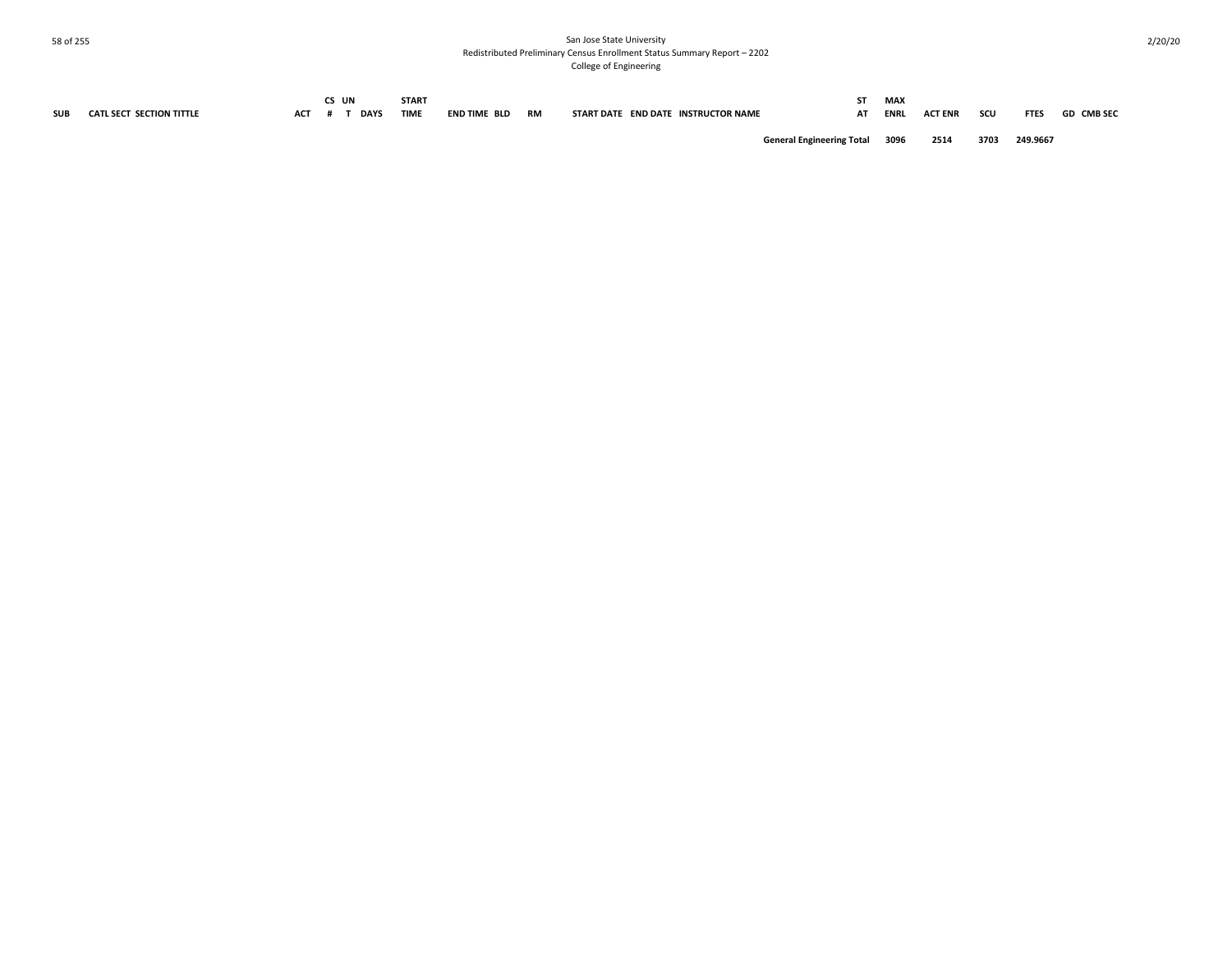| SUB | CATL SECT SECTION TITTLE | ACT | CS # | UN T | DAYS | START TIME | END TIME | BLD | RM | START DATE | END DATE | INSTRUCTOR NAME | ST AT | MAX ENRL | ACT ENR | SCU | FTES | GD | CMB SEC |
|---|---|---|---|---|---|---|---|---|---|---|---|---|---|---|---|---|---|---|---|
| | | | | | | | | | | | | General Engineering Total | | 3096 | 2514 | 3703 | 249.9667 | | |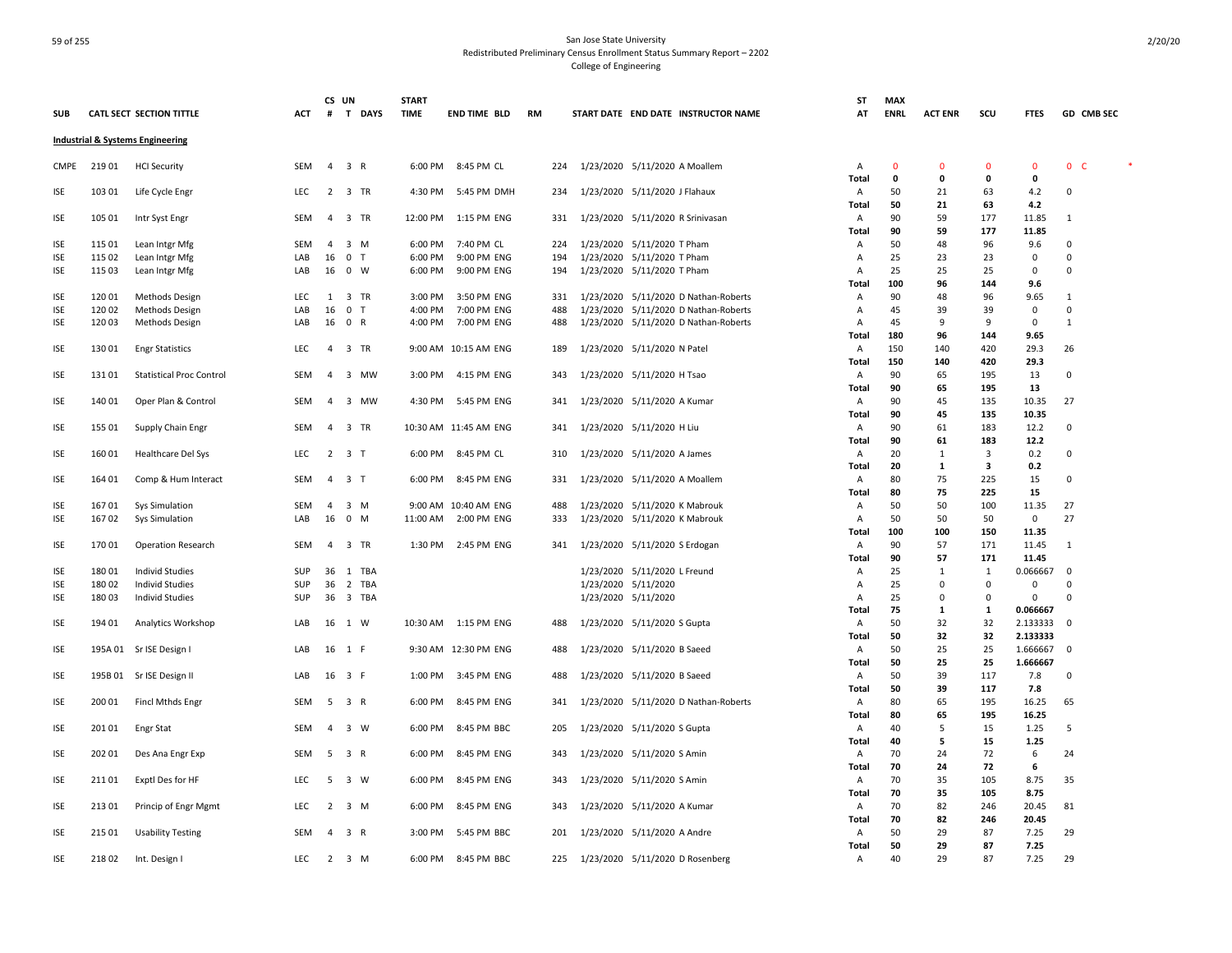San Jose State University
Redistributed Preliminary Census Enrollment Status Summary Report – 2202
College of Engineering

| SUB | CATL | SECT | SECTION TITTLE | ACT | CS # | UN T | DAYS | START TIME | END TIME | BLD | RM | START DATE | END DATE | INSTRUCTOR NAME | ST AT | MAX ENRL | ACT ENR | SCU | FTES | GD | CMB SEC |
|---|---|---|---|---|---|---|---|---|---|---|---|---|---|---|---|---|---|---|---|---|---|
| **Industrial & Systems Engineering** | | | | | | | | | | | | | | | | | | | | | |
| CMPE | 219 | 01 | HCI Security | SEM | 4 | 3 | R | 6:00 PM | 8:45 PM | CL | 224 | 1/23/2020 | 5/11/2020 | A Moallem | A | 0 | 0 | 0 | 0 | 0 | C * |
| | | | | | | | | | | | | | | | **Total** | **0** | **0** | **0** | **0** | | |
| ISE | 103 | 01 | Life Cycle Engr | LEC | 2 | 3 | TR | 4:30 PM | 5:45 PM | DMH | 234 | 1/23/2020 | 5/11/2020 | J Flahaux | A | 50 | 21 | 63 | 4.2 | 0 | |
| | | | | | | | | | | | | | | | **Total** | **50** | **21** | **63** | **4.2** | | |
| ISE | 105 | 01 | Intr Syst Engr | SEM | 4 | 3 | TR | 12:00 PM | 1:15 PM | ENG | 331 | 1/23/2020 | 5/11/2020 | R Srinivasan | A | 90 | 59 | 177 | 11.85 | 1 | |
| | | | | | | | | | | | | | | | **Total** | **90** | **59** | **177** | **11.85** | | |
| ISE | 115 | 01 | Lean Intgr Mfg | SEM | 4 | 3 | M | 6:00 PM | 7:40 PM | CL | 224 | 1/23/2020 | 5/11/2020 | T Pham | A | 50 | 48 | 96 | 9.6 | 0 | |
| ISE | 115 | 02 | Lean Intgr Mfg | LAB | 16 | 0 | T | 6:00 PM | 9:00 PM | ENG | 194 | 1/23/2020 | 5/11/2020 | T Pham | A | 25 | 23 | 23 | 0 | 0 | |
| ISE | 115 | 03 | Lean Intgr Mfg | LAB | 16 | 0 | W | 6:00 PM | 9:00 PM | ENG | 194 | 1/23/2020 | 5/11/2020 | T Pham | A | 25 | 25 | 25 | 0 | 0 | |
| | | | | | | | | | | | | | | | **Total** | **100** | **96** | **144** | **9.6** | | |
| ISE | 120 | 01 | Methods Design | LEC | 1 | 3 | TR | 3:00 PM | 3:50 PM | ENG | 331 | 1/23/2020 | 5/11/2020 | D Nathan-Roberts | A | 90 | 48 | 96 | 9.65 | 1 | |
| ISE | 120 | 02 | Methods Design | LAB | 16 | 0 | T | 4:00 PM | 7:00 PM | ENG | 488 | 1/23/2020 | 5/11/2020 | D Nathan-Roberts | A | 45 | 39 | 39 | 0 | 0 | |
| ISE | 120 | 03 | Methods Design | LAB | 16 | 0 | R | 4:00 PM | 7:00 PM | ENG | 488 | 1/23/2020 | 5/11/2020 | D Nathan-Roberts | A | 45 | 9 | 9 | 0 | 1 | |
| | | | | | | | | | | | | | | | **Total** | **180** | **96** | **144** | **9.65** | | |
| ISE | 130 | 01 | Engr Statistics | LEC | 4 | 3 | TR | 9:00 AM | 10:15 AM | ENG | 189 | 1/23/2020 | 5/11/2020 | N Patel | A | 150 | 140 | 420 | 29.3 | 26 | |
| | | | | | | | | | | | | | | | **Total** | **150** | **140** | **420** | **29.3** | | |
| ISE | 131 | 01 | Statistical Proc Control | SEM | 4 | 3 | MW | 3:00 PM | 4:15 PM | ENG | 343 | 1/23/2020 | 5/11/2020 | H Tsao | A | 90 | 65 | 195 | 13 | 0 | |
| | | | | | | | | | | | | | | | **Total** | **90** | **65** | **195** | **13** | | |
| ISE | 140 | 01 | Oper Plan & Control | SEM | 4 | 3 | MW | 4:30 PM | 5:45 PM | ENG | 341 | 1/23/2020 | 5/11/2020 | A Kumar | A | 90 | 45 | 135 | 10.35 | 27 | |
| | | | | | | | | | | | | | | | **Total** | **90** | **45** | **135** | **10.35** | | |
| ISE | 155 | 01 | Supply Chain Engr | SEM | 4 | 3 | TR | 10:30 AM | 11:45 AM | ENG | 341 | 1/23/2020 | 5/11/2020 | H Liu | A | 90 | 61 | 183 | 12.2 | 0 | |
| | | | | | | | | | | | | | | | **Total** | **90** | **61** | **183** | **12.2** | | |
| ISE | 160 | 01 | Healthcare Del Sys | LEC | 2 | 3 | T | 6:00 PM | 8:45 PM | CL | 310 | 1/23/2020 | 5/11/2020 | A James | A | 20 | 1 | 3 | 0.2 | 0 | |
| | | | | | | | | | | | | | | | **Total** | **20** | **1** | **3** | **0.2** | | |
| ISE | 164 | 01 | Comp & Hum Interact | SEM | 4 | 3 | T | 6:00 PM | 8:45 PM | ENG | 331 | 1/23/2020 | 5/11/2020 | A Moallem | A | 80 | 75 | 225 | 15 | 0 | |
| | | | | | | | | | | | | | | | **Total** | **80** | **75** | **225** | **15** | | |
| ISE | 167 | 01 | Sys Simulation | SEM | 4 | 3 | M | 9:00 AM | 10:40 AM | ENG | 488 | 1/23/2020 | 5/11/2020 | K Mabrouk | A | 50 | 50 | 100 | 11.35 | 27 | |
| ISE | 167 | 02 | Sys Simulation | LAB | 16 | 0 | M | 11:00 AM | 2:00 PM | ENG | 333 | 1/23/2020 | 5/11/2020 | K Mabrouk | A | 50 | 50 | 50 | 0 | 27 | |
| | | | | | | | | | | | | | | | **Total** | **100** | **100** | **150** | **11.35** | | |
| ISE | 170 | 01 | Operation Research | SEM | 4 | 3 | TR | 1:30 PM | 2:45 PM | ENG | 341 | 1/23/2020 | 5/11/2020 | S Erdogan | A | 90 | 57 | 171 | 11.45 | 1 | |
| | | | | | | | | | | | | | | | **Total** | **90** | **57** | **171** | **11.45** | | |
| ISE | 180 | 01 | Individ Studies | SUP | 36 | 1 | TBA | | | | | 1/23/2020 | 5/11/2020 | L Freund | A | 25 | 1 | 1 | 0.066667 | 0 | |
| ISE | 180 | 02 | Individ Studies | SUP | 36 | 2 | TBA | | | | | 1/23/2020 | 5/11/2020 | | A | 25 | 0 | 0 | 0 | 0 | |
| ISE | 180 | 03 | Individ Studies | SUP | 36 | 3 | TBA | | | | | 1/23/2020 | 5/11/2020 | | A | 25 | 0 | 0 | 0 | 0 | |
| | | | | | | | | | | | | | | | **Total** | **75** | **1** | **1** | **0.066667** | | |
| ISE | 194 | 01 | Analytics Workshop | LAB | 16 | 1 | W | 10:30 AM | 1:15 PM | ENG | 488 | 1/23/2020 | 5/11/2020 | S Gupta | A | 50 | 32 | 32 | 2.133333 | 0 | |
| | | | | | | | | | | | | | | | **Total** | **50** | **32** | **32** | **2.133333** | | |
| ISE | 195A | 01 | Sr ISE Design I | LAB | 16 | 1 | F | 9:30 AM | 12:30 PM | ENG | 488 | 1/23/2020 | 5/11/2020 | B Saeed | A | 50 | 25 | 25 | 1.666667 | 0 | |
| | | | | | | | | | | | | | | | **Total** | **50** | **25** | **25** | **1.666667** | | |
| ISE | 195B | 01 | Sr ISE Design II | LAB | 16 | 3 | F | 1:00 PM | 3:45 PM | ENG | 488 | 1/23/2020 | 5/11/2020 | B Saeed | A | 50 | 39 | 117 | 7.8 | 0 | |
| | | | | | | | | | | | | | | | **Total** | **50** | **39** | **117** | **7.8** | | |
| ISE | 200 | 01 | Fincl Mthds Engr | SEM | 5 | 3 | R | 6:00 PM | 8:45 PM | ENG | 341 | 1/23/2020 | 5/11/2020 | D Nathan-Roberts | A | 80 | 65 | 195 | 16.25 | 65 | |
| | | | | | | | | | | | | | | | **Total** | **80** | **65** | **195** | **16.25** | | |
| ISE | 201 | 01 | Engr Stat | SEM | 4 | 3 | W | 6:00 PM | 8:45 PM | BBC | 205 | 1/23/2020 | 5/11/2020 | S Gupta | A | 40 | 5 | 15 | 1.25 | 5 | |
| | | | | | | | | | | | | | | | **Total** | **40** | **5** | **15** | **1.25** | | |
| ISE | 202 | 01 | Des Ana Engr Exp | SEM | 5 | 3 | R | 6:00 PM | 8:45 PM | ENG | 343 | 1/23/2020 | 5/11/2020 | S Amin | A | 70 | 24 | 72 | 6 | 24 | |
| | | | | | | | | | | | | | | | **Total** | **70** | **24** | **72** | **6** | | |
| ISE | 211 | 01 | Exptl Des for HF | LEC | 5 | 3 | W | 6:00 PM | 8:45 PM | ENG | 343 | 1/23/2020 | 5/11/2020 | S Amin | A | 70 | 35 | 105 | 8.75 | 35 | |
| | | | | | | | | | | | | | | | **Total** | **70** | **35** | **105** | **8.75** | | |
| ISE | 213 | 01 | Princip of Engr Mgmt | LEC | 2 | 3 | M | 6:00 PM | 8:45 PM | ENG | 343 | 1/23/2020 | 5/11/2020 | A Kumar | A | 70 | 82 | 246 | 20.45 | 81 | |
| | | | | | | | | | | | | | | | **Total** | **70** | **82** | **246** | **20.45** | | |
| ISE | 215 | 01 | Usability Testing | SEM | 4 | 3 | R | 3:00 PM | 5:45 PM | BBC | 201 | 1/23/2020 | 5/11/2020 | A Andre | A | 50 | 29 | 87 | 7.25 | 29 | |
| | | | | | | | | | | | | | | | **Total** | **50** | **29** | **87** | **7.25** | | |
| ISE | 218 | 02 | Int. Design I | LEC | 2 | 3 | M | 6:00 PM | 8:45 PM | BBC | 225 | 1/23/2020 | 5/11/2020 | D Rosenberg | A | 40 | 29 | 87 | 7.25 | 29 | |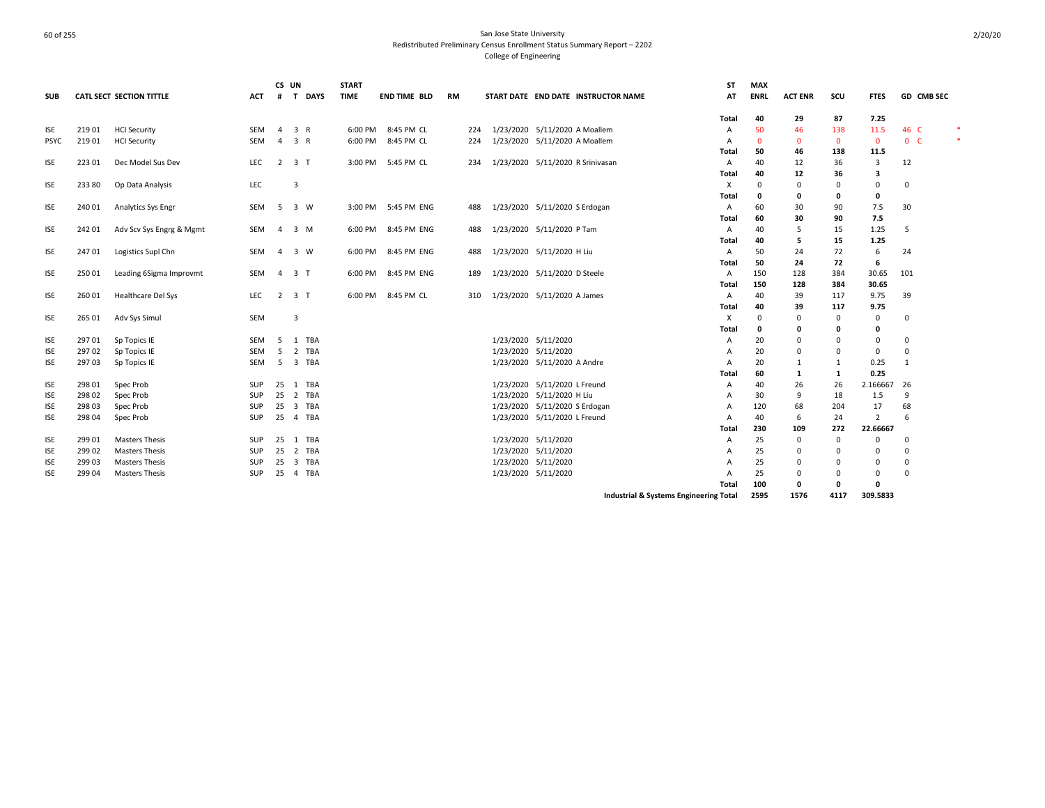# San Jose State University
## Redistributed Preliminary Census Enrollment Status Summary Report – 2202
### College of Engineering

| SUB | CATL | SECT | SECTION TITTLE | ACT | CS # | UN T | DAYS | START TIME | END TIME | BLD | RM | START DATE | END DATE | INSTRUCTOR NAME | ST AT | MAX ENRL | ACT ENR | SCU | FTES | GD | CMB SEC | |
|---|---|---|---|---|---|---|---|---|---|---|---|---|---|---|---|---|---|---|---|---|---|---|
| | | | | | | | | | | | | | | | Total | 40 | 29 | 87 | 7.25 | | | |
| ISE | 219 | 01 | HCI Security | SEM | 4 | 3 | R | 6:00 PM | 8:45 PM | CL | 224 | 1/23/2020 | 5/11/2020 | A Moallem | A | 50 | 46 | 138 | 11.5 | 46 | C | * |
| PSYC | 219 | 01 | HCI Security | SEM | 4 | 3 | R | 6:00 PM | 8:45 PM | CL | 224 | 1/23/2020 | 5/11/2020 | A Moallem | A | 0 | 0 | 0 | 0 | 0 | C | * |
| | | | | | | | | | | | | | | | Total | 50 | 46 | 138 | 11.5 | | | |
| ISE | 223 | 01 | Dec Model Sus Dev | LEC | 2 | 3 | T | 3:00 PM | 5:45 PM | CL | 234 | 1/23/2020 | 5/11/2020 | R Srinivasan | A | 40 | 12 | 36 | 3 | 12 | | |
| | | | | | | | | | | | | | | | Total | 40 | 12 | 36 | 3 | | | |
| ISE | 233 | 80 | Op Data Analysis | LEC | | 3 | | | | | | | | | X | 0 | 0 | 0 | 0 | 0 | | |
| | | | | | | | | | | | | | | | Total | 0 | 0 | 0 | 0 | | | |
| ISE | 240 | 01 | Analytics Sys Engr | SEM | 5 | 3 | W | 3:00 PM | 5:45 PM | ENG | 488 | 1/23/2020 | 5/11/2020 | S Erdogan | A | 60 | 30 | 90 | 7.5 | 30 | | |
| | | | | | | | | | | | | | | | Total | 60 | 30 | 90 | 7.5 | | | |
| ISE | 242 | 01 | Adv Scv Sys Engrg & Mgmt | SEM | 4 | 3 | M | 6:00 PM | 8:45 PM | ENG | 488 | 1/23/2020 | 5/11/2020 | P Tam | A | 40 | 5 | 15 | 1.25 | 5 | | |
| | | | | | | | | | | | | | | | Total | 40 | 5 | 15 | 1.25 | | | |
| ISE | 247 | 01 | Logistics Supl Chn | SEM | 4 | 3 | W | 6:00 PM | 8:45 PM | ENG | 488 | 1/23/2020 | 5/11/2020 | H Liu | A | 50 | 24 | 72 | 6 | 24 | | |
| | | | | | | | | | | | | | | | Total | 50 | 24 | 72 | 6 | | | |
| ISE | 250 | 01 | Leading 6Sigma Improvmt | SEM | 4 | 3 | T | 6:00 PM | 8:45 PM | ENG | 189 | 1/23/2020 | 5/11/2020 | D Steele | A | 150 | 128 | 384 | 30.65 | 101 | | |
| | | | | | | | | | | | | | | | Total | 150 | 128 | 384 | 30.65 | | | |
| ISE | 260 | 01 | Healthcare Del Sys | LEC | 2 | 3 | T | 6:00 PM | 8:45 PM | CL | 310 | 1/23/2020 | 5/11/2020 | A James | A | 40 | 39 | 117 | 9.75 | 39 | | |
| | | | | | | | | | | | | | | | Total | 40 | 39 | 117 | 9.75 | | | |
| ISE | 265 | 01 | Adv Sys Simul | SEM | | 3 | | | | | | | | | X | 0 | 0 | 0 | 0 | 0 | | |
| | | | | | | | | | | | | | | | Total | 0 | 0 | 0 | 0 | | | |
| ISE | 297 | 01 | Sp Topics IE | SEM | 5 | 1 | TBA | | | | | 1/23/2020 | 5/11/2020 | | A | 20 | 0 | 0 | 0 | 0 | | |
| ISE | 297 | 02 | Sp Topics IE | SEM | 5 | 2 | TBA | | | | | 1/23/2020 | 5/11/2020 | | A | 20 | 0 | 0 | 0 | 0 | | |
| ISE | 297 | 03 | Sp Topics IE | SEM | 5 | 3 | TBA | | | | | 1/23/2020 | 5/11/2020 | A Andre | A | 20 | 1 | 1 | 0.25 | 1 | | |
| | | | | | | | | | | | | | | | Total | 60 | 1 | 1 | 0.25 | | | |
| ISE | 298 | 01 | Spec Prob | SUP | 25 | 1 | TBA | | | | | 1/23/2020 | 5/11/2020 | L Freund | A | 40 | 26 | 26 | 2.166667 | 26 | | |
| ISE | 298 | 02 | Spec Prob | SUP | 25 | 2 | TBA | | | | | 1/23/2020 | 5/11/2020 | H Liu | A | 30 | 9 | 18 | 1.5 | 9 | | |
| ISE | 298 | 03 | Spec Prob | SUP | 25 | 3 | TBA | | | | | 1/23/2020 | 5/11/2020 | S Erdogan | A | 120 | 68 | 204 | 17 | 68 | | |
| ISE | 298 | 04 | Spec Prob | SUP | 25 | 4 | TBA | | | | | 1/23/2020 | 5/11/2020 | L Freund | A | 40 | 6 | 24 | 2 | 6 | | |
| | | | | | | | | | | | | | | | Total | 230 | 109 | 272 | 22.66667 | | | |
| ISE | 299 | 01 | Masters Thesis | SUP | 25 | 1 | TBA | | | | | 1/23/2020 | 5/11/2020 | | A | 25 | 0 | 0 | 0 | 0 | | |
| ISE | 299 | 02 | Masters Thesis | SUP | 25 | 2 | TBA | | | | | 1/23/2020 | 5/11/2020 | | A | 25 | 0 | 0 | 0 | 0 | | |
| ISE | 299 | 03 | Masters Thesis | SUP | 25 | 3 | TBA | | | | | 1/23/2020 | 5/11/2020 | | A | 25 | 0 | 0 | 0 | 0 | | |
| ISE | 299 | 04 | Masters Thesis | SUP | 25 | 4 | TBA | | | | | 1/23/2020 | 5/11/2020 | | A | 25 | 0 | 0 | 0 | 0 | | |
| | | | | | | | | | | | | | | | Total | 100 | 0 | 0 | 0 | | | |
| | | | | | | | | | | | | | | | **Industrial & Systems Engineering Total** | **2595** | **1576** | **4117** | **309.5833** | | | |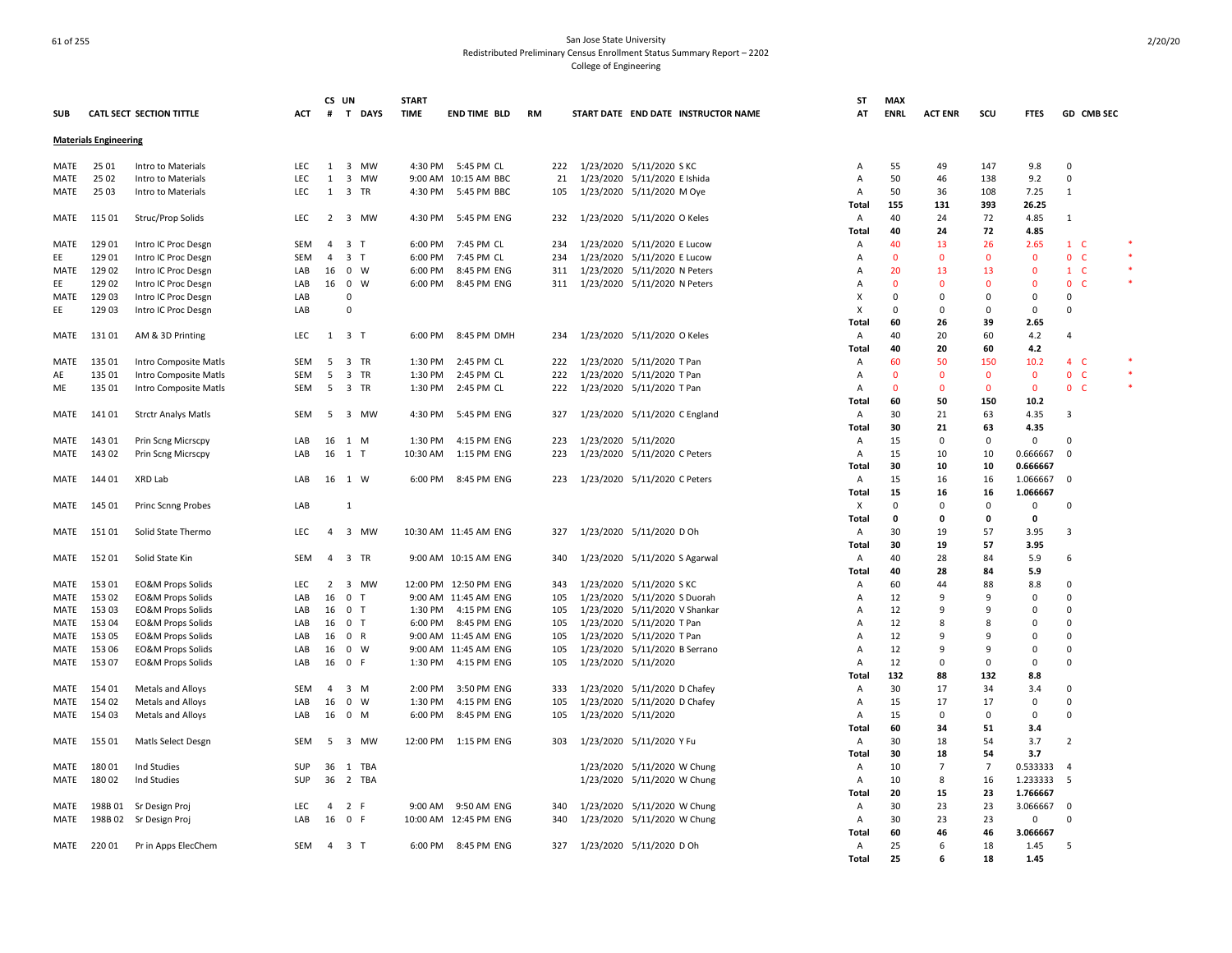# San Jose State University
## Redistributed Preliminary Census Enrollment Status Summary Report – 2202
### College of Engineering

| SUB | CATL | SECT | SECTION TITTLE | ACT | CS # | UN T | DAYS | START TIME | END TIME | BLD | RM | START DATE | END DATE | INSTRUCTOR NAME | ST AT | MAX ENRL | ACT ENR | SCU | FTES | GD | CMB SEC | |
|---|---|---|---|---|---|---|---|---|---|---|---|---|---|---|---|---|---|---|---|---|---|---|
| **Materials Engineering** | | | | | | | | | | | | | | | | | | | | | | |
| MATE | 25 | 01 | Intro to Materials | LEC | 1 | 3 | MW | 4:30 PM | 5:45 PM | CL | 222 | 1/23/2020 | 5/11/2020 | S KC | A | 55 | 49 | 147 | 9.8 | 0 | | |
| MATE | 25 | 02 | Intro to Materials | LEC | 1 | 3 | MW | 9:00 AM | 10:15 AM | BBC | 21 | 1/23/2020 | 5/11/2020 | E Ishida | A | 50 | 46 | 138 | 9.2 | 0 | | |
| MATE | 25 | 03 | Intro to Materials | LEC | 1 | 3 | TR | 4:30 PM | 5:45 PM | BBC | 105 | 1/23/2020 | 5/11/2020 | M Oye | A | 50 | 36 | 108 | 7.25 | 1 | | |
| | | | | | | | | | | | | | | | Total | 155 | 131 | 393 | 26.25 | | | |
| MATE | 115 | 01 | Struc/Prop Solids | LEC | 2 | 3 | MW | 4:30 PM | 5:45 PM | ENG | 232 | 1/23/2020 | 5/11/2020 | O Keles | A | 40 | 24 | 72 | 4.85 | 1 | | |
| | | | | | | | | | | | | | | | Total | 40 | 24 | 72 | 4.85 | | | |
| MATE | 129 | 01 | Intro IC Proc Desgn | SEM | 4 | 3 | T | 6:00 PM | 7:45 PM | CL | 234 | 1/23/2020 | 5/11/2020 | E Lucow | A | 40 | 13 | 26 | 2.65 | 1 | C | * |
| EE | 129 | 01 | Intro IC Proc Desgn | SEM | 4 | 3 | T | 6:00 PM | 7:45 PM | CL | 234 | 1/23/2020 | 5/11/2020 | E Lucow | A | 0 | 0 | 0 | 0 | 0 | C | * |
| MATE | 129 | 02 | Intro IC Proc Desgn | LAB | 16 | 0 | W | 6:00 PM | 8:45 PM | ENG | 311 | 1/23/2020 | 5/11/2020 | N Peters | A | 20 | 13 | 13 | 0 | 1 | C | * |
| EE | 129 | 02 | Intro IC Proc Desgn | LAB | 16 | 0 | W | 6:00 PM | 8:45 PM | ENG | 311 | 1/23/2020 | 5/11/2020 | N Peters | A | 0 | 0 | 0 | 0 | 0 | C | * |
| MATE | 129 | 03 | Intro IC Proc Desgn | LAB | | 0 | | | | | | | | | X | 0 | 0 | 0 | 0 | 0 | | |
| EE | 129 | 03 | Intro IC Proc Desgn | LAB | | 0 | | | | | | | | | X | 0 | 0 | 0 | 0 | 0 | | |
| | | | | | | | | | | | | | | | Total | 60 | 26 | 39 | 2.65 | | | |
| MATE | 131 | 01 | AM & 3D Printing | LEC | 1 | 3 | T | 6:00 PM | 8:45 PM | DMH | 234 | 1/23/2020 | 5/11/2020 | O Keles | A | 40 | 20 | 60 | 4.2 | 4 | | |
| | | | | | | | | | | | | | | | Total | 40 | 20 | 60 | 4.2 | | | |
| MATE | 135 | 01 | Intro Composite Matls | SEM | 5 | 3 | TR | 1:30 PM | 2:45 PM | CL | 222 | 1/23/2020 | 5/11/2020 | T Pan | A | 60 | 50 | 150 | 10.2 | 4 | C | * |
| AE | 135 | 01 | Intro Composite Matls | SEM | 5 | 3 | TR | 1:30 PM | 2:45 PM | CL | 222 | 1/23/2020 | 5/11/2020 | T Pan | A | 0 | 0 | 0 | 0 | 0 | C | * |
| ME | 135 | 01 | Intro Composite Matls | SEM | 5 | 3 | TR | 1:30 PM | 2:45 PM | CL | 222 | 1/23/2020 | 5/11/2020 | T Pan | A | 0 | 0 | 0 | 0 | 0 | C | * |
| | | | | | | | | | | | | | | | Total | 60 | 50 | 150 | 10.2 | | | |
| MATE | 141 | 01 | Strctr Analys Matls | SEM | 5 | 3 | MW | 4:30 PM | 5:45 PM | ENG | 327 | 1/23/2020 | 5/11/2020 | C England | A | 30 | 21 | 63 | 4.35 | 3 | | |
| | | | | | | | | | | | | | | | Total | 30 | 21 | 63 | 4.35 | | | |
| MATE | 143 | 01 | Prin Scng Micrscpy | LAB | 16 | 1 | M | 1:30 PM | 4:15 PM | ENG | 223 | 1/23/2020 | 5/11/2020 | | A | 15 | 0 | 0 | 0 | 0 | | |
| MATE | 143 | 02 | Prin Scng Micrscpy | LAB | 16 | 1 | T | 10:30 AM | 1:15 PM | ENG | 223 | 1/23/2020 | 5/11/2020 | C Peters | A | 15 | 10 | 10 | 0.666667 | 0 | | |
| | | | | | | | | | | | | | | | Total | 30 | 10 | 10 | 0.666667 | | | |
| MATE | 144 | 01 | XRD Lab | LAB | 16 | 1 | W | 6:00 PM | 8:45 PM | ENG | 223 | 1/23/2020 | 5/11/2020 | C Peters | A | 15 | 16 | 16 | 1.066667 | 0 | | |
| | | | | | | | | | | | | | | | Total | 15 | 16 | 16 | 1.066667 | | | |
| MATE | 145 | 01 | Princ Scnng Probes | LAB | | 1 | | | | | | | | | X | 0 | 0 | 0 | 0 | 0 | | |
| | | | | | | | | | | | | | | | Total | 0 | 0 | 0 | 0 | | | |
| MATE | 151 | 01 | Solid State Thermo | LEC | 4 | 3 | MW | 10:30 AM | 11:45 AM | ENG | 327 | 1/23/2020 | 5/11/2020 | D Oh | A | 30 | 19 | 57 | 3.95 | 3 | | |
| | | | | | | | | | | | | | | | Total | 30 | 19 | 57 | 3.95 | | | |
| MATE | 152 | 01 | Solid State Kin | SEM | 4 | 3 | TR | 9:00 AM | 10:15 AM | ENG | 340 | 1/23/2020 | 5/11/2020 | S Agarwal | A | 40 | 28 | 84 | 5.9 | 6 | | |
| | | | | | | | | | | | | | | | Total | 40 | 28 | 84 | 5.9 | | | |
| MATE | 153 | 01 | EO&M Props Solids | LEC | 2 | 3 | MW | 12:00 PM | 12:50 PM | ENG | 343 | 1/23/2020 | 5/11/2020 | S KC | A | 60 | 44 | 88 | 8.8 | 0 | | |
| MATE | 153 | 02 | EO&M Props Solids | LAB | 16 | 0 | T | 9:00 AM | 11:45 AM | ENG | 105 | 1/23/2020 | 5/11/2020 | S Duorah | A | 12 | 9 | 9 | 0 | 0 | | |
| MATE | 153 | 03 | EO&M Props Solids | LAB | 16 | 0 | T | 1:30 PM | 4:15 PM | ENG | 105 | 1/23/2020 | 5/11/2020 | V Shankar | A | 12 | 9 | 9 | 0 | 0 | | |
| MATE | 153 | 04 | EO&M Props Solids | LAB | 16 | 0 | T | 6:00 PM | 8:45 PM | ENG | 105 | 1/23/2020 | 5/11/2020 | T Pan | A | 12 | 8 | 8 | 0 | 0 | | |
| MATE | 153 | 05 | EO&M Props Solids | LAB | 16 | 0 | R | 9:00 AM | 11:45 AM | ENG | 105 | 1/23/2020 | 5/11/2020 | T Pan | A | 12 | 9 | 9 | 0 | 0 | | |
| MATE | 153 | 06 | EO&M Props Solids | LAB | 16 | 0 | W | 9:00 AM | 11:45 AM | ENG | 105 | 1/23/2020 | 5/11/2020 | B Serrano | A | 12 | 9 | 9 | 0 | 0 | | |
| MATE | 153 | 07 | EO&M Props Solids | LAB | 16 | 0 | F | 1:30 PM | 4:15 PM | ENG | 105 | 1/23/2020 | 5/11/2020 | | A | 12 | 0 | 0 | 0 | 0 | | |
| | | | | | | | | | | | | | | | Total | 132 | 88 | 132 | 8.8 | | | |
| MATE | 154 | 01 | Metals and Alloys | SEM | 4 | 3 | M | 2:00 PM | 3:50 PM | ENG | 333 | 1/23/2020 | 5/11/2020 | D Chafey | A | 30 | 17 | 34 | 3.4 | 0 | | |
| MATE | 154 | 02 | Metals and Alloys | LAB | 16 | 0 | W | 1:30 PM | 4:15 PM | ENG | 105 | 1/23/2020 | 5/11/2020 | D Chafey | A | 15 | 17 | 17 | 0 | 0 | | |
| MATE | 154 | 03 | Metals and Alloys | LAB | 16 | 0 | M | 6:00 PM | 8:45 PM | ENG | 105 | 1/23/2020 | 5/11/2020 | | A | 15 | 0 | 0 | 0 | 0 | | |
| | | | | | | | | | | | | | | | Total | 60 | 34 | 51 | 3.4 | | | |
| MATE | 155 | 01 | Matls Select Desgn | SEM | 5 | 3 | MW | 12:00 PM | 1:15 PM | ENG | 303 | 1/23/2020 | 5/11/2020 | Y Fu | A | 30 | 18 | 54 | 3.7 | 2 | | |
| | | | | | | | | | | | | | | | Total | 30 | 18 | 54 | 3.7 | | | |
| MATE | 180 | 01 | Ind Studies | SUP | 36 | 1 | TBA | | | | | 1/23/2020 | 5/11/2020 | W Chung | A | 10 | 7 | 7 | 0.533333 | 4 | | |
| MATE | 180 | 02 | Ind Studies | SUP | 36 | 2 | TBA | | | | | 1/23/2020 | 5/11/2020 | W Chung | A | 10 | 8 | 16 | 1.233333 | 5 | | |
| | | | | | | | | | | | | | | | Total | 20 | 15 | 23 | 1.766667 | | | |
| MATE | 198B | 01 | Sr Design Proj | LEC | 4 | 2 | F | 9:00 AM | 9:50 AM | ENG | 340 | 1/23/2020 | 5/11/2020 | W Chung | A | 30 | 23 | 23 | 3.066667 | 0 | | |
| MATE | 198B | 02 | Sr Design Proj | LAB | 16 | 0 | F | 10:00 AM | 12:45 PM | ENG | 340 | 1/23/2020 | 5/11/2020 | W Chung | A | 30 | 23 | 23 | 0 | 0 | | |
| | | | | | | | | | | | | | | | Total | 60 | 46 | 46 | 3.066667 | | | |
| MATE | 220 | 01 | Pr in Apps ElecChem | SEM | 4 | 3 | T | 6:00 PM | 8:45 PM | ENG | 327 | 1/23/2020 | 5/11/2020 | D Oh | A | 25 | 6 | 18 | 1.45 | 5 | | |
| | | | | | | | | | | | | | | | Total | 25 | 6 | 18 | 1.45 | | | |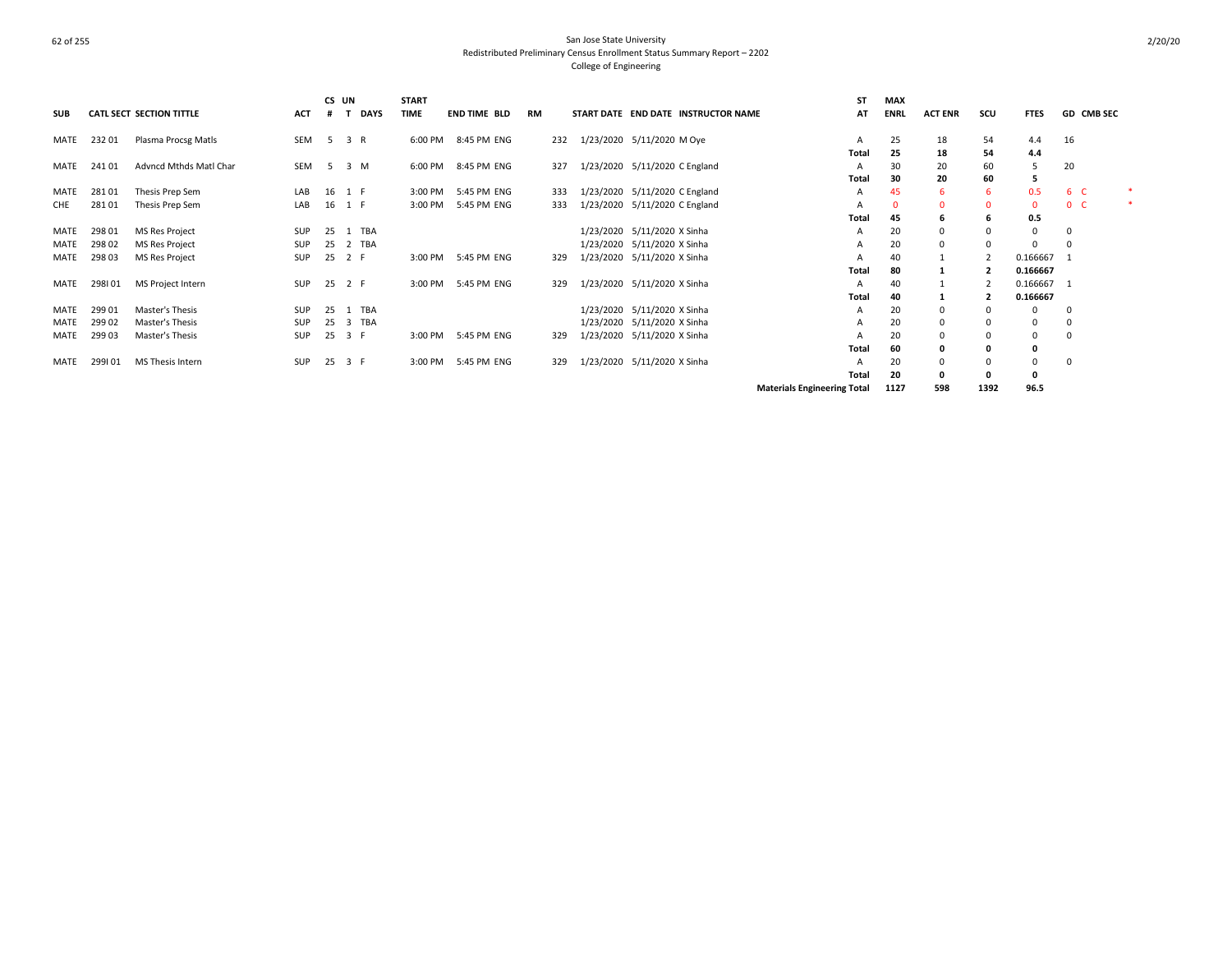San Jose State University
Redistributed Preliminary Census Enrollment Status Summary Report – 2202
College of Engineering

| SUB | CATL | SECT | SECTION TITTLE | ACT | CS # | UN T | DAYS | START TIME | END TIME | BLD | RM | START DATE | END DATE | INSTRUCTOR NAME | ST AT | MAX ENRL | ACT ENR | SCU | FTES | GD | CMB SEC | |
|---|---|---|---|---|---|---|---|---|---|---|---|---|---|---|---|---|---|---|---|---|---|---|
| MATE | 232 | 01 | Plasma Procsg Matls | SEM | 5 | 3 | R | 6:00 PM | 8:45 PM | ENG | 232 | 1/23/2020 | 5/11/2020 | M Oye | A | 25 | 18 | 54 | 4.4 | 16 | | |
| | | | | | | | | | | | | | | | **Total** | **25** | **18** | **54** | **4.4** | | | |
| MATE | 241 | 01 | Advncd Mthds Matl Char | SEM | 5 | 3 | M | 6:00 PM | 8:45 PM | ENG | 327 | 1/23/2020 | 5/11/2020 | C England | A | 30 | 20 | 60 | 5 | 20 | | |
| | | | | | | | | | | | | | | | **Total** | **30** | **20** | **60** | **5** | | | |
| MATE | 281 | 01 | Thesis Prep Sem | LAB | 16 | 1 | F | 3:00 PM | 5:45 PM | ENG | 333 | 1/23/2020 | 5/11/2020 | C England | A | 45 | 6 | 6 | 0.5 | 6 | C | * |
| CHE | 281 | 01 | Thesis Prep Sem | LAB | 16 | 1 | F | 3:00 PM | 5:45 PM | ENG | 333 | 1/23/2020 | 5/11/2020 | C England | A | 0 | 0 | 0 | 0 | 0 | C | * |
| | | | | | | | | | | | | | | | **Total** | **45** | **6** | **6** | **0.5** | | | |
| MATE | 298 | 01 | MS Res Project | SUP | 25 | 1 | TBA | | | | | 1/23/2020 | 5/11/2020 | X Sinha | A | 20 | 0 | 0 | 0 | 0 | | |
| MATE | 298 | 02 | MS Res Project | SUP | 25 | 2 | TBA | | | | | 1/23/2020 | 5/11/2020 | X Sinha | A | 20 | 0 | 0 | 0 | 0 | | |
| MATE | 298 | 03 | MS Res Project | SUP | 25 | 2 | F | 3:00 PM | 5:45 PM | ENG | 329 | 1/23/2020 | 5/11/2020 | X Sinha | A | 40 | 1 | 2 | 0.166667 | 1 | | |
| | | | | | | | | | | | | | | | **Total** | **80** | **1** | **2** | **0.166667** | | | |
| MATE | 298I | 01 | MS Project Intern | SUP | 25 | 2 | F | 3:00 PM | 5:45 PM | ENG | 329 | 1/23/2020 | 5/11/2020 | X Sinha | A | 40 | 1 | 2 | 0.166667 | 1 | | |
| | | | | | | | | | | | | | | | **Total** | **40** | **1** | **2** | **0.166667** | | | |
| MATE | 299 | 01 | Master's Thesis | SUP | 25 | 1 | TBA | | | | | 1/23/2020 | 5/11/2020 | X Sinha | A | 20 | 0 | 0 | 0 | 0 | | |
| MATE | 299 | 02 | Master's Thesis | SUP | 25 | 3 | TBA | | | | | 1/23/2020 | 5/11/2020 | X Sinha | A | 20 | 0 | 0 | 0 | 0 | | |
| MATE | 299 | 03 | Master's Thesis | SUP | 25 | 3 | F | 3:00 PM | 5:45 PM | ENG | 329 | 1/23/2020 | 5/11/2020 | X Sinha | A | 20 | 0 | 0 | 0 | 0 | | |
| | | | | | | | | | | | | | | | **Total** | **60** | **0** | **0** | **0** | | | |
| MATE | 299I | 01 | MS Thesis Intern | SUP | 25 | 3 | F | 3:00 PM | 5:45 PM | ENG | 329 | 1/23/2020 | 5/11/2020 | X Sinha | A | 20 | 0 | 0 | 0 | 0 | | |
| | | | | | | | | | | | | | | | **Total** | **20** | **0** | **0** | **0** | | | |
| | | | | | | | | | | | | | | | **Materials Engineering Total** | **1127** | **598** | **1392** | **96.5** | | | |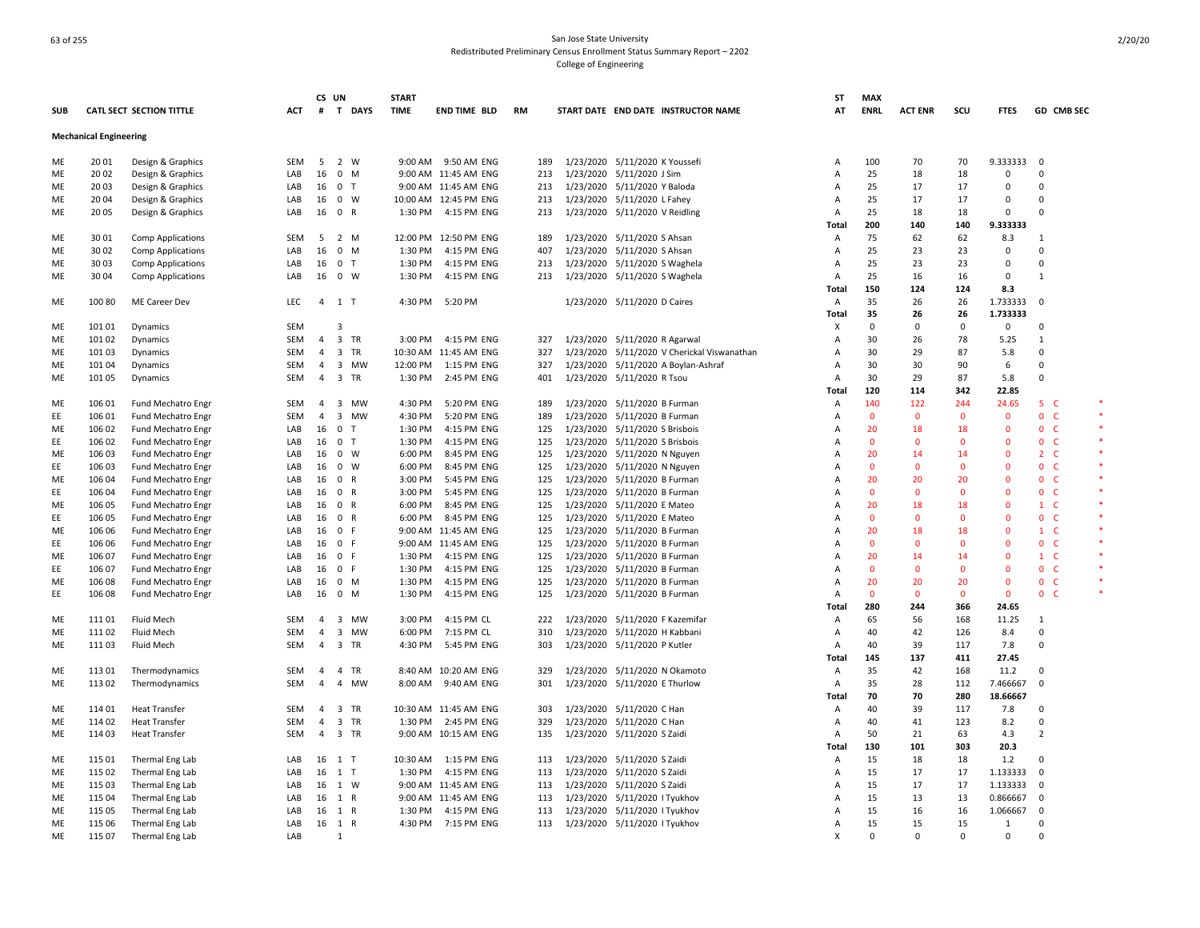San Jose State University
Redistributed Preliminary Census Enrollment Status Summary Report – 2202
College of Engineering

| SUB | CATL | SECT | SECTION TITTLE | ACT | CS # | UN T | DAYS | START TIME | END TIME | BLD | RM | START DATE | END DATE | INSTRUCTOR NAME | ST AT | MAX ENRL | ACT ENR | SCU | FTES | GD | CMB SEC | |
|---|---|---|---|---|---|---|---|---|---|---|---|---|---|---|---|---|---|---|---|---|---|---|
| **Mechanical Engineering** | | | | | | | | | | | | | | | | | | | | | | |
| ME | 20 | 01 | Design & Graphics | SEM | 5 | 2 | W | 9:00 AM | 9:50 AM | ENG | 189 | 1/23/2020 | 5/11/2020 | K Youssefi | A | 100 | 70 | 70 | 9.333333 | 0 | | |
| ME | 20 | 02 | Design & Graphics | LAB | 16 | 0 | M | 9:00 AM | 11:45 AM | ENG | 213 | 1/23/2020 | 5/11/2020 | J Sim | A | 25 | 18 | 18 | 0 | 0 | | |
| ME | 20 | 03 | Design & Graphics | LAB | 16 | 0 | T | 9:00 AM | 11:45 AM | ENG | 213 | 1/23/2020 | 5/11/2020 | Y Baloda | A | 25 | 17 | 17 | 0 | 0 | | |
| ME | 20 | 04 | Design & Graphics | LAB | 16 | 0 | W | 10:00 AM | 12:45 PM | ENG | 213 | 1/23/2020 | 5/11/2020 | L Fahey | A | 25 | 17 | 17 | 0 | 0 | | |
| ME | 20 | 05 | Design & Graphics | LAB | 16 | 0 | R | 1:30 PM | 4:15 PM | ENG | 213 | 1/23/2020 | 5/11/2020 | V Reidling | A | 25 | 18 | 18 | 0 | 0 | | |
| | | | | | | | | | | | | | | | Total | 200 | 140 | 140 | 9.333333 | | | |
| ME | 30 | 01 | Comp Applications | SEM | 5 | 2 | M | 12:00 PM | 12:50 PM | ENG | 189 | 1/23/2020 | 5/11/2020 | S Ahsan | A | 75 | 62 | 62 | 8.3 | 1 | | |
| ME | 30 | 02 | Comp Applications | LAB | 16 | 0 | M | 1:30 PM | 4:15 PM | ENG | 407 | 1/23/2020 | 5/11/2020 | S Ahsan | A | 25 | 23 | 23 | 0 | 0 | | |
| ME | 30 | 03 | Comp Applications | LAB | 16 | 0 | T | 1:30 PM | 4:15 PM | ENG | 213 | 1/23/2020 | 5/11/2020 | S Waghela | A | 25 | 23 | 23 | 0 | 0 | | |
| ME | 30 | 04 | Comp Applications | LAB | 16 | 0 | W | 1:30 PM | 4:15 PM | ENG | 213 | 1/23/2020 | 5/11/2020 | S Waghela | A | 25 | 16 | 16 | 0 | 1 | | |
| | | | | | | | | | | | | | | | Total | 150 | 124 | 124 | 8.3 | | | |
| ME | 100 | 80 | ME Career Dev | LEC | 4 | 1 | T | 4:30 PM | 5:20 PM | | | 1/23/2020 | 5/11/2020 | D Caires | A | 35 | 26 | 26 | 1.733333 | 0 | | |
| | | | | | | | | | | | | | | | Total | 35 | 26 | 26 | 1.733333 | | | |
| ME | 101 | 01 | Dynamics | SEM | | 3 | | | | | | | | | X | 0 | 0 | 0 | 0 | 0 | | |
| ME | 101 | 02 | Dynamics | SEM | 4 | 3 | TR | 3:00 PM | 4:15 PM | ENG | 327 | 1/23/2020 | 5/11/2020 | R Agarwal | A | 30 | 26 | 78 | 5.25 | 1 | | |
| ME | 101 | 03 | Dynamics | SEM | 4 | 3 | TR | 10:30 AM | 11:45 AM | ENG | 327 | 1/23/2020 | 5/11/2020 | V Cherickal Viswanathan | A | 30 | 29 | 87 | 5.8 | 0 | | |
| ME | 101 | 04 | Dynamics | SEM | 4 | 3 | MW | 12:00 PM | 1:15 PM | ENG | 327 | 1/23/2020 | 5/11/2020 | A Boylan-Ashraf | A | 30 | 30 | 90 | 6 | 0 | | |
| ME | 101 | 05 | Dynamics | SEM | 4 | 3 | TR | 1:30 PM | 2:45 PM | ENG | 401 | 1/23/2020 | 5/11/2020 | R Tsou | A | 30 | 29 | 87 | 5.8 | 0 | | |
| | | | | | | | | | | | | | | | Total | 120 | 114 | 342 | 22.85 | | | |
| ME | 106 | 01 | Fund Mechatro Engr | SEM | 4 | 3 | MW | 4:30 PM | 5:20 PM | ENG | 189 | 1/23/2020 | 5/11/2020 | B Furman | A | 140 | 122 | 244 | 24.65 | 5 | C | * |
| EE | 106 | 01 | Fund Mechatro Engr | SEM | 4 | 3 | MW | 4:30 PM | 5:20 PM | ENG | 189 | 1/23/2020 | 5/11/2020 | B Furman | A | 0 | 0 | 0 | 0 | 0 | C | * |
| ME | 106 | 02 | Fund Mechatro Engr | LAB | 16 | 0 | T | 1:30 PM | 4:15 PM | ENG | 125 | 1/23/2020 | 5/11/2020 | S Brisbois | A | 20 | 18 | 18 | 0 | 0 | C | * |
| EE | 106 | 02 | Fund Mechatro Engr | LAB | 16 | 0 | T | 1:30 PM | 4:15 PM | ENG | 125 | 1/23/2020 | 5/11/2020 | S Brisbois | A | 0 | 0 | 0 | 0 | 0 | C | * |
| ME | 106 | 03 | Fund Mechatro Engr | LAB | 16 | 0 | W | 6:00 PM | 8:45 PM | ENG | 125 | 1/23/2020 | 5/11/2020 | N Nguyen | A | 20 | 14 | 14 | 0 | 2 | C | * |
| EE | 106 | 03 | Fund Mechatro Engr | LAB | 16 | 0 | W | 6:00 PM | 8:45 PM | ENG | 125 | 1/23/2020 | 5/11/2020 | N Nguyen | A | 0 | 0 | 0 | 0 | 0 | C | * |
| ME | 106 | 04 | Fund Mechatro Engr | LAB | 16 | 0 | R | 3:00 PM | 5:45 PM | ENG | 125 | 1/23/2020 | 5/11/2020 | B Furman | A | 20 | 20 | 20 | 0 | 0 | C | * |
| EE | 106 | 04 | Fund Mechatro Engr | LAB | 16 | 0 | R | 3:00 PM | 5:45 PM | ENG | 125 | 1/23/2020 | 5/11/2020 | B Furman | A | 0 | 0 | 0 | 0 | 0 | C | * |
| ME | 106 | 05 | Fund Mechatro Engr | LAB | 16 | 0 | R | 6:00 PM | 8:45 PM | ENG | 125 | 1/23/2020 | 5/11/2020 | E Mateo | A | 20 | 18 | 18 | 0 | 1 | C | * |
| EE | 106 | 05 | Fund Mechatro Engr | LAB | 16 | 0 | R | 6:00 PM | 8:45 PM | ENG | 125 | 1/23/2020 | 5/11/2020 | E Mateo | A | 0 | 0 | 0 | 0 | 0 | C | * |
| ME | 106 | 06 | Fund Mechatro Engr | LAB | 16 | 0 | F | 9:00 AM | 11:45 AM | ENG | 125 | 1/23/2020 | 5/11/2020 | B Furman | A | 20 | 18 | 18 | 0 | 1 | C | * |
| EE | 106 | 06 | Fund Mechatro Engr | LAB | 16 | 0 | F | 9:00 AM | 11:45 AM | ENG | 125 | 1/23/2020 | 5/11/2020 | B Furman | A | 0 | 0 | 0 | 0 | 0 | C | * |
| ME | 106 | 07 | Fund Mechatro Engr | LAB | 16 | 0 | F | 1:30 PM | 4:15 PM | ENG | 125 | 1/23/2020 | 5/11/2020 | B Furman | A | 20 | 14 | 14 | 0 | 1 | C | * |
| EE | 106 | 07 | Fund Mechatro Engr | LAB | 16 | 0 | F | 1:30 PM | 4:15 PM | ENG | 125 | 1/23/2020 | 5/11/2020 | B Furman | A | 0 | 0 | 0 | 0 | 0 | C | * |
| ME | 106 | 08 | Fund Mechatro Engr | LAB | 16 | 0 | M | 1:30 PM | 4:15 PM | ENG | 125 | 1/23/2020 | 5/11/2020 | B Furman | A | 20 | 20 | 20 | 0 | 0 | C | * |
| EE | 106 | 08 | Fund Mechatro Engr | LAB | 16 | 0 | M | 1:30 PM | 4:15 PM | ENG | 125 | 1/23/2020 | 5/11/2020 | B Furman | A | 0 | 0 | 0 | 0 | 0 | C | * |
| | | | | | | | | | | | | | | | Total | 280 | 244 | 366 | 24.65 | | | |
| ME | 111 | 01 | Fluid Mech | SEM | 4 | 3 | MW | 3:00 PM | 4:15 PM | CL | 222 | 1/23/2020 | 5/11/2020 | F Kazemifar | A | 65 | 56 | 168 | 11.25 | 1 | | |
| ME | 111 | 02 | Fluid Mech | SEM | 4 | 3 | MW | 6:00 PM | 7:15 PM | CL | 310 | 1/23/2020 | 5/11/2020 | H Kabbani | A | 40 | 42 | 126 | 8.4 | 0 | | |
| ME | 111 | 03 | Fluid Mech | SEM | 4 | 3 | TR | 4:30 PM | 5:45 PM | ENG | 303 | 1/23/2020 | 5/11/2020 | P Kutler | A | 40 | 39 | 117 | 7.8 | 0 | | |
| | | | | | | | | | | | | | | | Total | 145 | 137 | 411 | 27.45 | | | |
| ME | 113 | 01 | Thermodynamics | SEM | 4 | 4 | TR | 8:40 AM | 10:20 AM | ENG | 329 | 1/23/2020 | 5/11/2020 | N Okamoto | A | 35 | 42 | 168 | 11.2 | 0 | | |
| ME | 113 | 02 | Thermodynamics | SEM | 4 | 4 | MW | 8:00 AM | 9:40 AM | ENG | 301 | 1/23/2020 | 5/11/2020 | E Thurlow | A | 35 | 28 | 112 | 7.466667 | 0 | | |
| | | | | | | | | | | | | | | | Total | 70 | 70 | 280 | 18.66667 | | | |
| ME | 114 | 01 | Heat Transfer | SEM | 4 | 3 | TR | 10:30 AM | 11:45 AM | ENG | 303 | 1/23/2020 | 5/11/2020 | C Han | A | 40 | 39 | 117 | 7.8 | 0 | | |
| ME | 114 | 02 | Heat Transfer | SEM | 4 | 3 | TR | 1:30 PM | 2:45 PM | ENG | 329 | 1/23/2020 | 5/11/2020 | C Han | A | 40 | 41 | 123 | 8.2 | 0 | | |
| ME | 114 | 03 | Heat Transfer | SEM | 4 | 3 | TR | 9:00 AM | 10:15 AM | ENG | 135 | 1/23/2020 | 5/11/2020 | S Zaidi | A | 50 | 21 | 63 | 4.3 | 2 | | |
| | | | | | | | | | | | | | | | Total | 130 | 101 | 303 | 20.3 | | | |
| ME | 115 | 01 | Thermal Eng Lab | LAB | 16 | 1 | T | 10:30 AM | 1:15 PM | ENG | 113 | 1/23/2020 | 5/11/2020 | S Zaidi | A | 15 | 18 | 18 | 1.2 | 0 | | |
| ME | 115 | 02 | Thermal Eng Lab | LAB | 16 | 1 | T | 1:30 PM | 4:15 PM | ENG | 113 | 1/23/2020 | 5/11/2020 | S Zaidi | A | 15 | 17 | 17 | 1.133333 | 0 | | |
| ME | 115 | 03 | Thermal Eng Lab | LAB | 16 | 1 | W | 9:00 AM | 11:45 AM | ENG | 113 | 1/23/2020 | 5/11/2020 | S Zaidi | A | 15 | 17 | 17 | 1.133333 | 0 | | |
| ME | 115 | 04 | Thermal Eng Lab | LAB | 16 | 1 | R | 9:00 AM | 11:45 AM | ENG | 113 | 1/23/2020 | 5/11/2020 | I Tyukhov | A | 15 | 13 | 13 | 0.866667 | 0 | | |
| ME | 115 | 05 | Thermal Eng Lab | LAB | 16 | 1 | R | 1:30 PM | 4:15 PM | ENG | 113 | 1/23/2020 | 5/11/2020 | I Tyukhov | A | 15 | 16 | 16 | 1.066667 | 0 | | |
| ME | 115 | 06 | Thermal Eng Lab | LAB | 16 | 1 | R | 4:30 PM | 7:15 PM | ENG | 113 | 1/23/2020 | 5/11/2020 | I Tyukhov | A | 15 | 15 | 15 | 1 | 0 | | |
| ME | 115 | 07 | Thermal Eng Lab | LAB | | 1 | | | | | | | | | X | 0 | 0 | 0 | 0 | 0 | | |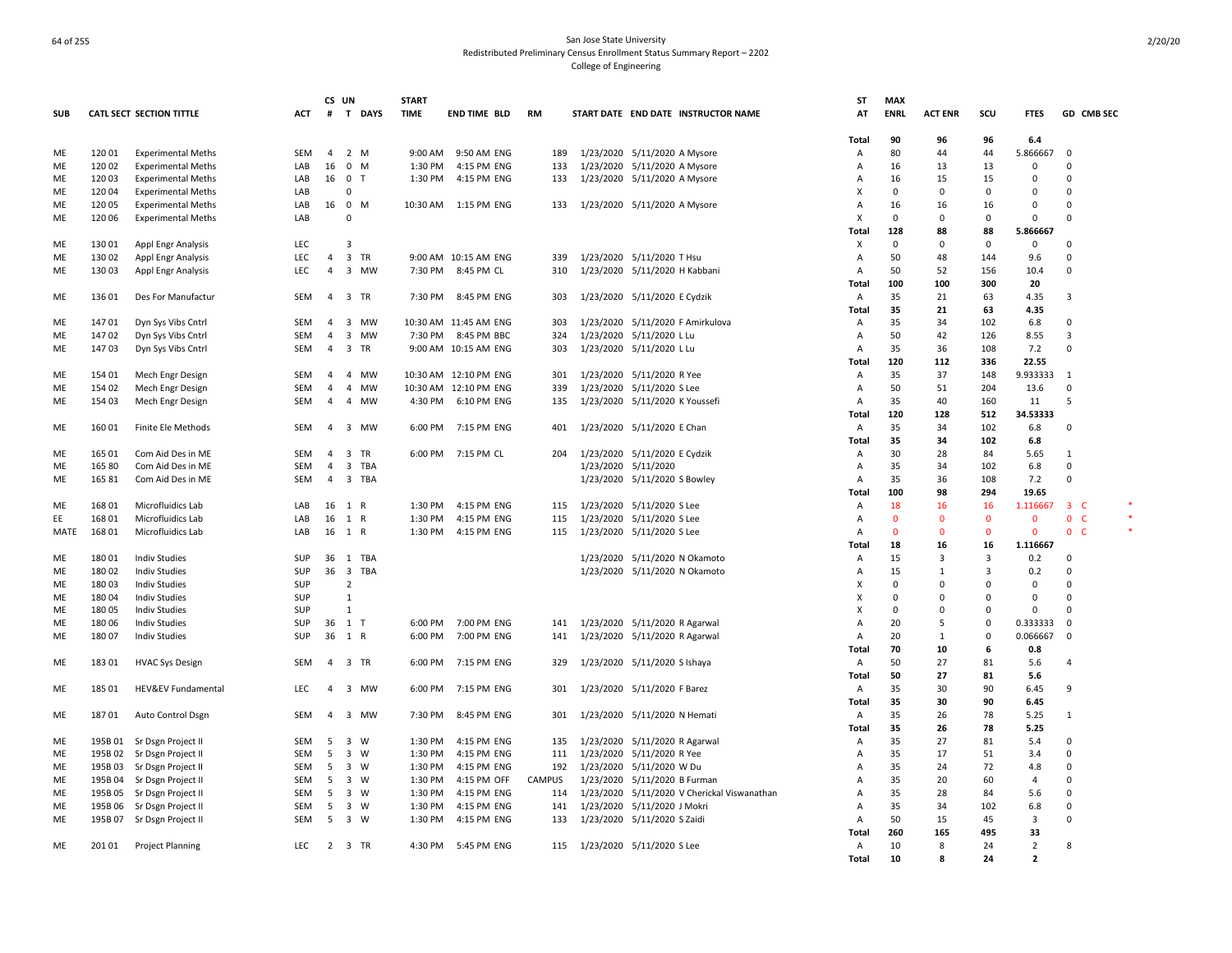San Jose State University
Redistributed Preliminary Census Enrollment Status Summary Report – 2202
College of Engineering

| SUB | CATL SECT | SECTION TITTLE | ACT | CS # | UN T | DAYS | START TIME | END TIME | BLD | RM | START DATE | END DATE | INSTRUCTOR NAME | ST AT | MAX ENRL | ACT ENR | SCU | FTES | GD | CMB SEC |
|---|---|---|---|---|---|---|---|---|---|---|---|---|---|---|---|---|---|---|---|---|
| | | | | | | | | | | | | | | Total | 90 | 96 | 96 | 6.4 | | |
| ME | 120 01 | Experimental Meths | SEM | 4 | 2 | M | 9:00 AM | 9:50 AM | ENG | 189 | 1/23/2020 | 5/11/2020 | A Mysore | A | 80 | 44 | 44 | 5.866667 | 0 | |
| ME | 120 02 | Experimental Meths | LAB | 16 | 0 | M | 1:30 PM | 4:15 PM | ENG | 133 | 1/23/2020 | 5/11/2020 | A Mysore | A | 16 | 13 | 13 | 0 | 0 | |
| ME | 120 03 | Experimental Meths | LAB | 16 | 0 | T | 1:30 PM | 4:15 PM | ENG | 133 | 1/23/2020 | 5/11/2020 | A Mysore | A | 16 | 15 | 15 | 0 | 0 | |
| ME | 120 04 | Experimental Meths | LAB | | 0 | | | | | | | | | X | 0 | 0 | 0 | 0 | 0 | |
| ME | 120 05 | Experimental Meths | LAB | 16 | 0 | M | 10:30 AM | 1:15 PM | ENG | 133 | 1/23/2020 | 5/11/2020 | A Mysore | A | 16 | 16 | 16 | 0 | 0 | |
| ME | 120 06 | Experimental Meths | LAB | | 0 | | | | | | | | | X | 0 | 0 | 0 | 0 | 0 | |
| | | | | | | | | | | | | | | Total | 128 | 88 | 88 | 5.866667 | | |
| ME | 130 01 | Appl Engr Analysis | LEC | | 3 | | | | | | | | | X | 0 | 0 | 0 | 0 | 0 | |
| ME | 130 02 | Appl Engr Analysis | LEC | 4 | 3 | TR | 9:00 AM | 10:15 AM | ENG | 339 | 1/23/2020 | 5/11/2020 | T Hsu | A | 50 | 48 | 144 | 9.6 | 0 | |
| ME | 130 03 | Appl Engr Analysis | LEC | 4 | 3 | MW | 7:30 PM | 8:45 PM | CL | 310 | 1/23/2020 | 5/11/2020 | H Kabbani | A | 50 | 52 | 156 | 10.4 | 0 | |
| | | | | | | | | | | | | | | Total | 100 | 100 | 300 | 20 | | |
| ME | 136 01 | Des For Manufactur | SEM | 4 | 3 | TR | 7:30 PM | 8:45 PM | ENG | 303 | 1/23/2020 | 5/11/2020 | E Cydzik | A | 35 | 21 | 63 | 4.35 | 3 | |
| | | | | | | | | | | | | | | Total | 35 | 21 | 63 | 4.35 | | |
| ME | 147 01 | Dyn Sys Vibs Cntrl | SEM | 4 | 3 | MW | 10:30 AM | 11:45 AM | ENG | 303 | 1/23/2020 | 5/11/2020 | F Amirkulova | A | 35 | 34 | 102 | 6.8 | 0 | |
| ME | 147 02 | Dyn Sys Vibs Cntrl | SEM | 4 | 3 | MW | 7:30 PM | 8:45 PM | BBC | 324 | 1/23/2020 | 5/11/2020 | L Lu | A | 50 | 42 | 126 | 8.55 | 3 | |
| ME | 147 03 | Dyn Sys Vibs Cntrl | SEM | 4 | 3 | TR | 9:00 AM | 10:15 AM | ENG | 303 | 1/23/2020 | 5/11/2020 | L Lu | A | 35 | 36 | 108 | 7.2 | 0 | |
| | | | | | | | | | | | | | | Total | 120 | 112 | 336 | 22.55 | | |
| ME | 154 01 | Mech Engr Design | SEM | 4 | 4 | MW | 10:30 AM | 12:10 PM | ENG | 301 | 1/23/2020 | 5/11/2020 | R Yee | A | 35 | 37 | 148 | 9.933333 | 1 | |
| ME | 154 02 | Mech Engr Design | SEM | 4 | 4 | MW | 10:30 AM | 12:10 PM | ENG | 339 | 1/23/2020 | 5/11/2020 | S Lee | A | 50 | 51 | 204 | 13.6 | 0 | |
| ME | 154 03 | Mech Engr Design | SEM | 4 | 4 | MW | 4:30 PM | 6:10 PM | ENG | 135 | 1/23/2020 | 5/11/2020 | K Youssefi | A | 35 | 40 | 160 | 11 | 5 | |
| | | | | | | | | | | | | | | Total | 120 | 128 | 512 | 34.53333 | | |
| ME | 160 01 | Finite Ele Methods | SEM | 4 | 3 | MW | 6:00 PM | 7:15 PM | ENG | 401 | 1/23/2020 | 5/11/2020 | E Chan | A | 35 | 34 | 102 | 6.8 | 0 | |
| | | | | | | | | | | | | | | Total | 35 | 34 | 102 | 6.8 | | |
| ME | 165 01 | Com Aid Des in ME | SEM | 4 | 3 | TR | 6:00 PM | 7:15 PM | CL | 204 | 1/23/2020 | 5/11/2020 | E Cydzik | A | 30 | 28 | 84 | 5.65 | 1 | |
| ME | 165 80 | Com Aid Des in ME | SEM | 4 | 3 | TBA | | | | | 1/23/2020 | 5/11/2020 | | A | 35 | 34 | 102 | 6.8 | 0 | |
| ME | 165 81 | Com Aid Des in ME | SEM | 4 | 3 | TBA | | | | | 1/23/2020 | 5/11/2020 | S Bowley | A | 35 | 36 | 108 | 7.2 | 0 | |
| | | | | | | | | | | | | | | Total | 100 | 98 | 294 | 19.65 | | |
| ME | 168 01 | Microfluidics Lab | LAB | 16 | 1 | R | 1:30 PM | 4:15 PM | ENG | 115 | 1/23/2020 | 5/11/2020 | S Lee | A | 18 | 16 | 16 | 1.116667 | 3 | C * |
| EE | 168 01 | Microfluidics Lab | LAB | 16 | 1 | R | 1:30 PM | 4:15 PM | ENG | 115 | 1/23/2020 | 5/11/2020 | S Lee | A | 0 | 0 | 0 | 0 | 0 | C * |
| MATE | 168 01 | Microfluidics Lab | LAB | 16 | 1 | R | 1:30 PM | 4:15 PM | ENG | 115 | 1/23/2020 | 5/11/2020 | S Lee | A | 0 | 0 | 0 | 0 | 0 | C * |
| | | | | | | | | | | | | | | Total | 18 | 16 | 16 | 1.116667 | | |
| ME | 180 01 | Indiv Studies | SUP | 36 | 1 | TBA | | | | | 1/23/2020 | 5/11/2020 | N Okamoto | A | 15 | 3 | 3 | 0.2 | 0 | |
| ME | 180 02 | Indiv Studies | SUP | 36 | 3 | TBA | | | | | 1/23/2020 | 5/11/2020 | N Okamoto | A | 15 | 1 | 3 | 0.2 | 0 | |
| ME | 180 03 | Indiv Studies | SUP | | 2 | | | | | | | | | X | 0 | 0 | 0 | 0 | 0 | |
| ME | 180 04 | Indiv Studies | SUP | | 1 | | | | | | | | | X | 0 | 0 | 0 | 0 | 0 | |
| ME | 180 05 | Indiv Studies | SUP | | 1 | | | | | | | | | X | 0 | 0 | 0 | 0 | 0 | |
| ME | 180 06 | Indiv Studies | SUP | 36 | 1 | T | 6:00 PM | 7:00 PM | ENG | 141 | 1/23/2020 | 5/11/2020 | R Agarwal | A | 20 | 5 | 0 | 0.333333 | 0 | |
| ME | 180 07 | Indiv Studies | SUP | 36 | 1 | R | 6:00 PM | 7:00 PM | ENG | 141 | 1/23/2020 | 5/11/2020 | R Agarwal | A | 20 | 1 | 0 | 0.066667 | 0 | |
| | | | | | | | | | | | | | | Total | 70 | 10 | 6 | 0.8 | | |
| ME | 183 01 | HVAC Sys Design | SEM | 4 | 3 | TR | 6:00 PM | 7:15 PM | ENG | 329 | 1/23/2020 | 5/11/2020 | S Ishaya | A | 50 | 27 | 81 | 5.6 | 4 | |
| | | | | | | | | | | | | | | Total | 50 | 27 | 81 | 5.6 | | |
| ME | 185 01 | HEV&EV Fundamental | LEC | 4 | 3 | MW | 6:00 PM | 7:15 PM | ENG | 301 | 1/23/2020 | 5/11/2020 | F Barez | A | 35 | 30 | 90 | 6.45 | 9 | |
| | | | | | | | | | | | | | | Total | 35 | 30 | 90 | 6.45 | | |
| ME | 187 01 | Auto Control Dsgn | SEM | 4 | 3 | MW | 7:30 PM | 8:45 PM | ENG | 301 | 1/23/2020 | 5/11/2020 | N Hemati | A | 35 | 26 | 78 | 5.25 | 1 | |
| | | | | | | | | | | | | | | Total | 35 | 26 | 78 | 5.25 | | |
| ME | 195B 01 | Sr Dsgn Project II | SEM | 5 | 3 | W | 1:30 PM | 4:15 PM | ENG | 135 | 1/23/2020 | 5/11/2020 | R Agarwal | A | 35 | 27 | 81 | 5.4 | 0 | |
| ME | 195B 02 | Sr Dsgn Project II | SEM | 5 | 3 | W | 1:30 PM | 4:15 PM | ENG | 111 | 1/23/2020 | 5/11/2020 | R Yee | A | 35 | 17 | 51 | 3.4 | 0 | |
| ME | 195B 03 | Sr Dsgn Project II | SEM | 5 | 3 | W | 1:30 PM | 4:15 PM | ENG | 192 | 1/23/2020 | 5/11/2020 | W Du | A | 35 | 24 | 72 | 4.8 | 0 | |
| ME | 195B 04 | Sr Dsgn Project II | SEM | 5 | 3 | W | 1:30 PM | 4:15 PM | OFF | CAMPUS | 1/23/2020 | 5/11/2020 | B Furman | A | 35 | 20 | 60 | 4 | 0 | |
| ME | 195B 05 | Sr Dsgn Project II | SEM | 5 | 3 | W | 1:30 PM | 4:15 PM | ENG | 114 | 1/23/2020 | 5/11/2020 | V Cherickal Viswanathan | A | 35 | 28 | 84 | 5.6 | 0 | |
| ME | 195B 06 | Sr Dsgn Project II | SEM | 5 | 3 | W | 1:30 PM | 4:15 PM | ENG | 141 | 1/23/2020 | 5/11/2020 | J Mokri | A | 35 | 34 | 102 | 6.8 | 0 | |
| ME | 195B 07 | Sr Dsgn Project II | SEM | 5 | 3 | W | 1:30 PM | 4:15 PM | ENG | 133 | 1/23/2020 | 5/11/2020 | S Zaidi | A | 50 | 15 | 45 | 3 | 0 | |
| | | | | | | | | | | | | | | Total | 260 | 165 | 495 | 33 | | |
| ME | 201 01 | Project Planning | LEC | 2 | 3 | TR | 4:30 PM | 5:45 PM | ENG | 115 | 1/23/2020 | 5/11/2020 | S Lee | A | 10 | 8 | 24 | 2 | 8 | |
| | | | | | | | | | | | | | | Total | 10 | 8 | 24 | 2 | | |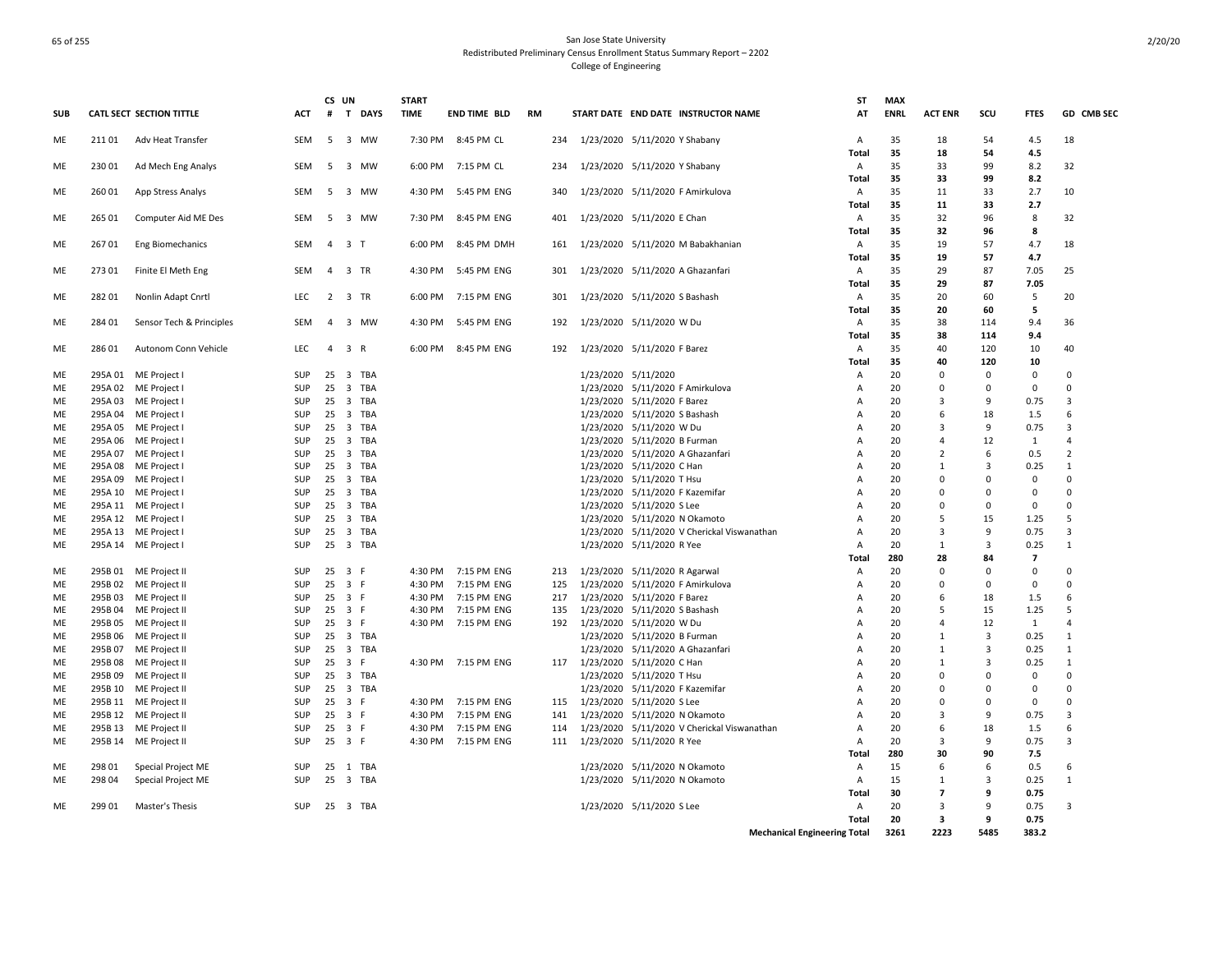San Jose State University
Redistributed Preliminary Census Enrollment Status Summary Report – 2202
College of Engineering

| SUB | CATL SECT | SECTION TITTLE | ACT | CS # | UN T | DAYS | START TIME | END TIME | BLD | RM | START DATE | END DATE | INSTRUCTOR NAME | ST AT | MAX ENRL | ACT ENR | SCU | FTES | GD | CMB SEC |
|---|---|---|---|---|---|---|---|---|---|---|---|---|---|---|---|---|---|---|---|---|
| ME | 211 01 | Adv Heat Transfer | SEM | 5 | 3 | MW | 7:30 PM | 8:45 PM | CL | 234 | 1/23/2020 | 5/11/2020 | Y Shabany | A | 35 | 18 | 54 | 4.5 | 18 | |
| | | | | | | | | | | | | | | **Total** | **35** | **18** | **54** | **4.5** | | |
| ME | 230 01 | Ad Mech Eng Analys | SEM | 5 | 3 | MW | 6:00 PM | 7:15 PM | CL | 234 | 1/23/2020 | 5/11/2020 | Y Shabany | A | 35 | 33 | 99 | 8.2 | 32 | |
| | | | | | | | | | | | | | | **Total** | **35** | **33** | **99** | **8.2** | | |
| ME | 260 01 | App Stress Analys | SEM | 5 | 3 | MW | 4:30 PM | 5:45 PM | ENG | 340 | 1/23/2020 | 5/11/2020 | F Amirkulova | A | 35 | 11 | 33 | 2.7 | 10 | |
| | | | | | | | | | | | | | | **Total** | **35** | **11** | **33** | **2.7** | | |
| ME | 265 01 | Computer Aid ME Des | SEM | 5 | 3 | MW | 7:30 PM | 8:45 PM | ENG | 401 | 1/23/2020 | 5/11/2020 | E Chan | A | 35 | 32 | 96 | 8 | 32 | |
| | | | | | | | | | | | | | | **Total** | **35** | **32** | **96** | **8** | | |
| ME | 267 01 | Eng Biomechanics | SEM | 4 | 3 | T | 6:00 PM | 8:45 PM | DMH | 161 | 1/23/2020 | 5/11/2020 | M Babakhanian | A | 35 | 19 | 57 | 4.7 | 18 | |
| | | | | | | | | | | | | | | **Total** | **35** | **19** | **57** | **4.7** | | |
| ME | 273 01 | Finite El Meth Eng | SEM | 4 | 3 | TR | 4:30 PM | 5:45 PM | ENG | 301 | 1/23/2020 | 5/11/2020 | A Ghazanfari | A | 35 | 29 | 87 | 7.05 | 25 | |
| | | | | | | | | | | | | | | **Total** | **35** | **29** | **87** | **7.05** | | |
| ME | 282 01 | Nonlin Adapt Cnrtl | LEC | 2 | 3 | TR | 6:00 PM | 7:15 PM | ENG | 301 | 1/23/2020 | 5/11/2020 | S Bashash | A | 35 | 20 | 60 | 5 | 20 | |
| | | | | | | | | | | | | | | **Total** | **35** | **20** | **60** | **5** | | |
| ME | 284 01 | Sensor Tech & Principles | SEM | 4 | 3 | MW | 4:30 PM | 5:45 PM | ENG | 192 | 1/23/2020 | 5/11/2020 | W Du | A | 35 | 38 | 114 | 9.4 | 36 | |
| | | | | | | | | | | | | | | **Total** | **35** | **38** | **114** | **9.4** | | |
| ME | 286 01 | Autonom Conn Vehicle | LEC | 4 | 3 | R | 6:00 PM | 8:45 PM | ENG | 192 | 1/23/2020 | 5/11/2020 | F Barez | A | 35 | 40 | 120 | 10 | 40 | |
| | | | | | | | | | | | | | | **Total** | **35** | **40** | **120** | **10** | | |
| ME | 295A 01 | ME Project I | SUP | 25 | 3 | TBA | | | | | 1/23/2020 | 5/11/2020 | | A | 20 | 0 | 0 | 0 | 0 | |
| ME | 295A 02 | ME Project I | SUP | 25 | 3 | TBA | | | | | 1/23/2020 | 5/11/2020 | F Amirkulova | A | 20 | 0 | 0 | 0 | 0 | |
| ME | 295A 03 | ME Project I | SUP | 25 | 3 | TBA | | | | | 1/23/2020 | 5/11/2020 | F Barez | A | 20 | 3 | 9 | 0.75 | 3 | |
| ME | 295A 04 | ME Project I | SUP | 25 | 3 | TBA | | | | | 1/23/2020 | 5/11/2020 | S Bashash | A | 20 | 6 | 18 | 1.5 | 6 | |
| ME | 295A 05 | ME Project I | SUP | 25 | 3 | TBA | | | | | 1/23/2020 | 5/11/2020 | W Du | A | 20 | 3 | 9 | 0.75 | 3 | |
| ME | 295A 06 | ME Project I | SUP | 25 | 3 | TBA | | | | | 1/23/2020 | 5/11/2020 | B Furman | A | 20 | 4 | 12 | 1 | 4 | |
| ME | 295A 07 | ME Project I | SUP | 25 | 3 | TBA | | | | | 1/23/2020 | 5/11/2020 | A Ghazanfari | A | 20 | 2 | 6 | 0.5 | 2 | |
| ME | 295A 08 | ME Project I | SUP | 25 | 3 | TBA | | | | | 1/23/2020 | 5/11/2020 | C Han | A | 20 | 1 | 3 | 0.25 | 1 | |
| ME | 295A 09 | ME Project I | SUP | 25 | 3 | TBA | | | | | 1/23/2020 | 5/11/2020 | T Hsu | A | 20 | 0 | 0 | 0 | 0 | |
| ME | 295A 10 | ME Project I | SUP | 25 | 3 | TBA | | | | | 1/23/2020 | 5/11/2020 | F Kazemifar | A | 20 | 0 | 0 | 0 | 0 | |
| ME | 295A 11 | ME Project I | SUP | 25 | 3 | TBA | | | | | 1/23/2020 | 5/11/2020 | S Lee | A | 20 | 0 | 0 | 0 | 0 | |
| ME | 295A 12 | ME Project I | SUP | 25 | 3 | TBA | | | | | 1/23/2020 | 5/11/2020 | N Okamoto | A | 20 | 5 | 15 | 1.25 | 5 | |
| ME | 295A 13 | ME Project I | SUP | 25 | 3 | TBA | | | | | 1/23/2020 | 5/11/2020 | V Cherickal Viswanathan | A | 20 | 3 | 9 | 0.75 | 3 | |
| ME | 295A 14 | ME Project I | SUP | 25 | 3 | TBA | | | | | 1/23/2020 | 5/11/2020 | R Yee | A | 20 | 1 | 3 | 0.25 | 1 | |
| | | | | | | | | | | | | | | **Total** | **280** | **28** | **84** | **7** | | |
| ME | 295B 01 | ME Project II | SUP | 25 | 3 | F | 4:30 PM | 7:15 PM | ENG | 213 | 1/23/2020 | 5/11/2020 | R Agarwal | A | 20 | 0 | 0 | 0 | 0 | |
| ME | 295B 02 | ME Project II | SUP | 25 | 3 | F | 4:30 PM | 7:15 PM | ENG | 125 | 1/23/2020 | 5/11/2020 | F Amirkulova | A | 20 | 0 | 0 | 0 | 0 | |
| ME | 295B 03 | ME Project II | SUP | 25 | 3 | F | 4:30 PM | 7:15 PM | ENG | 217 | 1/23/2020 | 5/11/2020 | F Barez | A | 20 | 6 | 18 | 1.5 | 6 | |
| ME | 295B 04 | ME Project II | SUP | 25 | 3 | F | 4:30 PM | 7:15 PM | ENG | 135 | 1/23/2020 | 5/11/2020 | S Bashash | A | 20 | 5 | 15 | 1.25 | 5 | |
| ME | 295B 05 | ME Project II | SUP | 25 | 3 | F | 4:30 PM | 7:15 PM | ENG | 192 | 1/23/2020 | 5/11/2020 | W Du | A | 20 | 4 | 12 | 1 | 4 | |
| ME | 295B 06 | ME Project II | SUP | 25 | 3 | TBA | | | | | 1/23/2020 | 5/11/2020 | B Furman | A | 20 | 1 | 3 | 0.25 | 1 | |
| ME | 295B 07 | ME Project II | SUP | 25 | 3 | TBA | | | | | 1/23/2020 | 5/11/2020 | A Ghazanfari | A | 20 | 1 | 3 | 0.25 | 1 | |
| ME | 295B 08 | ME Project II | SUP | 25 | 3 | F | 4:30 PM | 7:15 PM | ENG | 117 | 1/23/2020 | 5/11/2020 | C Han | A | 20 | 1 | 3 | 0.25 | 1 | |
| ME | 295B 09 | ME Project II | SUP | 25 | 3 | TBA | | | | | 1/23/2020 | 5/11/2020 | T Hsu | A | 20 | 0 | 0 | 0 | 0 | |
| ME | 295B 10 | ME Project II | SUP | 25 | 3 | TBA | | | | | 1/23/2020 | 5/11/2020 | F Kazemifar | A | 20 | 0 | 0 | 0 | 0 | |
| ME | 295B 11 | ME Project II | SUP | 25 | 3 | F | 4:30 PM | 7:15 PM | ENG | 115 | 1/23/2020 | 5/11/2020 | S Lee | A | 20 | 0 | 0 | 0 | 0 | |
| ME | 295B 12 | ME Project II | SUP | 25 | 3 | F | 4:30 PM | 7:15 PM | ENG | 141 | 1/23/2020 | 5/11/2020 | N Okamoto | A | 20 | 3 | 9 | 0.75 | 3 | |
| ME | 295B 13 | ME Project II | SUP | 25 | 3 | F | 4:30 PM | 7:15 PM | ENG | 114 | 1/23/2020 | 5/11/2020 | V Cherickal Viswanathan | A | 20 | 6 | 18 | 1.5 | 6 | |
| ME | 295B 14 | ME Project II | SUP | 25 | 3 | F | 4:30 PM | 7:15 PM | ENG | 111 | 1/23/2020 | 5/11/2020 | R Yee | A | 20 | 3 | 9 | 0.75 | 3 | |
| | | | | | | | | | | | | | | **Total** | **280** | **30** | **90** | **7.5** | | |
| ME | 298 01 | Special Project ME | SUP | 25 | 1 | TBA | | | | | 1/23/2020 | 5/11/2020 | N Okamoto | A | 15 | 6 | 6 | 0.5 | 6 | |
| ME | 298 04 | Special Project ME | SUP | 25 | 3 | TBA | | | | | 1/23/2020 | 5/11/2020 | N Okamoto | A | 15 | 1 | 3 | 0.25 | 1 | |
| | | | | | | | | | | | | | | **Total** | **30** | **7** | **9** | **0.75** | | |
| ME | 299 01 | Master's Thesis | SUP | 25 | 3 | TBA | | | | | 1/23/2020 | 5/11/2020 | S Lee | A | 20 | 3 | 9 | 0.75 | 3 | |
| | | | | | | | | | | | | | | **Total** | **20** | **3** | **9** | **0.75** | | |
| | | | | | | | | | | | | | | **Mechanical Engineering Total** | **3261** | **2223** | **5485** | **383.2** | | |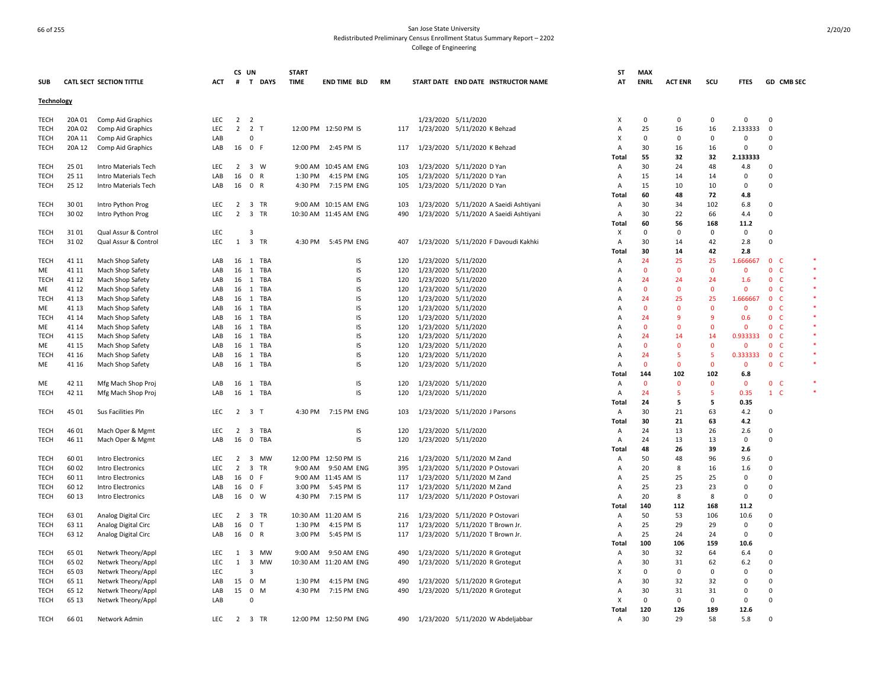San Jose State University
Redistributed Preliminary Census Enrollment Status Summary Report – 2202
College of Engineering

| SUB | CATL SECT | SECTION TITTLE | ACT | CS # | UN T | DAYS | START TIME | END TIME | BLD | RM | START DATE | END DATE | INSTRUCTOR NAME | ST AT | MAX ENRL | ACT ENR | SCU | FTES | GD | CMB SEC | |
|---|---|---|---|---|---|---|---|---|---|---|---|---|---|---|---|---|---|---|---|---|---|
| **Technology** | | | | | | | | | | | | | | | | | | | | | |
| TECH | 20A 01 | Comp Aid Graphics | LEC | 2 | 2 | | | | | | 1/23/2020 | 5/11/2020 | | X | 0 | 0 | 0 | 0 | 0 | | |
| TECH | 20A 02 | Comp Aid Graphics | LEC | 2 | 2 | T | 12:00 PM | 12:50 PM | IS | 117 | 1/23/2020 | 5/11/2020 | K Behzad | A | 25 | 16 | 16 | 2.133333 | 0 | | |
| TECH | 20A 11 | Comp Aid Graphics | LAB | | 0 | | | | | | | | | X | 0 | 0 | 0 | 0 | 0 | | |
| TECH | 20A 12 | Comp Aid Graphics | LAB | 16 | 0 | F | 12:00 PM | 2:45 PM | IS | 117 | 1/23/2020 | 5/11/2020 | K Behzad | A | 30 | 16 | 16 | 0 | 0 | | |
| | | | | | | | | | | | | | | Total | 55 | 32 | 32 | 2.133333 | | | |
| TECH | 25 01 | Intro Materials Tech | LEC | 2 | 3 | W | 9:00 AM | 10:45 AM | ENG | 103 | 1/23/2020 | 5/11/2020 | D Yan | A | 30 | 24 | 48 | 4.8 | 0 | | |
| TECH | 25 11 | Intro Materials Tech | LAB | 16 | 0 | R | 1:30 PM | 4:15 PM | ENG | 105 | 1/23/2020 | 5/11/2020 | D Yan | A | 15 | 14 | 14 | 0 | 0 | | |
| TECH | 25 12 | Intro Materials Tech | LAB | 16 | 0 | R | 4:30 PM | 7:15 PM | ENG | 105 | 1/23/2020 | 5/11/2020 | D Yan | A | 15 | 10 | 10 | 0 | 0 | | |
| | | | | | | | | | | | | | | Total | 60 | 48 | 72 | 4.8 | | | |
| TECH | 30 01 | Intro Python Prog | LEC | 2 | 3 | TR | 9:00 AM | 10:15 AM | ENG | 103 | 1/23/2020 | 5/11/2020 | A Saeidi Ashtiyani | A | 30 | 34 | 102 | 6.8 | 0 | | |
| TECH | 30 02 | Intro Python Prog | LEC | 2 | 3 | TR | 10:30 AM | 11:45 AM | ENG | 490 | 1/23/2020 | 5/11/2020 | A Saeidi Ashtiyani | A | 30 | 22 | 66 | 4.4 | 0 | | |
| | | | | | | | | | | | | | | Total | 60 | 56 | 168 | 11.2 | | | |
| TECH | 31 01 | Qual Assur & Control | LEC | | 3 | | | | | | | | | X | 0 | 0 | 0 | 0 | 0 | | |
| TECH | 31 02 | Qual Assur & Control | LEC | 1 | 3 | TR | 4:30 PM | 5:45 PM | ENG | 407 | 1/23/2020 | 5/11/2020 | F Davoudi Kakhki | A | 30 | 14 | 42 | 2.8 | 0 | | |
| | | | | | | | | | | | | | | Total | 30 | 14 | 42 | 2.8 | | | |
| TECH | 41 11 | Mach Shop Safety | LAB | 16 | 1 | TBA | | | IS | 120 | 1/23/2020 | 5/11/2020 | | A | 24 | 25 | 25 | 1.666667 | 0 | C | * |
| ME | 41 11 | Mach Shop Safety | LAB | 16 | 1 | TBA | | | IS | 120 | 1/23/2020 | 5/11/2020 | | A | 0 | 0 | 0 | 0 | 0 | C | * |
| TECH | 41 12 | Mach Shop Safety | LAB | 16 | 1 | TBA | | | IS | 120 | 1/23/2020 | 5/11/2020 | | A | 24 | 24 | 24 | 1.6 | 0 | C | * |
| ME | 41 12 | Mach Shop Safety | LAB | 16 | 1 | TBA | | | IS | 120 | 1/23/2020 | 5/11/2020 | | A | 0 | 0 | 0 | 0 | 0 | C | * |
| TECH | 41 13 | Mach Shop Safety | LAB | 16 | 1 | TBA | | | IS | 120 | 1/23/2020 | 5/11/2020 | | A | 24 | 25 | 25 | 1.666667 | 0 | C | * |
| ME | 41 13 | Mach Shop Safety | LAB | 16 | 1 | TBA | | | IS | 120 | 1/23/2020 | 5/11/2020 | | A | 0 | 0 | 0 | 0 | 0 | C | * |
| TECH | 41 14 | Mach Shop Safety | LAB | 16 | 1 | TBA | | | IS | 120 | 1/23/2020 | 5/11/2020 | | A | 24 | 9 | 9 | 0.6 | 0 | C | * |
| ME | 41 14 | Mach Shop Safety | LAB | 16 | 1 | TBA | | | IS | 120 | 1/23/2020 | 5/11/2020 | | A | 0 | 0 | 0 | 0 | 0 | C | * |
| TECH | 41 15 | Mach Shop Safety | LAB | 16 | 1 | TBA | | | IS | 120 | 1/23/2020 | 5/11/2020 | | A | 24 | 14 | 14 | 0.933333 | 0 | C | * |
| ME | 41 15 | Mach Shop Safety | LAB | 16 | 1 | TBA | | | IS | 120 | 1/23/2020 | 5/11/2020 | | A | 0 | 0 | 0 | 0 | 0 | C | * |
| TECH | 41 16 | Mach Shop Safety | LAB | 16 | 1 | TBA | | | IS | 120 | 1/23/2020 | 5/11/2020 | | A | 24 | 5 | 5 | 0.333333 | 0 | C | * |
| ME | 41 16 | Mach Shop Safety | LAB | 16 | 1 | TBA | | | IS | 120 | 1/23/2020 | 5/11/2020 | | A | 0 | 0 | 0 | 0 | 0 | C | * |
| | | | | | | | | | | | | | | Total | 144 | 102 | 102 | 6.8 | | | |
| ME | 42 11 | Mfg Mach Shop Proj | LAB | 16 | 1 | TBA | | | IS | 120 | 1/23/2020 | 5/11/2020 | | A | 0 | 0 | 0 | 0 | 0 | C | * |
| TECH | 42 11 | Mfg Mach Shop Proj | LAB | 16 | 1 | TBA | | | IS | 120 | 1/23/2020 | 5/11/2020 | | A | 24 | 5 | 5 | 0.35 | 1 | C | * |
| | | | | | | | | | | | | | | Total | 24 | 5 | 5 | 0.35 | | | |
| TECH | 45 01 | Sus Facilities Pln | LEC | 2 | 3 | T | 4:30 PM | 7:15 PM | ENG | 103 | 1/23/2020 | 5/11/2020 | J Parsons | A | 30 | 21 | 63 | 4.2 | 0 | | |
| | | | | | | | | | | | | | | Total | 30 | 21 | 63 | 4.2 | | | |
| TECH | 46 01 | Mach Oper & Mgmt | LEC | 2 | 3 | TBA | | | IS | 120 | 1/23/2020 | 5/11/2020 | | A | 24 | 13 | 26 | 2.6 | 0 | | |
| TECH | 46 11 | Mach Oper & Mgmt | LAB | 16 | 0 | TBA | | | IS | 120 | 1/23/2020 | 5/11/2020 | | A | 24 | 13 | 13 | 0 | 0 | | |
| | | | | | | | | | | | | | | Total | 48 | 26 | 39 | 2.6 | | | |
| TECH | 60 01 | Intro Electronics | LEC | 2 | 3 | MW | 12:00 PM | 12:50 PM | IS | 216 | 1/23/2020 | 5/11/2020 | M Zand | A | 50 | 48 | 96 | 9.6 | 0 | | |
| TECH | 60 02 | Intro Electronics | LEC | 2 | 3 | TR | 9:00 AM | 9:50 AM | ENG | 395 | 1/23/2020 | 5/11/2020 | P Ostovari | A | 20 | 8 | 16 | 1.6 | 0 | | |
| TECH | 60 11 | Intro Electronics | LAB | 16 | 0 | F | 9:00 AM | 11:45 AM | IS | 117 | 1/23/2020 | 5/11/2020 | M Zand | A | 25 | 25 | 25 | 0 | 0 | | |
| TECH | 60 12 | Intro Electronics | LAB | 16 | 0 | F | 3:00 PM | 5:45 PM | IS | 117 | 1/23/2020 | 5/11/2020 | M Zand | A | 25 | 23 | 23 | 0 | 0 | | |
| TECH | 60 13 | Intro Electronics | LAB | 16 | 0 | W | 4:30 PM | 7:15 PM | IS | 117 | 1/23/2020 | 5/11/2020 | P Ostovari | A | 20 | 8 | 8 | 0 | 0 | | |
| | | | | | | | | | | | | | | Total | 140 | 112 | 168 | 11.2 | | | |
| TECH | 63 01 | Analog Digital Circ | LEC | 2 | 3 | TR | 10:30 AM | 11:20 AM | IS | 216 | 1/23/2020 | 5/11/2020 | P Ostovari | A | 50 | 53 | 106 | 10.6 | 0 | | |
| TECH | 63 11 | Analog Digital Circ | LAB | 16 | 0 | T | 1:30 PM | 4:15 PM | IS | 117 | 1/23/2020 | 5/11/2020 | T Brown Jr. | A | 25 | 29 | 29 | 0 | 0 | | |
| TECH | 63 12 | Analog Digital Circ | LAB | 16 | 0 | R | 3:00 PM | 5:45 PM | IS | 117 | 1/23/2020 | 5/11/2020 | T Brown Jr. | A | 25 | 24 | 24 | 0 | 0 | | |
| | | | | | | | | | | | | | | Total | 100 | 106 | 159 | 10.6 | | | |
| TECH | 65 01 | Netwrk Theory/Appl | LEC | 1 | 3 | MW | 9:00 AM | 9:50 AM | ENG | 490 | 1/23/2020 | 5/11/2020 | R Grotegut | A | 30 | 32 | 64 | 6.4 | 0 | | |
| TECH | 65 02 | Netwrk Theory/Appl | LEC | 1 | 3 | MW | 10:30 AM | 11:20 AM | ENG | 490 | 1/23/2020 | 5/11/2020 | R Grotegut | A | 30 | 31 | 62 | 6.2 | 0 | | |
| TECH | 65 03 | Netwrk Theory/Appl | LEC | | 3 | | | | | | | | | X | 0 | 0 | 0 | 0 | 0 | | |
| TECH | 65 11 | Netwrk Theory/Appl | LAB | 15 | 0 | M | 1:30 PM | 4:15 PM | ENG | 490 | 1/23/2020 | 5/11/2020 | R Grotegut | A | 30 | 32 | 32 | 0 | 0 | | |
| TECH | 65 12 | Netwrk Theory/Appl | LAB | 15 | 0 | M | 4:30 PM | 7:15 PM | ENG | 490 | 1/23/2020 | 5/11/2020 | R Grotegut | A | 30 | 31 | 31 | 0 | 0 | | |
| TECH | 65 13 | Netwrk Theory/Appl | LAB | | 0 | | | | | | | | | X | 0 | 0 | 0 | 0 | 0 | | |
| | | | | | | | | | | | | | | Total | 120 | 126 | 189 | 12.6 | | | |
| TECH | 66 01 | Network Admin | LEC | 2 | 3 | TR | 12:00 PM | 12:50 PM | ENG | 490 | 1/23/2020 | 5/11/2020 | W Abdeljabbar | A | 30 | 29 | 58 | 5.8 | 0 | | |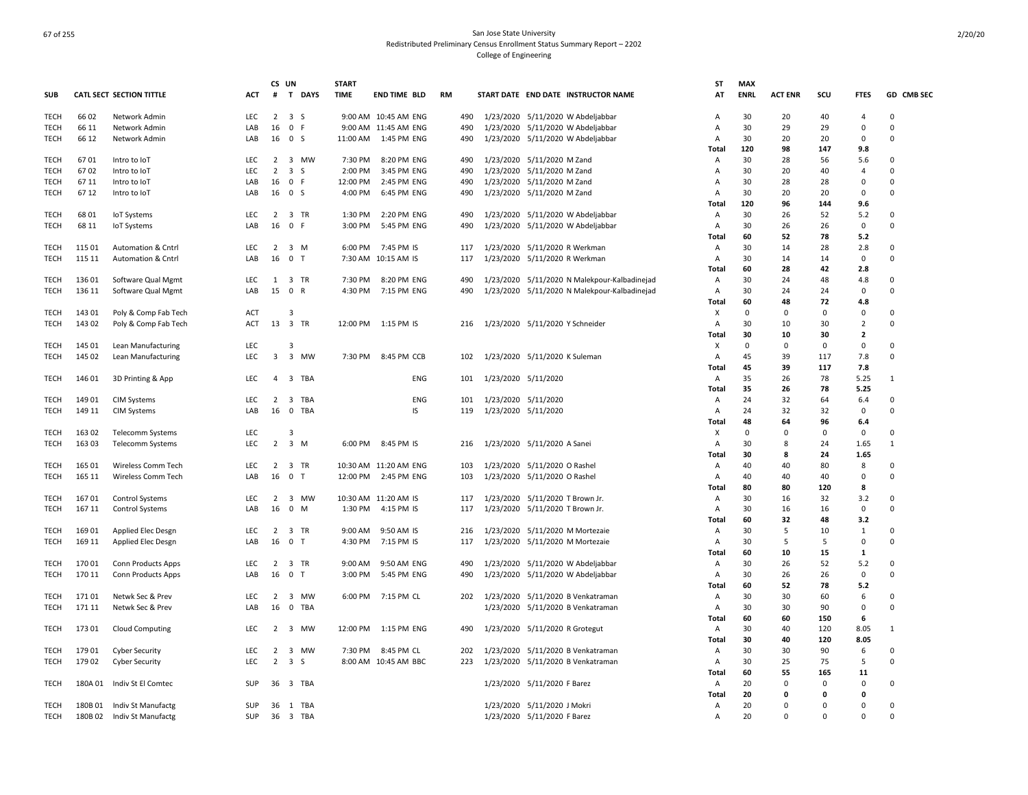San Jose State University
Redistributed Preliminary Census Enrollment Status Summary Report – 2202
College of Engineering

| SUB | CATL SECT | SECTION TITTLE | ACT | CS # | UN T | DAYS | START TIME | END TIME | BLD | RM | START DATE | END DATE | INSTRUCTOR NAME | ST AT | MAX ENRL | ACT ENR | SCU | FTES | GD | CMB SEC |
|---|---|---|---|---|---|---|---|---|---|---|---|---|---|---|---|---|---|---|---|---|
| TECH | 66 02 | Network Admin | LEC | 2 | 3 | S | 9:00 AM | 10:45 AM | ENG | 490 | 1/23/2020 | 5/11/2020 | W Abdeljabbar | A | 30 | 20 | 40 | 4 | 0 | |
| TECH | 66 11 | Network Admin | LAB | 16 | 0 | F | 9:00 AM | 11:45 AM | ENG | 490 | 1/23/2020 | 5/11/2020 | W Abdeljabbar | A | 30 | 29 | 29 | 0 | 0 | |
| TECH | 66 12 | Network Admin | LAB | 16 | 0 | S | 11:00 AM | 1:45 PM | ENG | 490 | 1/23/2020 | 5/11/2020 | W Abdeljabbar | A | 30 | 20 | 20 | 0 | 0 | |
| | | | | | | | | | | | | | | Total | 120 | 98 | 147 | 9.8 | | |
| TECH | 67 01 | Intro to IoT | LEC | 2 | 3 | MW | 7:30 PM | 8:20 PM | ENG | 490 | 1/23/2020 | 5/11/2020 | M Zand | A | 30 | 28 | 56 | 5.6 | 0 | |
| TECH | 67 02 | Intro to IoT | LEC | 2 | 3 | S | 2:00 PM | 3:45 PM | ENG | 490 | 1/23/2020 | 5/11/2020 | M Zand | A | 30 | 20 | 40 | 4 | 0 | |
| TECH | 67 11 | Intro to IoT | LAB | 16 | 0 | F | 12:00 PM | 2:45 PM | ENG | 490 | 1/23/2020 | 5/11/2020 | M Zand | A | 30 | 28 | 28 | 0 | 0 | |
| TECH | 67 12 | Intro to IoT | LAB | 16 | 0 | S | 4:00 PM | 6:45 PM | ENG | 490 | 1/23/2020 | 5/11/2020 | M Zand | A | 30 | 20 | 20 | 0 | 0 | |
| | | | | | | | | | | | | | | Total | 120 | 96 | 144 | 9.6 | | |
| TECH | 68 01 | IoT Systems | LEC | 2 | 3 | TR | 1:30 PM | 2:20 PM | ENG | 490 | 1/23/2020 | 5/11/2020 | W Abdeljabbar | A | 30 | 26 | 52 | 5.2 | 0 | |
| TECH | 68 11 | IoT Systems | LAB | 16 | 0 | F | 3:00 PM | 5:45 PM | ENG | 490 | 1/23/2020 | 5/11/2020 | W Abdeljabbar | A | 30 | 26 | 26 | 0 | 0 | |
| | | | | | | | | | | | | | | Total | 60 | 52 | 78 | 5.2 | | |
| TECH | 115 01 | Automation & Cntrl | LEC | 2 | 3 | M | 6:00 PM | 7:45 PM | IS | 117 | 1/23/2020 | 5/11/2020 | R Werkman | A | 30 | 14 | 28 | 2.8 | 0 | |
| TECH | 115 11 | Automation & Cntrl | LAB | 16 | 0 | T | 7:30 AM | 10:15 AM | IS | 117 | 1/23/2020 | 5/11/2020 | R Werkman | A | 30 | 14 | 14 | 0 | 0 | |
| | | | | | | | | | | | | | | Total | 60 | 28 | 42 | 2.8 | | |
| TECH | 136 01 | Software Qual Mgmt | LEC | 1 | 3 | TR | 7:30 PM | 8:20 PM | ENG | 490 | 1/23/2020 | 5/11/2020 | N Malekpour-Kalbadinejad | A | 30 | 24 | 48 | 4.8 | 0 | |
| TECH | 136 11 | Software Qual Mgmt | LAB | 15 | 0 | R | 4:30 PM | 7:15 PM | ENG | 490 | 1/23/2020 | 5/11/2020 | N Malekpour-Kalbadinejad | A | 30 | 24 | 24 | 0 | 0 | |
| | | | | | | | | | | | | | | Total | 60 | 48 | 72 | 4.8 | | |
| TECH | 143 01 | Poly & Comp Fab Tech | ACT | | 3 | | | | | | | | | X | 0 | 0 | 0 | 0 | 0 | |
| TECH | 143 02 | Poly & Comp Fab Tech | ACT | 13 | 3 | TR | 12:00 PM | 1:15 PM | IS | 216 | 1/23/2020 | 5/11/2020 | Y Schneider | A | 30 | 10 | 30 | 2 | 0 | |
| | | | | | | | | | | | | | | Total | 30 | 10 | 30 | 2 | | |
| TECH | 145 01 | Lean Manufacturing | LEC | | 3 | | | | | | | | | X | 0 | 0 | 0 | 0 | 0 | |
| TECH | 145 02 | Lean Manufacturing | LEC | 3 | 3 | MW | 7:30 PM | 8:45 PM | CCB | 102 | 1/23/2020 | 5/11/2020 | K Suleman | A | 45 | 39 | 117 | 7.8 | 0 | |
| | | | | | | | | | | | | | | Total | 45 | 39 | 117 | 7.8 | | |
| TECH | 146 01 | 3D Printing & App | LEC | 4 | 3 | TBA | | | ENG | 101 | 1/23/2020 | 5/11/2020 | | A | 35 | 26 | 78 | 5.25 | 1 | |
| | | | | | | | | | | | | | | Total | 35 | 26 | 78 | 5.25 | | |
| TECH | 149 01 | CIM Systems | LEC | 2 | 3 | TBA | | | ENG | 101 | 1/23/2020 | 5/11/2020 | | A | 24 | 32 | 64 | 6.4 | 0 | |
| TECH | 149 11 | CIM Systems | LAB | 16 | 0 | TBA | | | IS | 119 | 1/23/2020 | 5/11/2020 | | A | 24 | 32 | 32 | 0 | 0 | |
| | | | | | | | | | | | | | | Total | 48 | 64 | 96 | 6.4 | | |
| TECH | 163 02 | Telecomm Systems | LEC | | 3 | | | | | | | | | X | 0 | 0 | 0 | 0 | 0 | |
| TECH | 163 03 | Telecomm Systems | LEC | 2 | 3 | M | 6:00 PM | 8:45 PM | IS | 216 | 1/23/2020 | 5/11/2020 | A Sanei | A | 30 | 8 | 24 | 1.65 | 1 | |
| | | | | | | | | | | | | | | Total | 30 | 8 | 24 | 1.65 | | |
| TECH | 165 01 | Wireless Comm Tech | LEC | 2 | 3 | TR | 10:30 AM | 11:20 AM | ENG | 103 | 1/23/2020 | 5/11/2020 | O Rashel | A | 40 | 40 | 80 | 8 | 0 | |
| TECH | 165 11 | Wireless Comm Tech | LAB | 16 | 0 | T | 12:00 PM | 2:45 PM | ENG | 103 | 1/23/2020 | 5/11/2020 | O Rashel | A | 40 | 40 | 40 | 0 | 0 | |
| | | | | | | | | | | | | | | Total | 80 | 80 | 120 | 8 | | |
| TECH | 167 01 | Control Systems | LEC | 2 | 3 | MW | 10:30 AM | 11:20 AM | IS | 117 | 1/23/2020 | 5/11/2020 | T Brown Jr. | A | 30 | 16 | 32 | 3.2 | 0 | |
| TECH | 167 11 | Control Systems | LAB | 16 | 0 | M | 1:30 PM | 4:15 PM | IS | 117 | 1/23/2020 | 5/11/2020 | T Brown Jr. | A | 30 | 16 | 16 | 0 | 0 | |
| | | | | | | | | | | | | | | Total | 60 | 32 | 48 | 3.2 | | |
| TECH | 169 01 | Applied Elec Desgn | LEC | 2 | 3 | TR | 9:00 AM | 9:50 AM | IS | 216 | 1/23/2020 | 5/11/2020 | M Mortezaie | A | 30 | 5 | 10 | 1 | 0 | |
| TECH | 169 11 | Applied Elec Desgn | LAB | 16 | 0 | T | 4:30 PM | 7:15 PM | IS | 117 | 1/23/2020 | 5/11/2020 | M Mortezaie | A | 30 | 5 | 5 | 0 | 0 | |
| | | | | | | | | | | | | | | Total | 60 | 10 | 15 | 1 | | |
| TECH | 170 01 | Conn Products Apps | LEC | 2 | 3 | TR | 9:00 AM | 9:50 AM | ENG | 490 | 1/23/2020 | 5/11/2020 | W Abdeljabbar | A | 30 | 26 | 52 | 5.2 | 0 | |
| TECH | 170 11 | Conn Products Apps | LAB | 16 | 0 | T | 3:00 PM | 5:45 PM | ENG | 490 | 1/23/2020 | 5/11/2020 | W Abdeljabbar | A | 30 | 26 | 26 | 0 | 0 | |
| | | | | | | | | | | | | | | Total | 60 | 52 | 78 | 5.2 | | |
| TECH | 171 01 | Netwk Sec & Prev | LEC | 2 | 3 | MW | 6:00 PM | 7:15 PM | CL | 202 | 1/23/2020 | 5/11/2020 | B Venkatraman | A | 30 | 30 | 60 | 6 | 0 | |
| TECH | 171 11 | Netwk Sec & Prev | LAB | 16 | 0 | TBA | | | | | 1/23/2020 | 5/11/2020 | B Venkatraman | A | 30 | 30 | 90 | 0 | 0 | |
| | | | | | | | | | | | | | | Total | 60 | 60 | 150 | 6 | | |
| TECH | 173 01 | Cloud Computing | LEC | 2 | 3 | MW | 12:00 PM | 1:15 PM | ENG | 490 | 1/23/2020 | 5/11/2020 | R Grotegut | A | 30 | 40 | 120 | 8.05 | 1 | |
| | | | | | | | | | | | | | | Total | 30 | 40 | 120 | 8.05 | | |
| TECH | 179 01 | Cyber Security | LEC | 2 | 3 | MW | 7:30 PM | 8:45 PM | CL | 202 | 1/23/2020 | 5/11/2020 | B Venkatraman | A | 30 | 30 | 90 | 6 | 0 | |
| TECH | 179 02 | Cyber Security | LEC | 2 | 3 | S | 8:00 AM | 10:45 AM | BBC | 223 | 1/23/2020 | 5/11/2020 | B Venkatraman | A | 30 | 25 | 75 | 5 | 0 | |
| | | | | | | | | | | | | | | Total | 60 | 55 | 165 | 11 | | |
| TECH | 180A 01 | Indiv St El Comtec | SUP | 36 | 3 | TBA | | | | | 1/23/2020 | 5/11/2020 | F Barez | A | 20 | 0 | 0 | 0 | 0 | |
| | | | | | | | | | | | | | | Total | 20 | 0 | 0 | 0 | | |
| TECH | 180B 01 | Indiv St Manufactg | SUP | 36 | 1 | TBA | | | | | 1/23/2020 | 5/11/2020 | J Mokri | A | 20 | 0 | 0 | 0 | 0 | |
| TECH | 180B 02 | Indiv St Manufactg | SUP | 36 | 3 | TBA | | | | | 1/23/2020 | 5/11/2020 | F Barez | A | 20 | 0 | 0 | 0 | 0 | |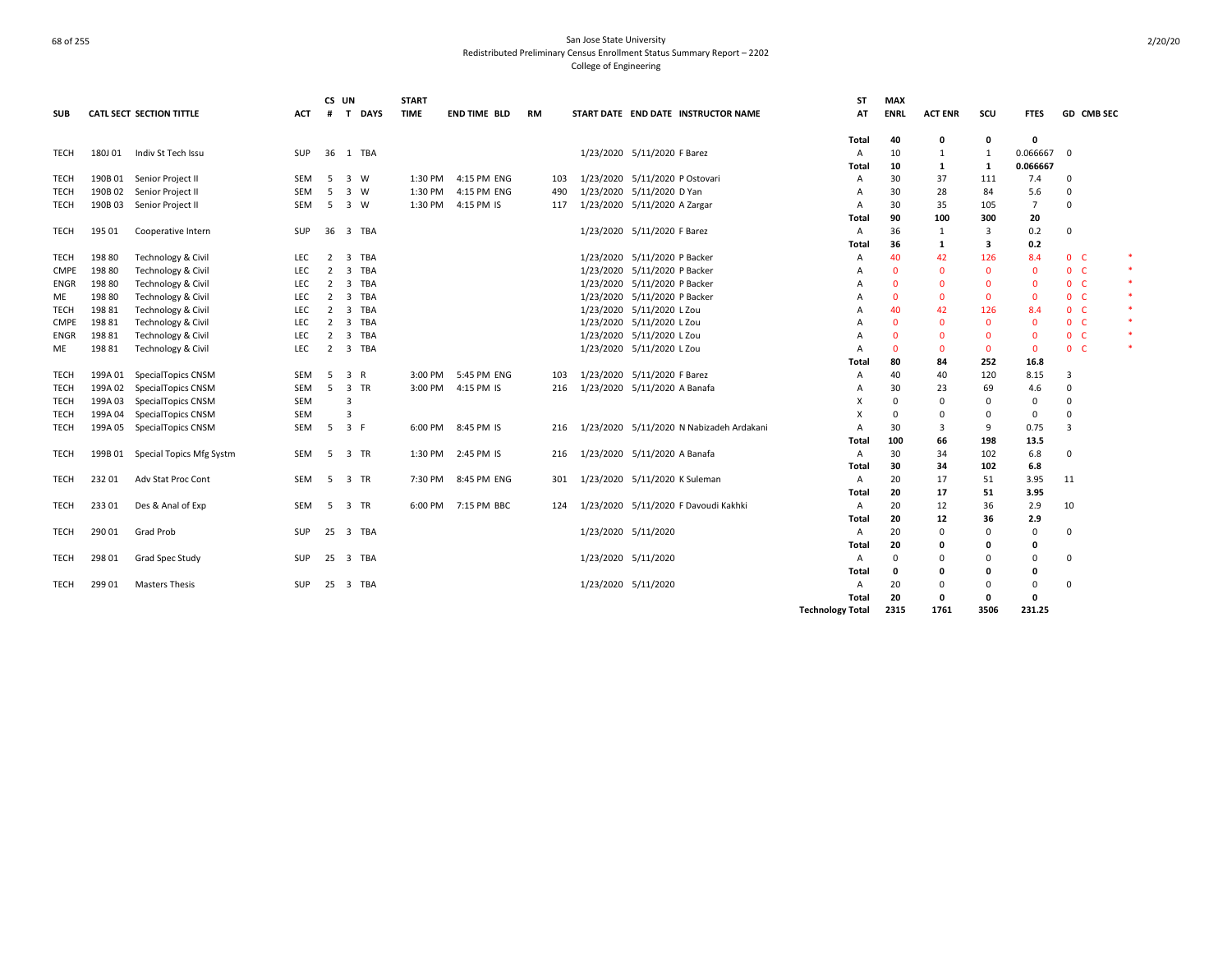San Jose State University
Redistributed Preliminary Census Enrollment Status Summary Report – 2202
College of Engineering

| SUB | CATL SECT | SECTION TITTLE | ACT | CS # | UN T | DAYS | START TIME | END TIME | BLD | RM | START DATE | END DATE | INSTRUCTOR NAME | ST AT | MAX ENRL | ACT ENR | SCU | FTES | GD | CMB SEC | |
|---|---|---|---|---|---|---|---|---|---|---|---|---|---|---|---|---|---|---|---|---|---|
| | | | | | | | | | | | | | | Total | 40 | 0 | 0 | 0 | | | |
| TECH | 180J 01 | Indiv St Tech Issu | SUP | 36 | 1 | TBA | | | | | 1/23/2020 | 5/11/2020 | F Barez | A | 10 | 1 | 1 | 0.066667 | 0 | | |
| | | | | | | | | | | | | | | Total | 10 | 1 | 1 | 0.066667 | | | |
| TECH | 190B 01 | Senior Project II | SEM | 5 | 3 | W | 1:30 PM | 4:15 PM | ENG | 103 | 1/23/2020 | 5/11/2020 | P Ostovari | A | 30 | 37 | 111 | 7.4 | 0 | | |
| TECH | 190B 02 | Senior Project II | SEM | 5 | 3 | W | 1:30 PM | 4:15 PM | ENG | 490 | 1/23/2020 | 5/11/2020 | D Yan | A | 30 | 28 | 84 | 5.6 | 0 | | |
| TECH | 190B 03 | Senior Project II | SEM | 5 | 3 | W | 1:30 PM | 4:15 PM | IS | 117 | 1/23/2020 | 5/11/2020 | A Zargar | A | 30 | 35 | 105 | 7 | 0 | | |
| | | | | | | | | | | | | | | Total | 90 | 100 | 300 | 20 | | | |
| TECH | 195 01 | Cooperative Intern | SUP | 36 | 3 | TBA | | | | | 1/23/2020 | 5/11/2020 | F Barez | A | 36 | 1 | 3 | 0.2 | 0 | | |
| | | | | | | | | | | | | | | Total | 36 | 1 | 3 | 0.2 | | | |
| TECH | 198 80 | Technology & Civil | LEC | 2 | 3 | TBA | | | | | 1/23/2020 | 5/11/2020 | P Backer | A | 40 | 42 | 126 | 8.4 | 0 | C | * |
| CMPE | 198 80 | Technology & Civil | LEC | 2 | 3 | TBA | | | | | 1/23/2020 | 5/11/2020 | P Backer | A | 0 | 0 | 0 | 0 | 0 | C | * |
| ENGR | 198 80 | Technology & Civil | LEC | 2 | 3 | TBA | | | | | 1/23/2020 | 5/11/2020 | P Backer | A | 0 | 0 | 0 | 0 | 0 | C | * |
| ME | 198 80 | Technology & Civil | LEC | 2 | 3 | TBA | | | | | 1/23/2020 | 5/11/2020 | P Backer | A | 0 | 0 | 0 | 0 | 0 | C | * |
| TECH | 198 81 | Technology & Civil | LEC | 2 | 3 | TBA | | | | | 1/23/2020 | 5/11/2020 | L Zou | A | 40 | 42 | 126 | 8.4 | 0 | C | * |
| CMPE | 198 81 | Technology & Civil | LEC | 2 | 3 | TBA | | | | | 1/23/2020 | 5/11/2020 | L Zou | A | 0 | 0 | 0 | 0 | 0 | C | * |
| ENGR | 198 81 | Technology & Civil | LEC | 2 | 3 | TBA | | | | | 1/23/2020 | 5/11/2020 | L Zou | A | 0 | 0 | 0 | 0 | 0 | C | * |
| ME | 198 81 | Technology & Civil | LEC | 2 | 3 | TBA | | | | | 1/23/2020 | 5/11/2020 | L Zou | A | 0 | 0 | 0 | 0 | 0 | C | * |
| | | | | | | | | | | | | | | Total | 80 | 84 | 252 | 16.8 | | | |
| TECH | 199A 01 | SpecialTopics CNSM | SEM | 5 | 3 | R | 3:00 PM | 5:45 PM | ENG | 103 | 1/23/2020 | 5/11/2020 | F Barez | A | 40 | 40 | 120 | 8.15 | 3 | | |
| TECH | 199A 02 | SpecialTopics CNSM | SEM | 5 | 3 | TR | 3:00 PM | 4:15 PM | IS | 216 | 1/23/2020 | 5/11/2020 | A Banafa | A | 30 | 23 | 69 | 4.6 | 0 | | |
| TECH | 199A 03 | SpecialTopics CNSM | SEM | | 3 | | | | | | | | | X | 0 | 0 | 0 | 0 | 0 | | |
| TECH | 199A 04 | SpecialTopics CNSM | SEM | | 3 | | | | | | | | | X | 0 | 0 | 0 | 0 | 0 | | |
| TECH | 199A 05 | SpecialTopics CNSM | SEM | 5 | 3 | F | 6:00 PM | 8:45 PM | IS | 216 | 1/23/2020 | 5/11/2020 | N Nabizadeh Ardakani | A | 30 | 3 | 9 | 0.75 | 3 | | |
| | | | | | | | | | | | | | | Total | 100 | 66 | 198 | 13.5 | | | |
| TECH | 199B 01 | Special Topics Mfg Systm | SEM | 5 | 3 | TR | 1:30 PM | 2:45 PM | IS | 216 | 1/23/2020 | 5/11/2020 | A Banafa | A | 30 | 34 | 102 | 6.8 | 0 | | |
| | | | | | | | | | | | | | | Total | 30 | 34 | 102 | 6.8 | | | |
| TECH | 232 01 | Adv Stat Proc Cont | SEM | 5 | 3 | TR | 7:30 PM | 8:45 PM | ENG | 301 | 1/23/2020 | 5/11/2020 | K Suleman | A | 20 | 17 | 51 | 3.95 | 11 | | |
| | | | | | | | | | | | | | | Total | 20 | 17 | 51 | 3.95 | | | |
| TECH | 233 01 | Des & Anal of Exp | SEM | 5 | 3 | TR | 6:00 PM | 7:15 PM | BBC | 124 | 1/23/2020 | 5/11/2020 | F Davoudi Kakhki | A | 20 | 12 | 36 | 2.9 | 10 | | |
| | | | | | | | | | | | | | | Total | 20 | 12 | 36 | 2.9 | | | |
| TECH | 290 01 | Grad Prob | SUP | 25 | 3 | TBA | | | | | 1/23/2020 | 5/11/2020 | | A | 20 | 0 | 0 | 0 | 0 | | |
| | | | | | | | | | | | | | | Total | 20 | 0 | 0 | 0 | | | |
| TECH | 298 01 | Grad Spec Study | SUP | 25 | 3 | TBA | | | | | 1/23/2020 | 5/11/2020 | | A | 0 | 0 | 0 | 0 | 0 | | |
| | | | | | | | | | | | | | | Total | 0 | 0 | 0 | 0 | | | |
| TECH | 299 01 | Masters Thesis | SUP | 25 | 3 | TBA | | | | | 1/23/2020 | 5/11/2020 | | A | 20 | 0 | 0 | 0 | 0 | | |
| | | | | | | | | | | | | | | Total | 20 | 0 | 0 | 0 | | | |
| | | | | | | | | | | | | | | Technology Total | 2315 | 1761 | 3506 | 231.25 | | | |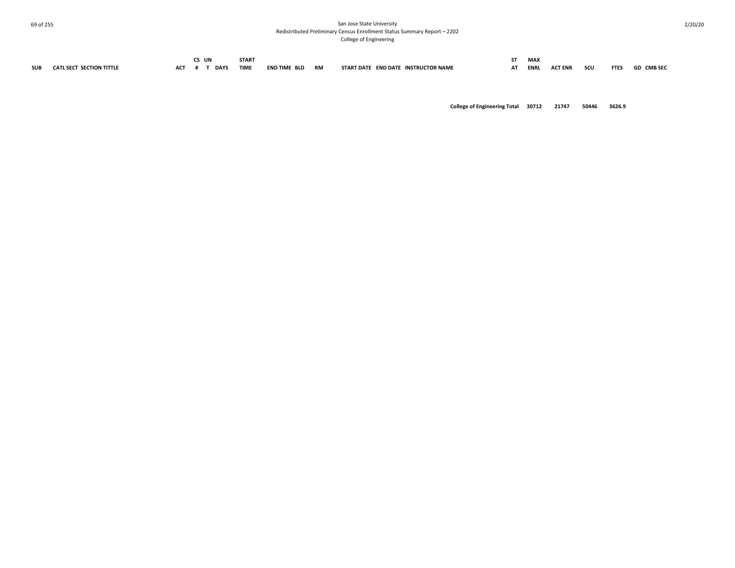| SUB | CATL SECT SECTION TITTLE | ACT | CS # | UNT | DAYS | START TIME | END TIME | BLD | RM | START DATE | END DATE | INSTRUCTOR NAME | STAT | MAX ENRL | ACT ENR | SCU | FTES | GD | CMB SEC |
|---|---|---|---|---|---|---|---|---|---|---|---|---|---|---|---|---|---|---|---|
| | | | | | | | | | | | | **College of Engineering Total** | | **30712** | **21747** | **50446** | **3626.9** | | |